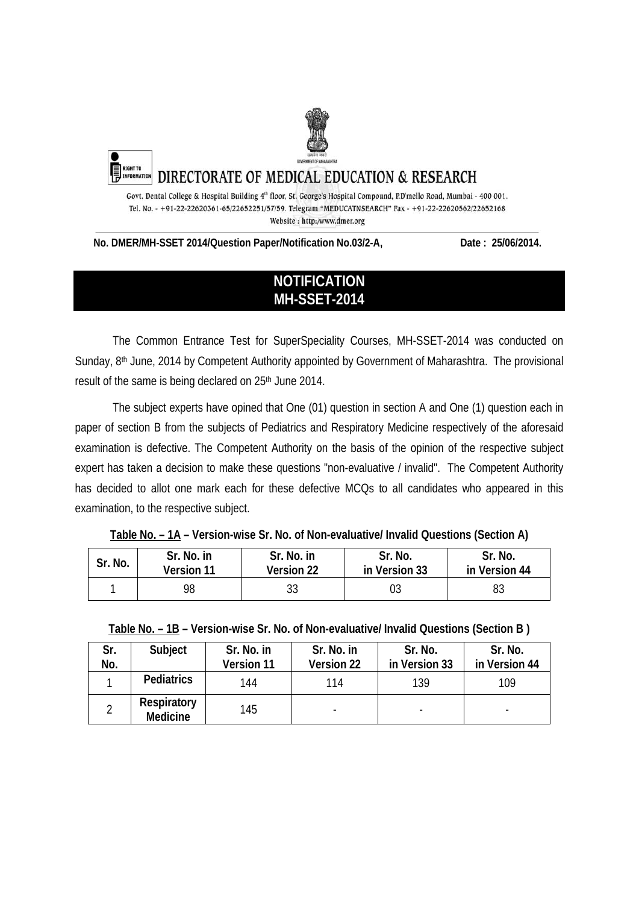# DIRECTORATE OF MEDICAL EDUCATION & RESEARCH

Govt. Dental College & Hospital Building 4th floor, St. George's Hospital Compound, P.D'mello Road, Mumbai - 400 001.
Tel. No. - +91-22-22620361-65/22652251/57/59. Telegram "MEDUCATNSEARCH" Fax - +91-22-22620562/22652168
Website : http://www.dmer.org

**No. DMER/MH-SSET 2014/Question Paper/Notification No.03/2-A,** **Date : 25/06/2014.**

## NOTIFICATION
## MH-SSET-2014

The Common Entrance Test for SuperSpeciality Courses, MH-SSET-2014 was conducted on Sunday, 8th June, 2014 by Competent Authority appointed by Government of Maharashtra. The provisional result of the same is being declared on 25th June 2014.

The subject experts have opined that One (01) question in section A and One (1) question each in paper of section B from the subjects of Pediatrics and Respiratory Medicine respectively of the aforesaid examination is defective. The Competent Authority on the basis of the opinion of the respective subject expert has taken a decision to make these questions "non-evaluative / invalid". The Competent Authority has decided to allot one mark each for these defective MCQs to all candidates who appeared in this examination, to the respective subject.

**Table No. – 1A – Version-wise Sr. No. of Non-evaluative/ Invalid Questions (Section A)**

| Sr. No. | Sr. No. in Version 11 | Sr. No. in Version 22 | Sr. No. in Version 33 | Sr. No. in Version 44 |
|---|---|---|---|---|
| 1 | 98 | 33 | 03 | 83 |

**Table No. – 1B – Version-wise Sr. No. of Non-evaluative/ Invalid Questions (Section B )**

| Sr. No. | Subject | Sr. No. in Version 11 | Sr. No. in Version 22 | Sr. No. in Version 33 | Sr. No. in Version 44 |
|---|---|---|---|---|---|
| 1 | Pediatrics | 144 | 114 | 139 | 109 |
| 2 | Respiratory Medicine | 145 | - | - | - |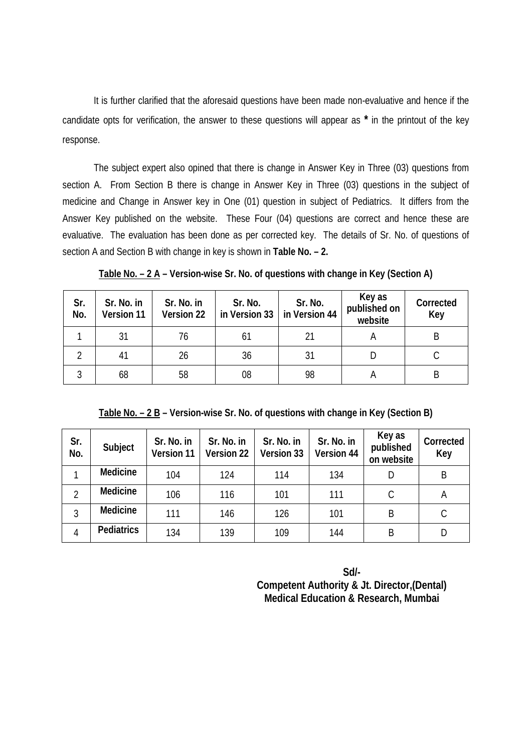It is further clarified that the aforesaid questions have been made non-evaluative and hence if the candidate opts for verification, the answer to these questions will appear as **\*** in the printout of the key response.

The subject expert also opined that there is change in Answer Key in Three (03) questions from section A. From Section B there is change in Answer Key in Three (03) questions in the subject of medicine and Change in Answer key in One (01) question in subject of Pediatrics. It differs from the Answer Key published on the website. These Four (04) questions are correct and hence these are evaluative. The evaluation has been done as per corrected key. The details of Sr. No. of questions of section A and Section B with change in key is shown in **Table No. – 2.**

**Table No. – 2 A – Version-wise Sr. No. of questions with change in Key (Section A)**

| Sr. No. | Sr. No. in Version 11 | Sr. No. in Version 22 | Sr. No. in Version 33 | Sr. No. in Version 44 | Key as published on website | Corrected Key |
|---|---|---|---|---|---|---|
| 1 | 31 | 76 | 61 | 21 | A | B |
| 2 | 41 | 26 | 36 | 31 | D | C |
| 3 | 68 | 58 | 08 | 98 | A | B |

**Table No. – 2 B – Version-wise Sr. No. of questions with change in Key (Section B)**

| Sr. No. | Subject | Sr. No. in Version 11 | Sr. No. in Version 22 | Sr. No. in Version 33 | Sr. No. in Version 44 | Key as published on website | Corrected Key |
|---|---|---|---|---|---|---|---|
| 1 | **Medicine** | 104 | 124 | 114 | 134 | D | B |
| 2 | **Medicine** | 106 | 116 | 101 | 111 | C | A |
| 3 | **Medicine** | 111 | 146 | 126 | 101 | B | C |
| 4 | **Pediatrics** | 134 | 139 | 109 | 144 | B | D |

**Sd/-**
**Competent Authority & Jt. Director,(Dental)**
**Medical Education & Research, Mumbai**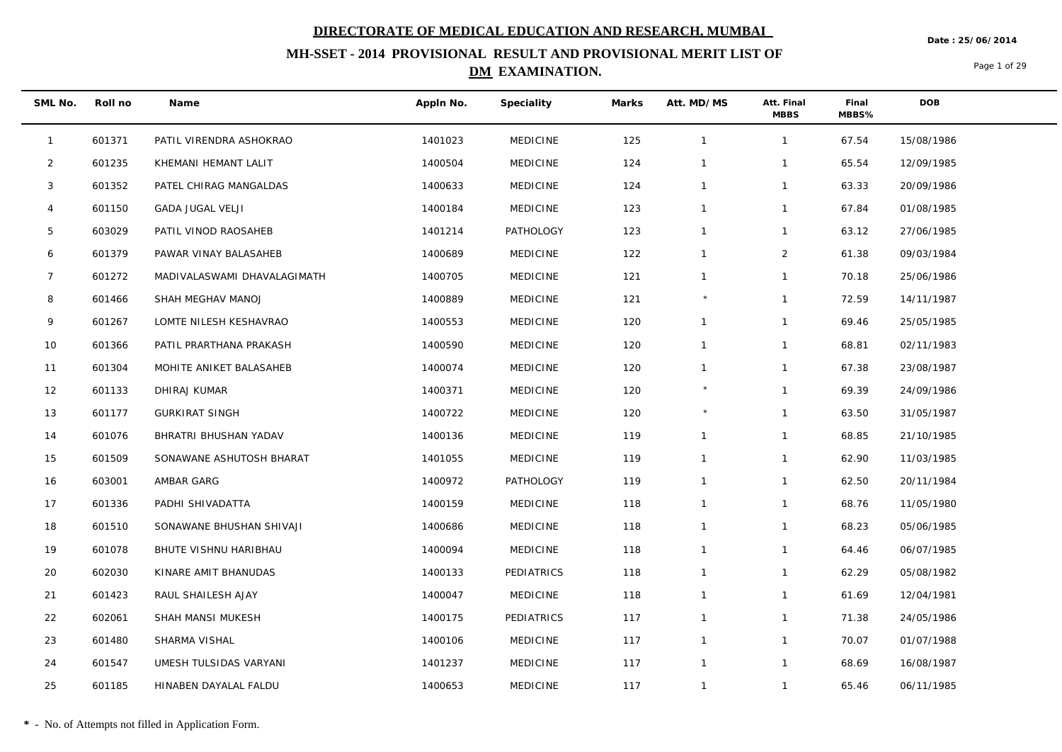# DIRECTORATE OF MEDICAL EDUCATION AND RESEARCH, MUMBAI

## MH-SSET - 2014 PROVISIONAL RESULT AND PROVISIONAL MERIT LIST OF DM EXAMINATION.

Date : 25/06/2014

| SML No. | Roll no | Name | Appln No. | Speciality | Marks | Att. MD/MS | Att. Final MBBS | Final MBBS% | DOB |
|---|---|---|---|---|---|---|---|---|---|
| 1 | 601371 | PATIL VIRENDRA ASHOKRAO | 1401023 | MEDICINE | 125 | 1 | 1 | 67.54 | 15/08/1986 |
| 2 | 601235 | KHEMANI HEMANT LALIT | 1400504 | MEDICINE | 124 | 1 | 1 | 65.54 | 12/09/1985 |
| 3 | 601352 | PATEL CHIRAG MANGALDAS | 1400633 | MEDICINE | 124 | 1 | 1 | 63.33 | 20/09/1986 |
| 4 | 601150 | GADA JUGAL VELJI | 1400184 | MEDICINE | 123 | 1 | 1 | 67.84 | 01/08/1985 |
| 5 | 603029 | PATIL VINOD RAOSAHEB | 1401214 | PATHOLOGY | 123 | 1 | 1 | 63.12 | 27/06/1985 |
| 6 | 601379 | PAWAR VINAY BALASAHEB | 1400689 | MEDICINE | 122 | 1 | 2 | 61.38 | 09/03/1984 |
| 7 | 601272 | MADIVALASWAMI DHAVALAGIMATH | 1400705 | MEDICINE | 121 | 1 | 1 | 70.18 | 25/06/1986 |
| 8 | 601466 | SHAH MEGHAV MANOJ | 1400889 | MEDICINE | 121 | * | 1 | 72.59 | 14/11/1987 |
| 9 | 601267 | LOMTE NILESH KESHAVRAO | 1400553 | MEDICINE | 120 | 1 | 1 | 69.46 | 25/05/1985 |
| 10 | 601366 | PATIL PRARTHANA PRAKASH | 1400590 | MEDICINE | 120 | 1 | 1 | 68.81 | 02/11/1983 |
| 11 | 601304 | MOHITE ANIKET BALASAHEB | 1400074 | MEDICINE | 120 | 1 | 1 | 67.38 | 23/08/1987 |
| 12 | 601133 | DHIRAJ KUMAR | 1400371 | MEDICINE | 120 | * | 1 | 69.39 | 24/09/1986 |
| 13 | 601177 | GURKIRAT SINGH | 1400722 | MEDICINE | 120 | * | 1 | 63.50 | 31/05/1987 |
| 14 | 601076 | BHRATRI BHUSHAN YADAV | 1400136 | MEDICINE | 119 | 1 | 1 | 68.85 | 21/10/1985 |
| 15 | 601509 | SONAWANE ASHUTOSH BHARAT | 1401055 | MEDICINE | 119 | 1 | 1 | 62.90 | 11/03/1985 |
| 16 | 603001 | AMBAR GARG | 1400972 | PATHOLOGY | 119 | 1 | 1 | 62.50 | 20/11/1984 |
| 17 | 601336 | PADHI SHIVADATTA | 1400159 | MEDICINE | 118 | 1 | 1 | 68.76 | 11/05/1980 |
| 18 | 601510 | SONAWANE BHUSHAN SHIVAJI | 1400686 | MEDICINE | 118 | 1 | 1 | 68.23 | 05/06/1985 |
| 19 | 601078 | BHUTE VISHNU HARIBHAU | 1400094 | MEDICINE | 118 | 1 | 1 | 64.46 | 06/07/1985 |
| 20 | 602030 | KINARE AMIT BHANUDAS | 1400133 | PEDIATRICS | 118 | 1 | 1 | 62.29 | 05/08/1982 |
| 21 | 601423 | RAUL SHAILESH AJAY | 1400047 | MEDICINE | 118 | 1 | 1 | 61.69 | 12/04/1981 |
| 22 | 602061 | SHAH MANSI MUKESH | 1400175 | PEDIATRICS | 117 | 1 | 1 | 71.38 | 24/05/1986 |
| 23 | 601480 | SHARMA VISHAL | 1400106 | MEDICINE | 117 | 1 | 1 | 70.07 | 01/07/1988 |
| 24 | 601547 | UMESH TULSIDAS VARYANI | 1401237 | MEDICINE | 117 | 1 | 1 | 68.69 | 16/08/1987 |
| 25 | 601185 | HINABEN DAYALAL FALDU | 1400653 | MEDICINE | 117 | 1 | 1 | 65.46 | 06/11/1985 |

**\*** - No. of Attempts not filled in Application Form.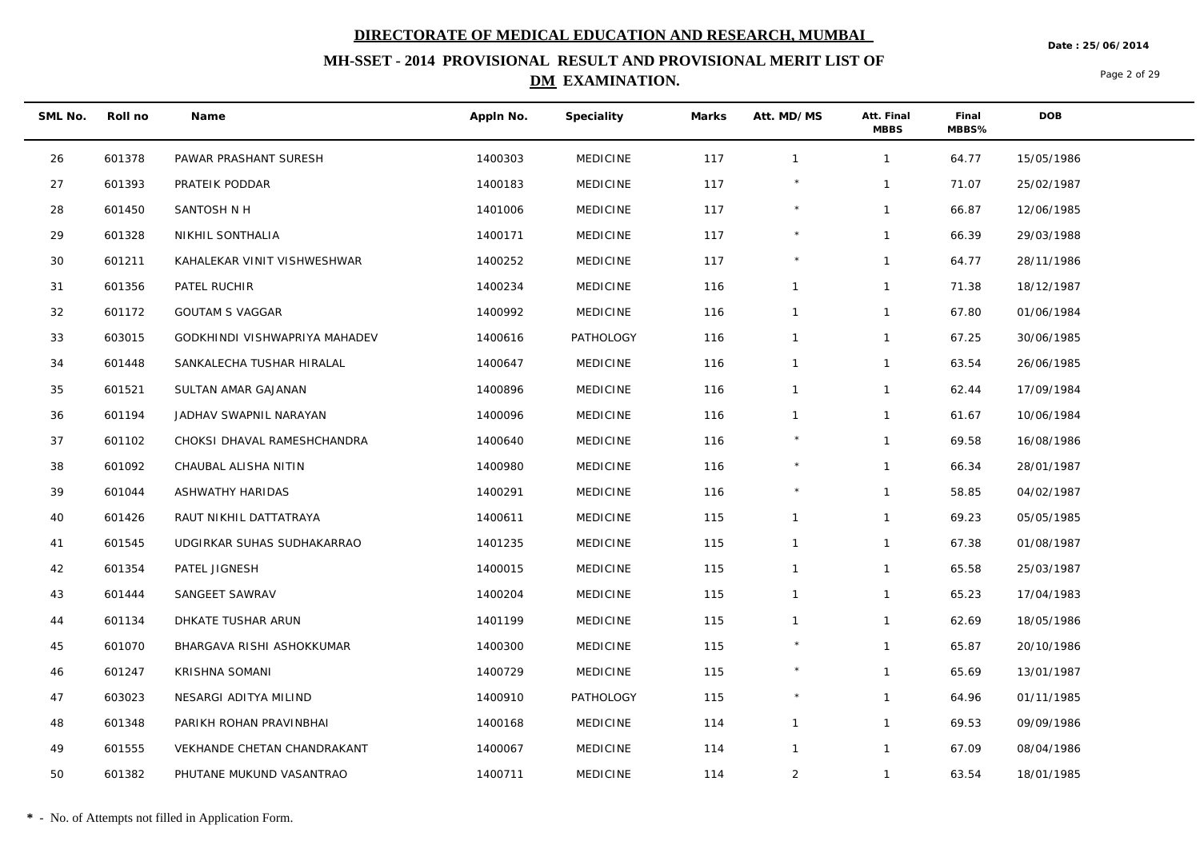# DIRECTORATE OF MEDICAL EDUCATION AND RESEARCH, MUMBAI

Date : 25/06/2014

## MH-SSET - 2014 PROVISIONAL RESULT AND PROVISIONAL MERIT LIST OF DM EXAMINATION.

| SML No. | Roll no | Name | Appln No. | Speciality | Marks | Att. MD/MS | Att. Final MBBS | Final MBBS% | DOB |
|---|---|---|---|---|---|---|---|---|---|
| 26 | 601378 | PAWAR PRASHANT SURESH | 1400303 | MEDICINE | 117 | 1 | 1 | 64.77 | 15/05/1986 |
| 27 | 601393 | PRATEIK PODDAR | 1400183 | MEDICINE | 117 | * | 1 | 71.07 | 25/02/1987 |
| 28 | 601450 | SANTOSH N H | 1401006 | MEDICINE | 117 | * | 1 | 66.87 | 12/06/1985 |
| 29 | 601328 | NIKHIL SONTHALIA | 1400171 | MEDICINE | 117 | * | 1 | 66.39 | 29/03/1988 |
| 30 | 601211 | KAHALEKAR VINIT VISHWESHWAR | 1400252 | MEDICINE | 117 | * | 1 | 64.77 | 28/11/1986 |
| 31 | 601356 | PATEL RUCHIR | 1400234 | MEDICINE | 116 | 1 | 1 | 71.38 | 18/12/1987 |
| 32 | 601172 | GOUTAM S VAGGAR | 1400992 | MEDICINE | 116 | 1 | 1 | 67.80 | 01/06/1984 |
| 33 | 603015 | GODKHINDI VISHWAPRIYA MAHADEV | 1400616 | PATHOLOGY | 116 | 1 | 1 | 67.25 | 30/06/1985 |
| 34 | 601448 | SANKALECHA TUSHAR HIRALAL | 1400647 | MEDICINE | 116 | 1 | 1 | 63.54 | 26/06/1985 |
| 35 | 601521 | SULTAN AMAR GAJANAN | 1400896 | MEDICINE | 116 | 1 | 1 | 62.44 | 17/09/1984 |
| 36 | 601194 | JADHAV SWAPNIL NARAYAN | 1400096 | MEDICINE | 116 | 1 | 1 | 61.67 | 10/06/1984 |
| 37 | 601102 | CHOKSI DHAVAL RAMESHCHANDRA | 1400640 | MEDICINE | 116 | * | 1 | 69.58 | 16/08/1986 |
| 38 | 601092 | CHAUBAL ALISHA NITIN | 1400980 | MEDICINE | 116 | * | 1 | 66.34 | 28/01/1987 |
| 39 | 601044 | ASHWATHY HARIDAS | 1400291 | MEDICINE | 116 | * | 1 | 58.85 | 04/02/1987 |
| 40 | 601426 | RAUT NIKHIL DATTATRAYA | 1400611 | MEDICINE | 115 | 1 | 1 | 69.23 | 05/05/1985 |
| 41 | 601545 | UDGIRKAR SUHAS SUDHAKARRAO | 1401235 | MEDICINE | 115 | 1 | 1 | 67.38 | 01/08/1987 |
| 42 | 601354 | PATEL JIGNESH | 1400015 | MEDICINE | 115 | 1 | 1 | 65.58 | 25/03/1987 |
| 43 | 601444 | SANGEET SAWRAV | 1400204 | MEDICINE | 115 | 1 | 1 | 65.23 | 17/04/1983 |
| 44 | 601134 | DHKATE TUSHAR ARUN | 1401199 | MEDICINE | 115 | 1 | 1 | 62.69 | 18/05/1986 |
| 45 | 601070 | BHARGAVA RISHI ASHOKKUMAR | 1400300 | MEDICINE | 115 | * | 1 | 65.87 | 20/10/1986 |
| 46 | 601247 | KRISHNA SOMANI | 1400729 | MEDICINE | 115 | * | 1 | 65.69 | 13/01/1987 |
| 47 | 603023 | NESARGI ADITYA MILIND | 1400910 | PATHOLOGY | 115 | * | 1 | 64.96 | 01/11/1985 |
| 48 | 601348 | PARIKH ROHAN PRAVINBHAI | 1400168 | MEDICINE | 114 | 1 | 1 | 69.53 | 09/09/1986 |
| 49 | 601555 | VEKHANDE CHETAN CHANDRAKANT | 1400067 | MEDICINE | 114 | 1 | 1 | 67.09 | 08/04/1986 |
| 50 | 601382 | PHUTANE MUKUND VASANTRAO | 1400711 | MEDICINE | 114 | 2 | 1 | 63.54 | 18/01/1985 |

**\*** - No. of Attempts not filled in Application Form.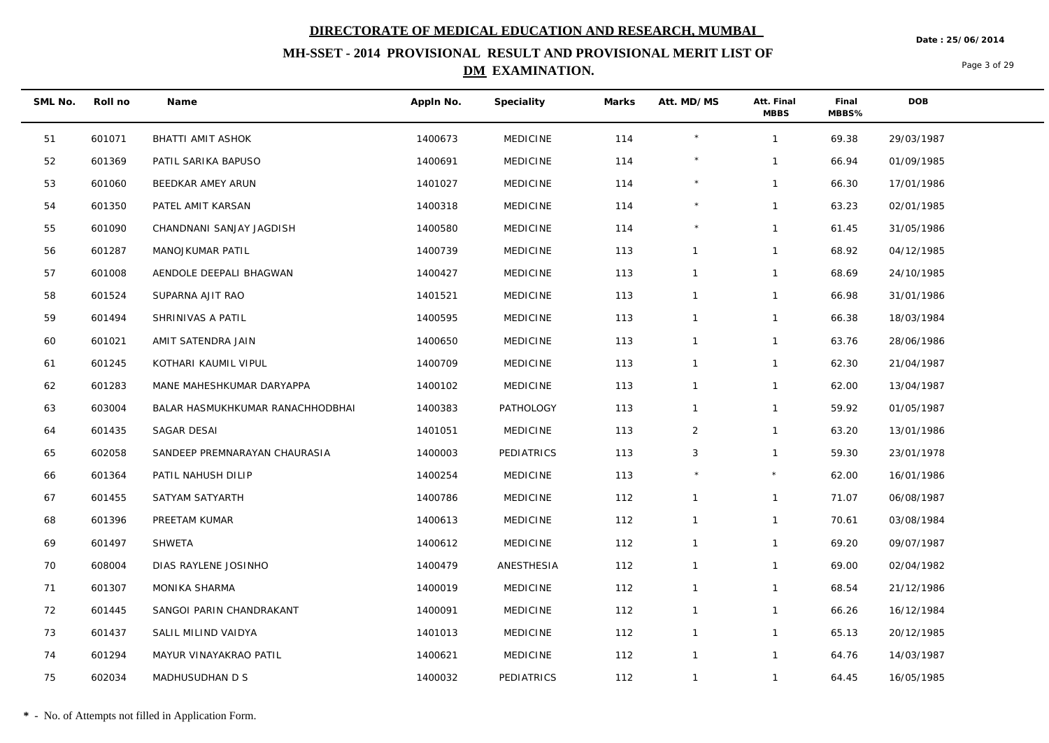# DIRECTORATE OF MEDICAL EDUCATION AND RESEARCH, MUMBAI

Date : 25/06/2014

## MH-SSET - 2014 PROVISIONAL RESULT AND PROVISIONAL MERIT LIST OF DM EXAMINATION.

| SML No. | Roll no | Name | Appln No. | Speciality | Marks | Att. MD/MS | Att. Final MBBS | Final MBBS% | DOB |
|---|---|---|---|---|---|---|---|---|---|
| 51 | 601071 | BHATTI AMIT ASHOK | 1400673 | MEDICINE | 114 | * | 1 | 69.38 | 29/03/1987 |
| 52 | 601369 | PATIL SARIKA BAPUSO | 1400691 | MEDICINE | 114 | * | 1 | 66.94 | 01/09/1985 |
| 53 | 601060 | BEEDKAR AMEY ARUN | 1401027 | MEDICINE | 114 | * | 1 | 66.30 | 17/01/1986 |
| 54 | 601350 | PATEL AMIT KARSAN | 1400318 | MEDICINE | 114 | * | 1 | 63.23 | 02/01/1985 |
| 55 | 601090 | CHANDNANI SANJAY JAGDISH | 1400580 | MEDICINE | 114 | * | 1 | 61.45 | 31/05/1986 |
| 56 | 601287 | MANOJKUMAR PATIL | 1400739 | MEDICINE | 113 | 1 | 1 | 68.92 | 04/12/1985 |
| 57 | 601008 | AENDOLE DEEPALI BHAGWAN | 1400427 | MEDICINE | 113 | 1 | 1 | 68.69 | 24/10/1985 |
| 58 | 601524 | SUPARNA AJIT RAO | 1401521 | MEDICINE | 113 | 1 | 1 | 66.98 | 31/01/1986 |
| 59 | 601494 | SHRINIVAS A PATIL | 1400595 | MEDICINE | 113 | 1 | 1 | 66.38 | 18/03/1984 |
| 60 | 601021 | AMIT SATENDRA JAIN | 1400650 | MEDICINE | 113 | 1 | 1 | 63.76 | 28/06/1986 |
| 61 | 601245 | KOTHARI KAUMIL VIPUL | 1400709 | MEDICINE | 113 | 1 | 1 | 62.30 | 21/04/1987 |
| 62 | 601283 | MANE MAHESHKUMAR DARYAPPA | 1400102 | MEDICINE | 113 | 1 | 1 | 62.00 | 13/04/1987 |
| 63 | 603004 | BALAR HASMUKHKUMAR RANACHHODBHAI | 1400383 | PATHOLOGY | 113 | 1 | 1 | 59.92 | 01/05/1987 |
| 64 | 601435 | SAGAR DESAI | 1401051 | MEDICINE | 113 | 2 | 1 | 63.20 | 13/01/1986 |
| 65 | 602058 | SANDEEP PREMNARAYAN CHAURASIA | 1400003 | PEDIATRICS | 113 | 3 | 1 | 59.30 | 23/01/1978 |
| 66 | 601364 | PATIL NAHUSH DILIP | 1400254 | MEDICINE | 113 | * | * | 62.00 | 16/01/1986 |
| 67 | 601455 | SATYAM SATYARTH | 1400786 | MEDICINE | 112 | 1 | 1 | 71.07 | 06/08/1987 |
| 68 | 601396 | PREETAM KUMAR | 1400613 | MEDICINE | 112 | 1 | 1 | 70.61 | 03/08/1984 |
| 69 | 601497 | SHWETA | 1400612 | MEDICINE | 112 | 1 | 1 | 69.20 | 09/07/1987 |
| 70 | 608004 | DIAS RAYLENE JOSINHO | 1400479 | ANESTHESIA | 112 | 1 | 1 | 69.00 | 02/04/1982 |
| 71 | 601307 | MONIKA SHARMA | 1400019 | MEDICINE | 112 | 1 | 1 | 68.54 | 21/12/1986 |
| 72 | 601445 | SANGOI PARIN CHANDRAKANT | 1400091 | MEDICINE | 112 | 1 | 1 | 66.26 | 16/12/1984 |
| 73 | 601437 | SALIL MILIND VAIDYA | 1401013 | MEDICINE | 112 | 1 | 1 | 65.13 | 20/12/1985 |
| 74 | 601294 | MAYUR VINAYAKRAO PATIL | 1400621 | MEDICINE | 112 | 1 | 1 | 64.76 | 14/03/1987 |
| 75 | 602034 | MADHUSUDHAN D S | 1400032 | PEDIATRICS | 112 | 1 | 1 | 64.45 | 16/05/1985 |

**\*** - No. of Attempts not filled in Application Form.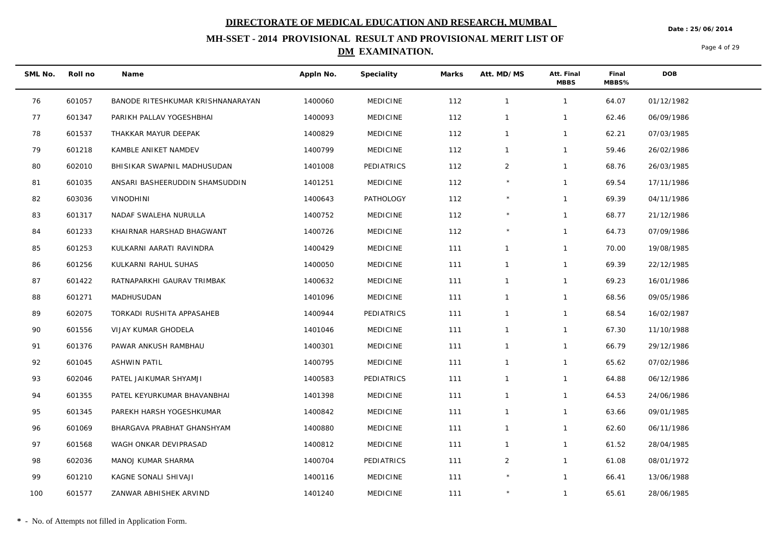**DIRECTORATE OF MEDICAL EDUCATION AND RESEARCH, MUMBAI**

**MH-SSET - 2014 PROVISIONAL RESULT AND PROVISIONAL MERIT LIST OF DM EXAMINATION.**

Date : 25/06/2014

| SML No. | Roll no | Name | Appln No. | Speciality | Marks | Att. MD/MS | Att. Final MBBS | Final MBBS% | DOB |
|---|---|---|---|---|---|---|---|---|---|
| 76 | 601057 | BANODE RITESHKUMAR KRISHNANARAYAN | 1400060 | MEDICINE | 112 | 1 | 1 | 64.07 | 01/12/1982 |
| 77 | 601347 | PARIKH PALLAV YOGESHBHAI | 1400093 | MEDICINE | 112 | 1 | 1 | 62.46 | 06/09/1986 |
| 78 | 601537 | THAKKAR MAYUR DEEPAK | 1400829 | MEDICINE | 112 | 1 | 1 | 62.21 | 07/03/1985 |
| 79 | 601218 | KAMBLE ANIKET NAMDEV | 1400799 | MEDICINE | 112 | 1 | 1 | 59.46 | 26/02/1986 |
| 80 | 602010 | BHISIKAR SWAPNIL MADHUSUDAN | 1401008 | PEDIATRICS | 112 | 2 | 1 | 68.76 | 26/03/1985 |
| 81 | 601035 | ANSARI BASHEERUDDIN SHAMSUDDIN | 1401251 | MEDICINE | 112 | * | 1 | 69.54 | 17/11/1986 |
| 82 | 603036 | VINODHINI | 1400643 | PATHOLOGY | 112 | * | 1 | 69.39 | 04/11/1986 |
| 83 | 601317 | NADAF SWALEHA NURULLA | 1400752 | MEDICINE | 112 | * | 1 | 68.77 | 21/12/1986 |
| 84 | 601233 | KHAIRNAR HARSHAD BHAGWANT | 1400726 | MEDICINE | 112 | * | 1 | 64.73 | 07/09/1986 |
| 85 | 601253 | KULKARNI AARATI RAVINDRA | 1400429 | MEDICINE | 111 | 1 | 1 | 70.00 | 19/08/1985 |
| 86 | 601256 | KULKARNI RAHUL SUHAS | 1400050 | MEDICINE | 111 | 1 | 1 | 69.39 | 22/12/1985 |
| 87 | 601422 | RATNAPARKHI GAURAV TRIMBAK | 1400632 | MEDICINE | 111 | 1 | 1 | 69.23 | 16/01/1986 |
| 88 | 601271 | MADHUSUDAN | 1401096 | MEDICINE | 111 | 1 | 1 | 68.56 | 09/05/1986 |
| 89 | 602075 | TORKADI RUSHITA APPASAHEB | 1400944 | PEDIATRICS | 111 | 1 | 1 | 68.54 | 16/02/1987 |
| 90 | 601556 | VIJAY KUMAR GHODELA | 1401046 | MEDICINE | 111 | 1 | 1 | 67.30 | 11/10/1988 |
| 91 | 601376 | PAWAR ANKUSH RAMBHAU | 1400301 | MEDICINE | 111 | 1 | 1 | 66.79 | 29/12/1986 |
| 92 | 601045 | ASHWIN PATIL | 1400795 | MEDICINE | 111 | 1 | 1 | 65.62 | 07/02/1986 |
| 93 | 602046 | PATEL JAIKUMAR SHYAMJI | 1400583 | PEDIATRICS | 111 | 1 | 1 | 64.88 | 06/12/1986 |
| 94 | 601355 | PATEL KEYURKUMAR BHAVANBHAI | 1401398 | MEDICINE | 111 | 1 | 1 | 64.53 | 24/06/1986 |
| 95 | 601345 | PAREKH HARSH YOGESHKUMAR | 1400842 | MEDICINE | 111 | 1 | 1 | 63.66 | 09/01/1985 |
| 96 | 601069 | BHARGAVA PRABHAT GHANSHYAM | 1400880 | MEDICINE | 111 | 1 | 1 | 62.60 | 06/11/1986 |
| 97 | 601568 | WAGH ONKAR DEVIPRASAD | 1400812 | MEDICINE | 111 | 1 | 1 | 61.52 | 28/04/1985 |
| 98 | 602036 | MANOJ KUMAR SHARMA | 1400704 | PEDIATRICS | 111 | 2 | 1 | 61.08 | 08/01/1972 |
| 99 | 601210 | KAGNE SONALI SHIVAJI | 1400116 | MEDICINE | 111 | * | 1 | 66.41 | 13/06/1988 |
| 100 | 601577 | ZANWAR ABHISHEK ARVIND | 1401240 | MEDICINE | 111 | * | 1 | 65.61 | 28/06/1985 |

**\*** - No. of Attempts not filled in Application Form.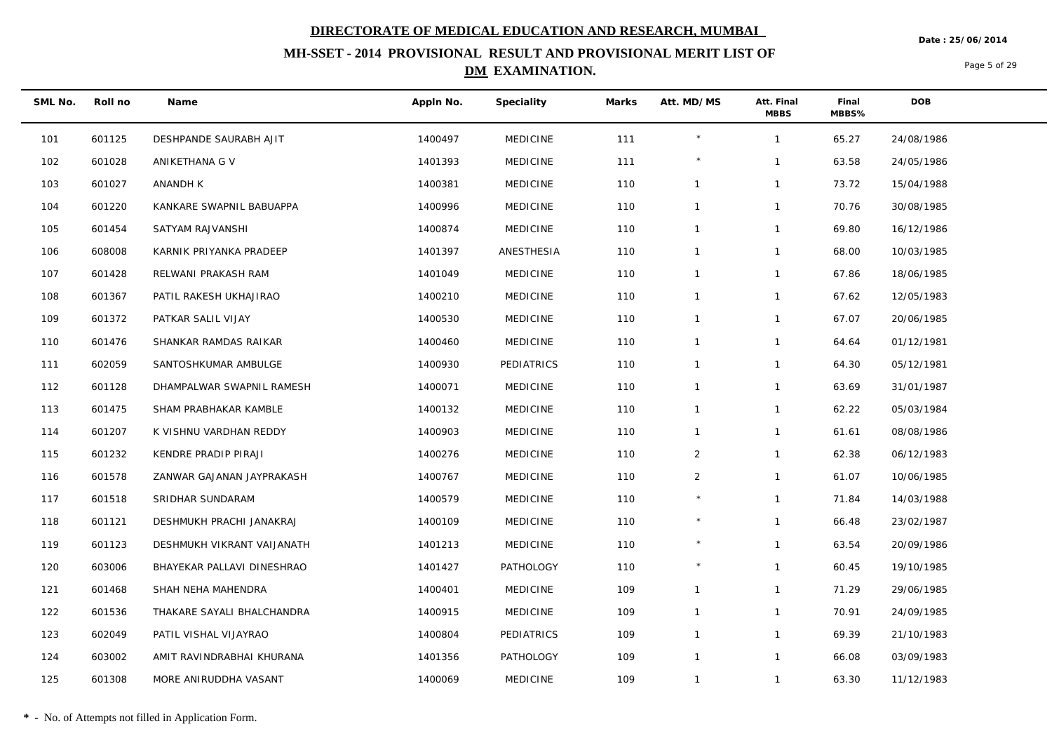# DIRECTORATE OF MEDICAL EDUCATION AND RESEARCH, MUMBAI

Date : 25/06/2014

## MH-SSET - 2014 PROVISIONAL RESULT AND PROVISIONAL MERIT LIST OF DM EXAMINATION.

| SML No. | Roll no | Name | Appln No. | Speciality | Marks | Att. MD/MS | Att. Final MBBS | Final MBBS% | DOB |
|---|---|---|---|---|---|---|---|---|---|
| 101 | 601125 | DESHPANDE SAURABH AJIT | 1400497 | MEDICINE | 111 | * | 1 | 65.27 | 24/08/1986 |
| 102 | 601028 | ANIKETHANA G V | 1401393 | MEDICINE | 111 | * | 1 | 63.58 | 24/05/1986 |
| 103 | 601027 | ANANDH K | 1400381 | MEDICINE | 110 | 1 | 1 | 73.72 | 15/04/1988 |
| 104 | 601220 | KANKARE SWAPNIL BABUAPPA | 1400996 | MEDICINE | 110 | 1 | 1 | 70.76 | 30/08/1985 |
| 105 | 601454 | SATYAM RAJVANSHI | 1400874 | MEDICINE | 110 | 1 | 1 | 69.80 | 16/12/1986 |
| 106 | 608008 | KARNIK PRIYANKA PRADEEP | 1401397 | ANESTHESIA | 110 | 1 | 1 | 68.00 | 10/03/1985 |
| 107 | 601428 | RELWANI PRAKASH RAM | 1401049 | MEDICINE | 110 | 1 | 1 | 67.86 | 18/06/1985 |
| 108 | 601367 | PATIL RAKESH UKHAJIRAO | 1400210 | MEDICINE | 110 | 1 | 1 | 67.62 | 12/05/1983 |
| 109 | 601372 | PATKAR SALIL VIJAY | 1400530 | MEDICINE | 110 | 1 | 1 | 67.07 | 20/06/1985 |
| 110 | 601476 | SHANKAR RAMDAS RAIKAR | 1400460 | MEDICINE | 110 | 1 | 1 | 64.64 | 01/12/1981 |
| 111 | 602059 | SANTOSHKUMAR AMBULGE | 1400930 | PEDIATRICS | 110 | 1 | 1 | 64.30 | 05/12/1981 |
| 112 | 601128 | DHAMPALWAR SWAPNIL RAMESH | 1400071 | MEDICINE | 110 | 1 | 1 | 63.69 | 31/01/1987 |
| 113 | 601475 | SHAM PRABHAKAR KAMBLE | 1400132 | MEDICINE | 110 | 1 | 1 | 62.22 | 05/03/1984 |
| 114 | 601207 | K VISHNU VARDHAN REDDY | 1400903 | MEDICINE | 110 | 1 | 1 | 61.61 | 08/08/1986 |
| 115 | 601232 | KENDRE PRADIP PIRAJI | 1400276 | MEDICINE | 110 | 2 | 1 | 62.38 | 06/12/1983 |
| 116 | 601578 | ZANWAR GAJANAN JAYPRAKASH | 1400767 | MEDICINE | 110 | 2 | 1 | 61.07 | 10/06/1985 |
| 117 | 601518 | SRIDHAR SUNDARAM | 1400579 | MEDICINE | 110 | * | 1 | 71.84 | 14/03/1988 |
| 118 | 601121 | DESHMUKH PRACHI JANAKRAJ | 1400109 | MEDICINE | 110 | * | 1 | 66.48 | 23/02/1987 |
| 119 | 601123 | DESHMUKH VIKRANT VAIJANATH | 1401213 | MEDICINE | 110 | * | 1 | 63.54 | 20/09/1986 |
| 120 | 603006 | BHAYEKAR PALLAVI DINESHRAO | 1401427 | PATHOLOGY | 110 | * | 1 | 60.45 | 19/10/1985 |
| 121 | 601468 | SHAH NEHA MAHENDRA | 1400401 | MEDICINE | 109 | 1 | 1 | 71.29 | 29/06/1985 |
| 122 | 601536 | THAKARE SAYALI BHALCHANDRA | 1400915 | MEDICINE | 109 | 1 | 1 | 70.91 | 24/09/1985 |
| 123 | 602049 | PATIL VISHAL VIJAYRAO | 1400804 | PEDIATRICS | 109 | 1 | 1 | 69.39 | 21/10/1983 |
| 124 | 603002 | AMIT RAVINDRABHAI KHURANA | 1401356 | PATHOLOGY | 109 | 1 | 1 | 66.08 | 03/09/1983 |
| 125 | 601308 | MORE ANIRUDDHA VASANT | 1400069 | MEDICINE | 109 | 1 | 1 | 63.30 | 11/12/1983 |

**\*** - No. of Attempts not filled in Application Form.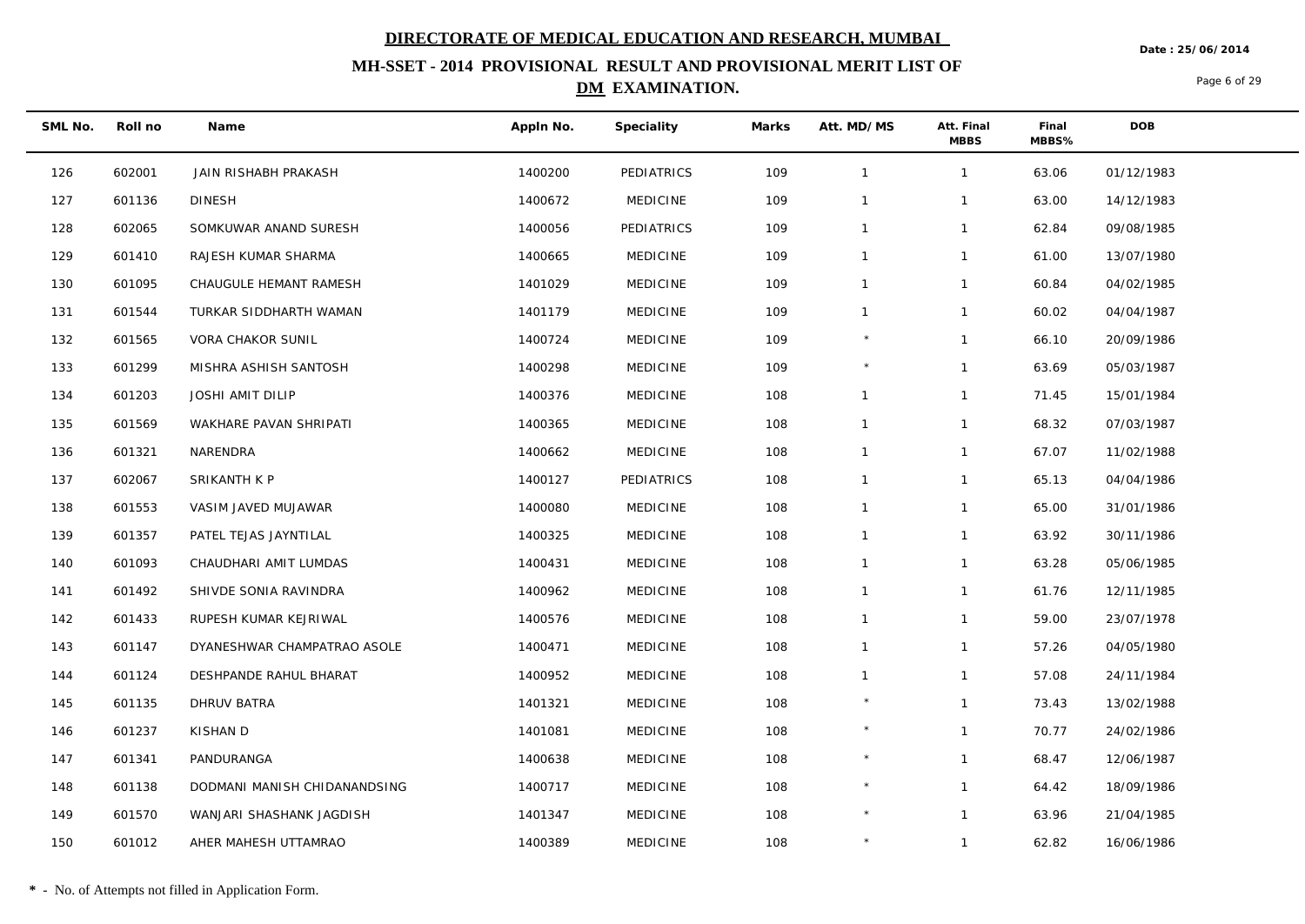# DIRECTORATE OF MEDICAL EDUCATION AND RESEARCH, MUMBAI

## MH-SSET - 2014 PROVISIONAL RESULT AND PROVISIONAL MERIT LIST OF DM EXAMINATION.

Date : 25/06/2014

| SML No. | Roll no | Name | Appln No. | Speciality | Marks | Att. MD/MS | Att. Final MBBS | Final MBBS% | DOB |
|---|---|---|---|---|---|---|---|---|---|
| 126 | 602001 | JAIN RISHABH PRAKASH | 1400200 | PEDIATRICS | 109 | 1 | 1 | 63.06 | 01/12/1983 |
| 127 | 601136 | DINESH | 1400672 | MEDICINE | 109 | 1 | 1 | 63.00 | 14/12/1983 |
| 128 | 602065 | SOMKUWAR ANAND SURESH | 1400056 | PEDIATRICS | 109 | 1 | 1 | 62.84 | 09/08/1985 |
| 129 | 601410 | RAJESH KUMAR SHARMA | 1400665 | MEDICINE | 109 | 1 | 1 | 61.00 | 13/07/1980 |
| 130 | 601095 | CHAUGULE HEMANT RAMESH | 1401029 | MEDICINE | 109 | 1 | 1 | 60.84 | 04/02/1985 |
| 131 | 601544 | TURKAR SIDDHARTH WAMAN | 1401179 | MEDICINE | 109 | 1 | 1 | 60.02 | 04/04/1987 |
| 132 | 601565 | VORA CHAKOR SUNIL | 1400724 | MEDICINE | 109 | * | 1 | 66.10 | 20/09/1986 |
| 133 | 601299 | MISHRA ASHISH SANTOSH | 1400298 | MEDICINE | 109 | * | 1 | 63.69 | 05/03/1987 |
| 134 | 601203 | JOSHI AMIT DILIP | 1400376 | MEDICINE | 108 | 1 | 1 | 71.45 | 15/01/1984 |
| 135 | 601569 | WAKHARE PAVAN SHRIPATI | 1400365 | MEDICINE | 108 | 1 | 1 | 68.32 | 07/03/1987 |
| 136 | 601321 | NARENDRA | 1400662 | MEDICINE | 108 | 1 | 1 | 67.07 | 11/02/1988 |
| 137 | 602067 | SRIKANTH K P | 1400127 | PEDIATRICS | 108 | 1 | 1 | 65.13 | 04/04/1986 |
| 138 | 601553 | VASIM JAVED MUJAWAR | 1400080 | MEDICINE | 108 | 1 | 1 | 65.00 | 31/01/1986 |
| 139 | 601357 | PATEL TEJAS JAYNTILAL | 1400325 | MEDICINE | 108 | 1 | 1 | 63.92 | 30/11/1986 |
| 140 | 601093 | CHAUDHARI AMIT LUMDAS | 1400431 | MEDICINE | 108 | 1 | 1 | 63.28 | 05/06/1985 |
| 141 | 601492 | SHIVDE SONIA RAVINDRA | 1400962 | MEDICINE | 108 | 1 | 1 | 61.76 | 12/11/1985 |
| 142 | 601433 | RUPESH KUMAR KEJRIWAL | 1400576 | MEDICINE | 108 | 1 | 1 | 59.00 | 23/07/1978 |
| 143 | 601147 | DYANESHWAR CHAMPATRAO ASOLE | 1400471 | MEDICINE | 108 | 1 | 1 | 57.26 | 04/05/1980 |
| 144 | 601124 | DESHPANDE RAHUL BHARAT | 1400952 | MEDICINE | 108 | 1 | 1 | 57.08 | 24/11/1984 |
| 145 | 601135 | DHRUV BATRA | 1401321 | MEDICINE | 108 | * | 1 | 73.43 | 13/02/1988 |
| 146 | 601237 | KISHAN D | 1401081 | MEDICINE | 108 | * | 1 | 70.77 | 24/02/1986 |
| 147 | 601341 | PANDURANGA | 1400638 | MEDICINE | 108 | * | 1 | 68.47 | 12/06/1987 |
| 148 | 601138 | DODMANI MANISH CHIDANANDSING | 1400717 | MEDICINE | 108 | * | 1 | 64.42 | 18/09/1986 |
| 149 | 601570 | WANJARI SHASHANK JAGDISH | 1401347 | MEDICINE | 108 | * | 1 | 63.96 | 21/04/1985 |
| 150 | 601012 | AHER MAHESH UTTAMRAO | 1400389 | MEDICINE | 108 | * | 1 | 62.82 | 16/06/1986 |

**\*** - No. of Attempts not filled in Application Form.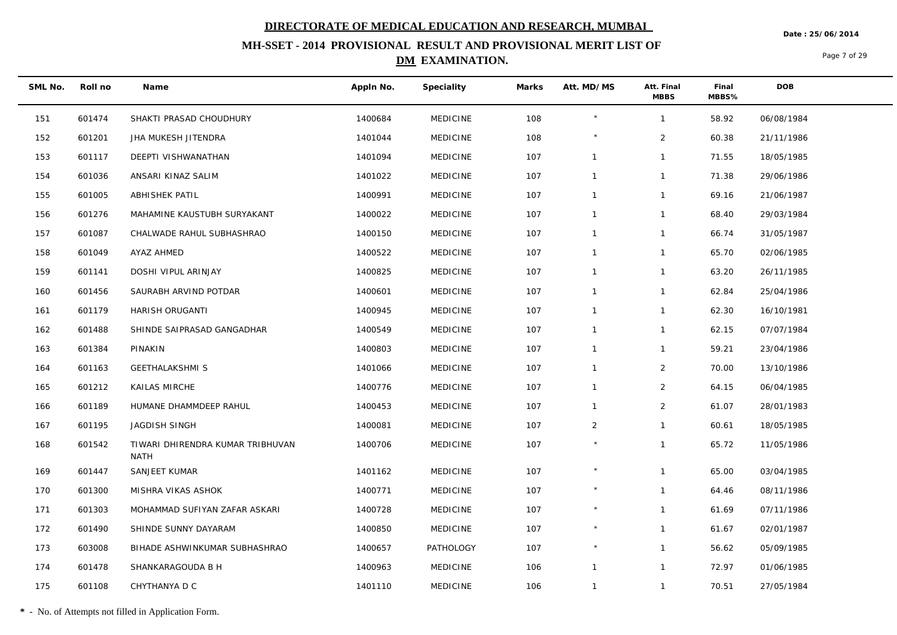# DIRECTORATE OF MEDICAL EDUCATION AND RESEARCH, MUMBAI

## MH-SSET - 2014 PROVISIONAL RESULT AND PROVISIONAL MERIT LIST OF DM EXAMINATION.

Date : 25/06/2014

| SML No. | Roll no | Name | Appln No. | Speciality | Marks | Att. MD/MS | Att. Final MBBS | Final MBBS% | DOB |
|---|---|---|---|---|---|---|---|---|---|
| 151 | 601474 | SHAKTI PRASAD CHOUDHURY | 1400684 | MEDICINE | 108 | * | 1 | 58.92 | 06/08/1984 |
| 152 | 601201 | JHA MUKESH JITENDRA | 1401044 | MEDICINE | 108 | * | 2 | 60.38 | 21/11/1986 |
| 153 | 601117 | DEEPTI VISHWANATHAN | 1401094 | MEDICINE | 107 | 1 | 1 | 71.55 | 18/05/1985 |
| 154 | 601036 | ANSARI KINAZ SALIM | 1401022 | MEDICINE | 107 | 1 | 1 | 71.38 | 29/06/1986 |
| 155 | 601005 | ABHISHEK PATIL | 1400991 | MEDICINE | 107 | 1 | 1 | 69.16 | 21/06/1987 |
| 156 | 601276 | MAHAMINE KAUSTUBH SURYAKANT | 1400022 | MEDICINE | 107 | 1 | 1 | 68.40 | 29/03/1984 |
| 157 | 601087 | CHALWADE RAHUL SUBHASHRAO | 1400150 | MEDICINE | 107 | 1 | 1 | 66.74 | 31/05/1987 |
| 158 | 601049 | AYAZ AHMED | 1400522 | MEDICINE | 107 | 1 | 1 | 65.70 | 02/06/1985 |
| 159 | 601141 | DOSHI VIPUL ARINJAY | 1400825 | MEDICINE | 107 | 1 | 1 | 63.20 | 26/11/1985 |
| 160 | 601456 | SAURABH ARVIND POTDAR | 1400601 | MEDICINE | 107 | 1 | 1 | 62.84 | 25/04/1986 |
| 161 | 601179 | HARISH ORUGANTI | 1400945 | MEDICINE | 107 | 1 | 1 | 62.30 | 16/10/1981 |
| 162 | 601488 | SHINDE SAIPRASAD GANGADHAR | 1400549 | MEDICINE | 107 | 1 | 1 | 62.15 | 07/07/1984 |
| 163 | 601384 | PINAKIN | 1400803 | MEDICINE | 107 | 1 | 1 | 59.21 | 23/04/1986 |
| 164 | 601163 | GEETHALAKSHMI S | 1401066 | MEDICINE | 107 | 1 | 2 | 70.00 | 13/10/1986 |
| 165 | 601212 | KAILAS MIRCHE | 1400776 | MEDICINE | 107 | 1 | 2 | 64.15 | 06/04/1985 |
| 166 | 601189 | HUMANE DHAMMDEEP RAHUL | 1400453 | MEDICINE | 107 | 1 | 2 | 61.07 | 28/01/1983 |
| 167 | 601195 | JAGDISH SINGH | 1400081 | MEDICINE | 107 | 2 | 1 | 60.61 | 18/05/1985 |
| 168 | 601542 | TIWARI DHIRENDRA KUMAR TRIBHUVAN NATH | 1400706 | MEDICINE | 107 | * | 1 | 65.72 | 11/05/1986 |
| 169 | 601447 | SANJEET KUMAR | 1401162 | MEDICINE | 107 | * | 1 | 65.00 | 03/04/1985 |
| 170 | 601300 | MISHRA VIKAS ASHOK | 1400771 | MEDICINE | 107 | * | 1 | 64.46 | 08/11/1986 |
| 171 | 601303 | MOHAMMAD SUFIYAN ZAFAR ASKARI | 1400728 | MEDICINE | 107 | * | 1 | 61.69 | 07/11/1986 |
| 172 | 601490 | SHINDE SUNNY DAYARAM | 1400850 | MEDICINE | 107 | * | 1 | 61.67 | 02/01/1987 |
| 173 | 603008 | BIHADE ASHWINKUMAR SUBHASHRAO | 1400657 | PATHOLOGY | 107 | * | 1 | 56.62 | 05/09/1985 |
| 174 | 601478 | SHANKARAGOUDA B H | 1400963 | MEDICINE | 106 | 1 | 1 | 72.97 | 01/06/1985 |
| 175 | 601108 | CHYTHANYA D C | 1401110 | MEDICINE | 106 | 1 | 1 | 70.51 | 27/05/1984 |

**\*** - No. of Attempts not filled in Application Form.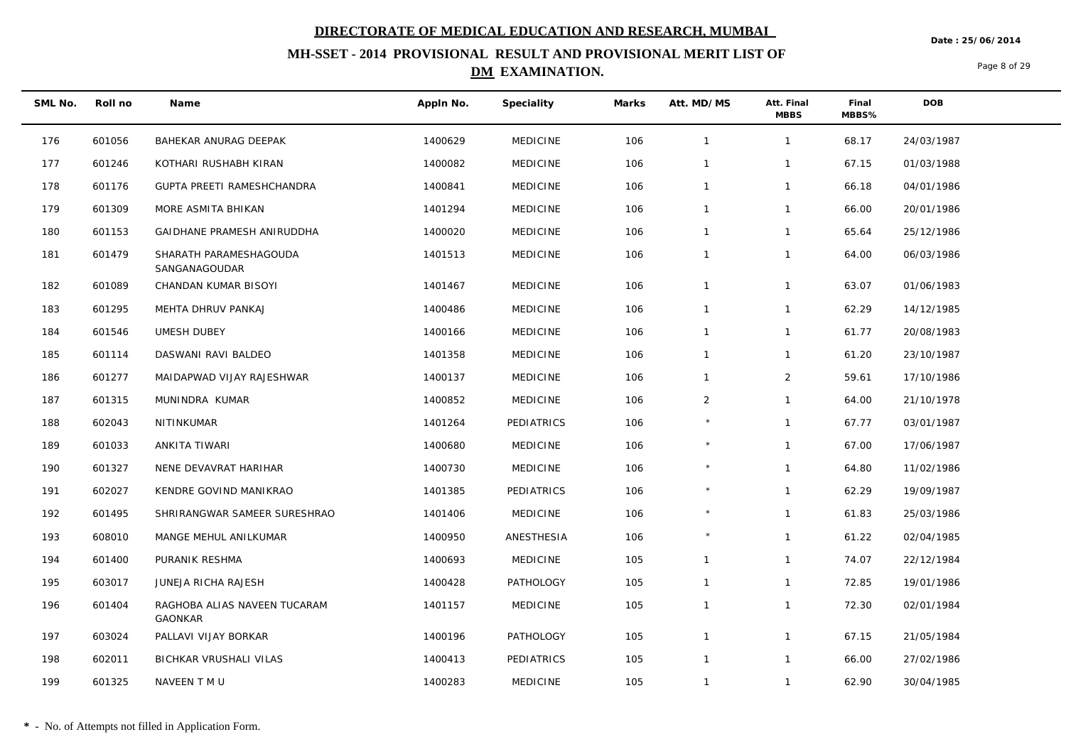# DIRECTORATE OF MEDICAL EDUCATION AND RESEARCH, MUMBAI

Date : 25/06/2014

## MH-SSET - 2014 PROVISIONAL RESULT AND PROVISIONAL MERIT LIST OF DM EXAMINATION.

| SML No. | Roll no | Name | Appln No. | Speciality | Marks | Att. MD/MS | Att. Final MBBS | Final MBBS% | DOB |
|---|---|---|---|---|---|---|---|---|---|
| 176 | 601056 | BAHEKAR ANURAG DEEPAK | 1400629 | MEDICINE | 106 | 1 | 1 | 68.17 | 24/03/1987 |
| 177 | 601246 | KOTHARI RUSHABH KIRAN | 1400082 | MEDICINE | 106 | 1 | 1 | 67.15 | 01/03/1988 |
| 178 | 601176 | GUPTA PREETI RAMESHCHANDRA | 1400841 | MEDICINE | 106 | 1 | 1 | 66.18 | 04/01/1986 |
| 179 | 601309 | MORE ASMITA BHIKAN | 1401294 | MEDICINE | 106 | 1 | 1 | 66.00 | 20/01/1986 |
| 180 | 601153 | GAIDHANE PRAMESH ANIRUDDHA | 1400020 | MEDICINE | 106 | 1 | 1 | 65.64 | 25/12/1986 |
| 181 | 601479 | SHARATH PARAMESHAGOUDA SANGANAGOUDAR | 1401513 | MEDICINE | 106 | 1 | 1 | 64.00 | 06/03/1986 |
| 182 | 601089 | CHANDAN KUMAR BISOYI | 1401467 | MEDICINE | 106 | 1 | 1 | 63.07 | 01/06/1983 |
| 183 | 601295 | MEHTA DHRUV PANKAJ | 1400486 | MEDICINE | 106 | 1 | 1 | 62.29 | 14/12/1985 |
| 184 | 601546 | UMESH DUBEY | 1400166 | MEDICINE | 106 | 1 | 1 | 61.77 | 20/08/1983 |
| 185 | 601114 | DASWANI RAVI BALDEO | 1401358 | MEDICINE | 106 | 1 | 1 | 61.20 | 23/10/1987 |
| 186 | 601277 | MAIDAPWAD VIJAY RAJESHWAR | 1400137 | MEDICINE | 106 | 1 | 2 | 59.61 | 17/10/1986 |
| 187 | 601315 | MUNINDRA KUMAR | 1400852 | MEDICINE | 106 | 2 | 1 | 64.00 | 21/10/1978 |
| 188 | 602043 | NITINKUMAR | 1401264 | PEDIATRICS | 106 | * | 1 | 67.77 | 03/01/1987 |
| 189 | 601033 | ANKITA TIWARI | 1400680 | MEDICINE | 106 | * | 1 | 67.00 | 17/06/1987 |
| 190 | 601327 | NENE DEVAVRAT HARIHAR | 1400730 | MEDICINE | 106 | * | 1 | 64.80 | 11/02/1986 |
| 191 | 602027 | KENDRE GOVIND MANIKRAO | 1401385 | PEDIATRICS | 106 | * | 1 | 62.29 | 19/09/1987 |
| 192 | 601495 | SHRIRANGWAR SAMEER SURESHRAO | 1401406 | MEDICINE | 106 | * | 1 | 61.83 | 25/03/1986 |
| 193 | 608010 | MANGE MEHUL ANILKUMAR | 1400950 | ANESTHESIA | 106 | * | 1 | 61.22 | 02/04/1985 |
| 194 | 601400 | PURANIK RESHMA | 1400693 | MEDICINE | 105 | 1 | 1 | 74.07 | 22/12/1984 |
| 195 | 603017 | JUNEJA RICHA RAJESH | 1400428 | PATHOLOGY | 105 | 1 | 1 | 72.85 | 19/01/1986 |
| 196 | 601404 | RAGHOBA ALIAS NAVEEN TUCARAM GAONKAR | 1401157 | MEDICINE | 105 | 1 | 1 | 72.30 | 02/01/1984 |
| 197 | 603024 | PALLAVI VIJAY BORKAR | 1400196 | PATHOLOGY | 105 | 1 | 1 | 67.15 | 21/05/1984 |
| 198 | 602011 | BICHKAR VRUSHALI VILAS | 1400413 | PEDIATRICS | 105 | 1 | 1 | 66.00 | 27/02/1986 |
| 199 | 601325 | NAVEEN T M U | 1400283 | MEDICINE | 105 | 1 | 1 | 62.90 | 30/04/1985 |

**\*** - No. of Attempts not filled in Application Form.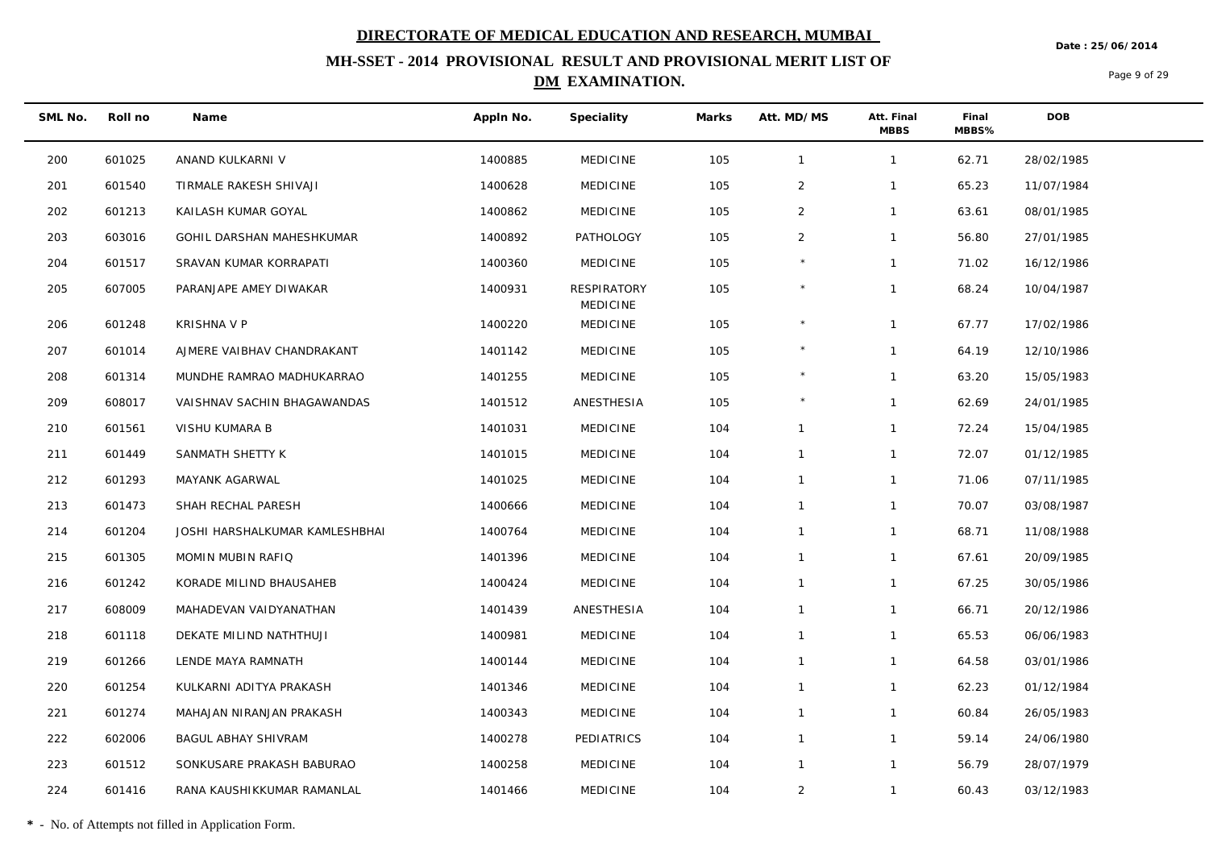# DIRECTORATE OF MEDICAL EDUCATION AND RESEARCH, MUMBAI

## MH-SSET - 2014 PROVISIONAL RESULT AND PROVISIONAL MERIT LIST OF DM EXAMINATION.

Date : 25/06/2014

| SML No. | Roll no | Name | Appln No. | Speciality | Marks | Att. MD/MS | Att. Final MBBS | Final MBBS% | DOB |
|---|---|---|---|---|---|---|---|---|---|
| 200 | 601025 | ANAND KULKARNI V | 1400885 | MEDICINE | 105 | 1 | 1 | 62.71 | 28/02/1985 |
| 201 | 601540 | TIRMALE RAKESH SHIVAJI | 1400628 | MEDICINE | 105 | 2 | 1 | 65.23 | 11/07/1984 |
| 202 | 601213 | KAILASH KUMAR GOYAL | 1400862 | MEDICINE | 105 | 2 | 1 | 63.61 | 08/01/1985 |
| 203 | 603016 | GOHIL DARSHAN MAHESHKUMAR | 1400892 | PATHOLOGY | 105 | 2 | 1 | 56.80 | 27/01/1985 |
| 204 | 601517 | SRAVAN KUMAR KORRAPATI | 1400360 | MEDICINE | 105 | * | 1 | 71.02 | 16/12/1986 |
| 205 | 607005 | PARANJAPE AMEY DIWAKAR | 1400931 | RESPIRATORY MEDICINE | 105 | * | 1 | 68.24 | 10/04/1987 |
| 206 | 601248 | KRISHNA V P | 1400220 | MEDICINE | 105 | * | 1 | 67.77 | 17/02/1986 |
| 207 | 601014 | AJMERE VAIBHAV CHANDRAKANT | 1401142 | MEDICINE | 105 | * | 1 | 64.19 | 12/10/1986 |
| 208 | 601314 | MUNDHE RAMRAO MADHUKARRAO | 1401255 | MEDICINE | 105 | * | 1 | 63.20 | 15/05/1983 |
| 209 | 608017 | VAISHNAV SACHIN BHAGAWANDAS | 1401512 | ANESTHESIA | 105 | * | 1 | 62.69 | 24/01/1985 |
| 210 | 601561 | VISHU KUMARA B | 1401031 | MEDICINE | 104 | 1 | 1 | 72.24 | 15/04/1985 |
| 211 | 601449 | SANMATH SHETTY K | 1401015 | MEDICINE | 104 | 1 | 1 | 72.07 | 01/12/1985 |
| 212 | 601293 | MAYANK AGARWAL | 1401025 | MEDICINE | 104 | 1 | 1 | 71.06 | 07/11/1985 |
| 213 | 601473 | SHAH RECHAL PARESH | 1400666 | MEDICINE | 104 | 1 | 1 | 70.07 | 03/08/1987 |
| 214 | 601204 | JOSHI HARSHALKUMAR KAMLESHBHAI | 1400764 | MEDICINE | 104 | 1 | 1 | 68.71 | 11/08/1988 |
| 215 | 601305 | MOMIN MUBIN RAFIQ | 1401396 | MEDICINE | 104 | 1 | 1 | 67.61 | 20/09/1985 |
| 216 | 601242 | KORADE MILIND BHAUSAHEB | 1400424 | MEDICINE | 104 | 1 | 1 | 67.25 | 30/05/1986 |
| 217 | 608009 | MAHADEVAN VAIDYANATHAN | 1401439 | ANESTHESIA | 104 | 1 | 1 | 66.71 | 20/12/1986 |
| 218 | 601118 | DEKATE MILIND NATHTHUJI | 1400981 | MEDICINE | 104 | 1 | 1 | 65.53 | 06/06/1983 |
| 219 | 601266 | LENDE MAYA RAMNATH | 1400144 | MEDICINE | 104 | 1 | 1 | 64.58 | 03/01/1986 |
| 220 | 601254 | KULKARNI ADITYA PRAKASH | 1401346 | MEDICINE | 104 | 1 | 1 | 62.23 | 01/12/1984 |
| 221 | 601274 | MAHAJAN NIRANJAN PRAKASH | 1400343 | MEDICINE | 104 | 1 | 1 | 60.84 | 26/05/1983 |
| 222 | 602006 | BAGUL ABHAY SHIVRAM | 1400278 | PEDIATRICS | 104 | 1 | 1 | 59.14 | 24/06/1980 |
| 223 | 601512 | SONKUSARE PRAKASH BABURAO | 1400258 | MEDICINE | 104 | 1 | 1 | 56.79 | 28/07/1979 |
| 224 | 601416 | RANA KAUSHIKKUMAR RAMANLAL | 1401466 | MEDICINE | 104 | 2 | 1 | 60.43 | 03/12/1983 |

**\*** - No. of Attempts not filled in Application Form.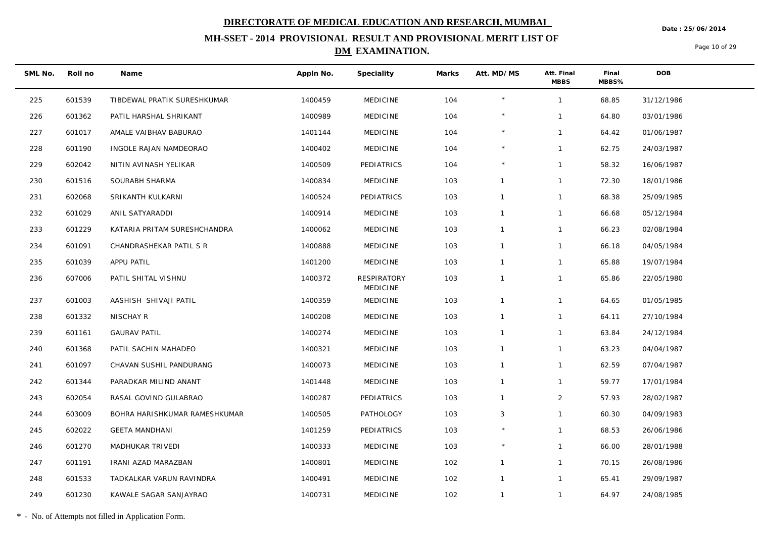# DIRECTORATE OF MEDICAL EDUCATION AND RESEARCH, MUMBAI

Date : 25/06/2014

## MH-SSET - 2014 PROVISIONAL RESULT AND PROVISIONAL MERIT LIST OF DM EXAMINATION.

| SML No. | Roll no | Name | Appln No. | Speciality | Marks | Att. MD/MS | Att. Final MBBS | Final MBBS% | DOB |
|---|---|---|---|---|---|---|---|---|---|
| 225 | 601539 | TIBDEWAL PRATIK SURESHKUMAR | 1400459 | MEDICINE | 104 | * | 1 | 68.85 | 31/12/1986 |
| 226 | 601362 | PATIL HARSHAL SHRIKANT | 1400989 | MEDICINE | 104 | * | 1 | 64.80 | 03/01/1986 |
| 227 | 601017 | AMALE VAIBHAV BABURAO | 1401144 | MEDICINE | 104 | * | 1 | 64.42 | 01/06/1987 |
| 228 | 601190 | INGOLE RAJAN NAMDEORAO | 1400402 | MEDICINE | 104 | * | 1 | 62.75 | 24/03/1987 |
| 229 | 602042 | NITIN AVINASH YELIKAR | 1400509 | PEDIATRICS | 104 | * | 1 | 58.32 | 16/06/1987 |
| 230 | 601516 | SOURABH SHARMA | 1400834 | MEDICINE | 103 | 1 | 1 | 72.30 | 18/01/1986 |
| 231 | 602068 | SRIKANTH KULKARNI | 1400524 | PEDIATRICS | 103 | 1 | 1 | 68.38 | 25/09/1985 |
| 232 | 601029 | ANIL SATYARADDI | 1400914 | MEDICINE | 103 | 1 | 1 | 66.68 | 05/12/1984 |
| 233 | 601229 | KATARIA PRITAM SURESHCHANDRA | 1400062 | MEDICINE | 103 | 1 | 1 | 66.23 | 02/08/1984 |
| 234 | 601091 | CHANDRASHEKAR PATIL S R | 1400888 | MEDICINE | 103 | 1 | 1 | 66.18 | 04/05/1984 |
| 235 | 601039 | APPU PATIL | 1401200 | MEDICINE | 103 | 1 | 1 | 65.88 | 19/07/1984 |
| 236 | 607006 | PATIL SHITAL VISHNU | 1400372 | RESPIRATORY MEDICINE | 103 | 1 | 1 | 65.86 | 22/05/1980 |
| 237 | 601003 | AASHISH SHIVAJI PATIL | 1400359 | MEDICINE | 103 | 1 | 1 | 64.65 | 01/05/1985 |
| 238 | 601332 | NISCHAY R | 1400208 | MEDICINE | 103 | 1 | 1 | 64.11 | 27/10/1984 |
| 239 | 601161 | GAURAV PATIL | 1400274 | MEDICINE | 103 | 1 | 1 | 63.84 | 24/12/1984 |
| 240 | 601368 | PATIL SACHIN MAHADEO | 1400321 | MEDICINE | 103 | 1 | 1 | 63.23 | 04/04/1987 |
| 241 | 601097 | CHAVAN SUSHIL PANDURANG | 1400073 | MEDICINE | 103 | 1 | 1 | 62.59 | 07/04/1987 |
| 242 | 601344 | PARADKAR MILIND ANANT | 1401448 | MEDICINE | 103 | 1 | 1 | 59.77 | 17/01/1984 |
| 243 | 602054 | RASAL GOVIND GULABRAO | 1400287 | PEDIATRICS | 103 | 1 | 2 | 57.93 | 28/02/1987 |
| 244 | 603009 | BOHRA HARISHKUMAR RAMESHKUMAR | 1400505 | PATHOLOGY | 103 | 3 | 1 | 60.30 | 04/09/1983 |
| 245 | 602022 | GEETA MANDHANI | 1401259 | PEDIATRICS | 103 | * | 1 | 68.53 | 26/06/1986 |
| 246 | 601270 | MADHUKAR TRIVEDI | 1400333 | MEDICINE | 103 | * | 1 | 66.00 | 28/01/1988 |
| 247 | 601191 | IRANI AZAD MARAZBAN | 1400801 | MEDICINE | 102 | 1 | 1 | 70.15 | 26/08/1986 |
| 248 | 601533 | TADKALKAR VARUN RAVINDRA | 1400491 | MEDICINE | 102 | 1 | 1 | 65.41 | 29/09/1987 |
| 249 | 601230 | KAWALE SAGAR SANJAYRAO | 1400731 | MEDICINE | 102 | 1 | 1 | 64.97 | 24/08/1985 |

**\*** - No. of Attempts not filled in Application Form.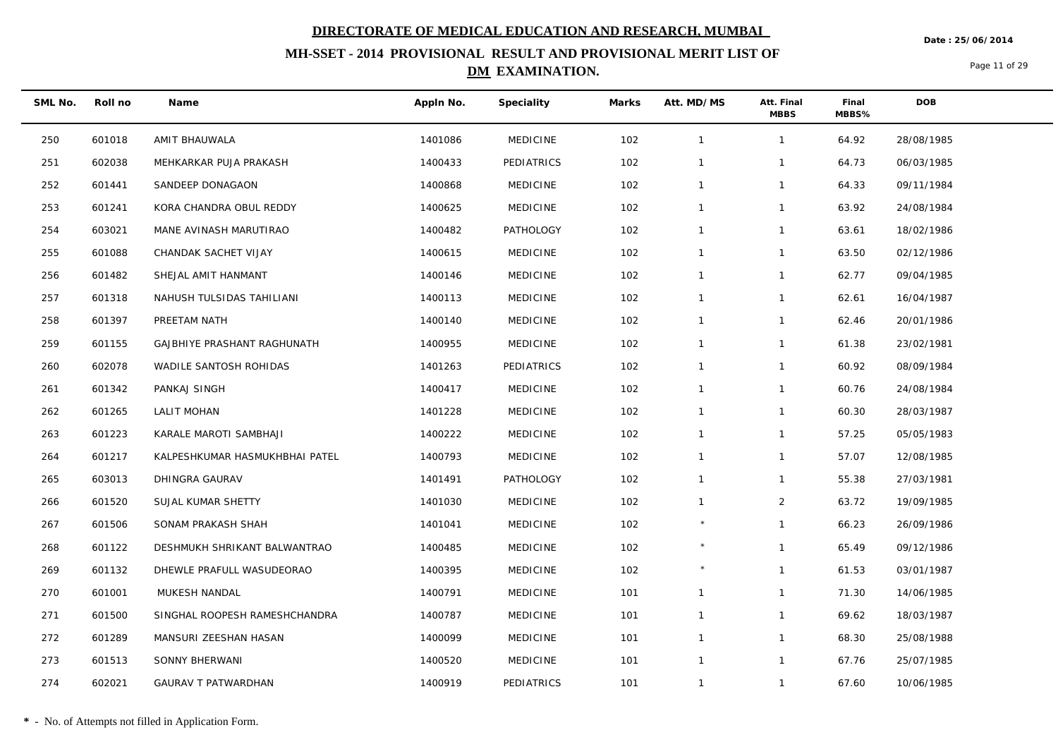# DIRECTORATE OF MEDICAL EDUCATION AND RESEARCH, MUMBAI

Date : 25/06/2014

## MH-SSET - 2014 PROVISIONAL RESULT AND PROVISIONAL MERIT LIST OF DM EXAMINATION.

| SML No. | Roll no | Name | Appln No. | Speciality | Marks | Att. MD/MS | Att. Final MBBS | Final MBBS% | DOB |
|---|---|---|---|---|---|---|---|---|---|
| 250 | 601018 | AMIT BHAUWALA | 1401086 | MEDICINE | 102 | 1 | 1 | 64.92 | 28/08/1985 |
| 251 | 602038 | MEHKARKAR PUJA PRAKASH | 1400433 | PEDIATRICS | 102 | 1 | 1 | 64.73 | 06/03/1985 |
| 252 | 601441 | SANDEEP DONAGAON | 1400868 | MEDICINE | 102 | 1 | 1 | 64.33 | 09/11/1984 |
| 253 | 601241 | KORA CHANDRA OBUL REDDY | 1400625 | MEDICINE | 102 | 1 | 1 | 63.92 | 24/08/1984 |
| 254 | 603021 | MANE AVINASH MARUTIRAO | 1400482 | PATHOLOGY | 102 | 1 | 1 | 63.61 | 18/02/1986 |
| 255 | 601088 | CHANDAK SACHET VIJAY | 1400615 | MEDICINE | 102 | 1 | 1 | 63.50 | 02/12/1986 |
| 256 | 601482 | SHEJAL AMIT HANMANT | 1400146 | MEDICINE | 102 | 1 | 1 | 62.77 | 09/04/1985 |
| 257 | 601318 | NAHUSH TULSIDAS TAHILIANI | 1400113 | MEDICINE | 102 | 1 | 1 | 62.61 | 16/04/1987 |
| 258 | 601397 | PREETAM NATH | 1400140 | MEDICINE | 102 | 1 | 1 | 62.46 | 20/01/1986 |
| 259 | 601155 | GAJBHIYE PRASHANT RAGHUNATH | 1400955 | MEDICINE | 102 | 1 | 1 | 61.38 | 23/02/1981 |
| 260 | 602078 | WADILE SANTOSH ROHIDAS | 1401263 | PEDIATRICS | 102 | 1 | 1 | 60.92 | 08/09/1984 |
| 261 | 601342 | PANKAJ SINGH | 1400417 | MEDICINE | 102 | 1 | 1 | 60.76 | 24/08/1984 |
| 262 | 601265 | LALIT MOHAN | 1401228 | MEDICINE | 102 | 1 | 1 | 60.30 | 28/03/1987 |
| 263 | 601223 | KARALE MAROTI SAMBHAJI | 1400222 | MEDICINE | 102 | 1 | 1 | 57.25 | 05/05/1983 |
| 264 | 601217 | KALPESHKUMAR HASMUKHBHAI PATEL | 1400793 | MEDICINE | 102 | 1 | 1 | 57.07 | 12/08/1985 |
| 265 | 603013 | DHINGRA GAURAV | 1401491 | PATHOLOGY | 102 | 1 | 1 | 55.38 | 27/03/1981 |
| 266 | 601520 | SUJAL KUMAR SHETTY | 1401030 | MEDICINE | 102 | 1 | 2 | 63.72 | 19/09/1985 |
| 267 | 601506 | SONAM PRAKASH SHAH | 1401041 | MEDICINE | 102 | * | 1 | 66.23 | 26/09/1986 |
| 268 | 601122 | DESHMUKH SHRIKANT BALWANTRAO | 1400485 | MEDICINE | 102 | * | 1 | 65.49 | 09/12/1986 |
| 269 | 601132 | DHEWLE PRAFULL WASUDEORAO | 1400395 | MEDICINE | 102 | * | 1 | 61.53 | 03/01/1987 |
| 270 | 601001 | MUKESH NANDAL | 1400791 | MEDICINE | 101 | 1 | 1 | 71.30 | 14/06/1985 |
| 271 | 601500 | SINGHAL ROOPESH RAMESHCHANDRA | 1400787 | MEDICINE | 101 | 1 | 1 | 69.62 | 18/03/1987 |
| 272 | 601289 | MANSURI ZEESHAN HASAN | 1400099 | MEDICINE | 101 | 1 | 1 | 68.30 | 25/08/1988 |
| 273 | 601513 | SONNY BHERWANI | 1400520 | MEDICINE | 101 | 1 | 1 | 67.76 | 25/07/1985 |
| 274 | 602021 | GAURAV T PATWARDHAN | 1400919 | PEDIATRICS | 101 | 1 | 1 | 67.60 | 10/06/1985 |

**\*** - No. of Attempts not filled in Application Form.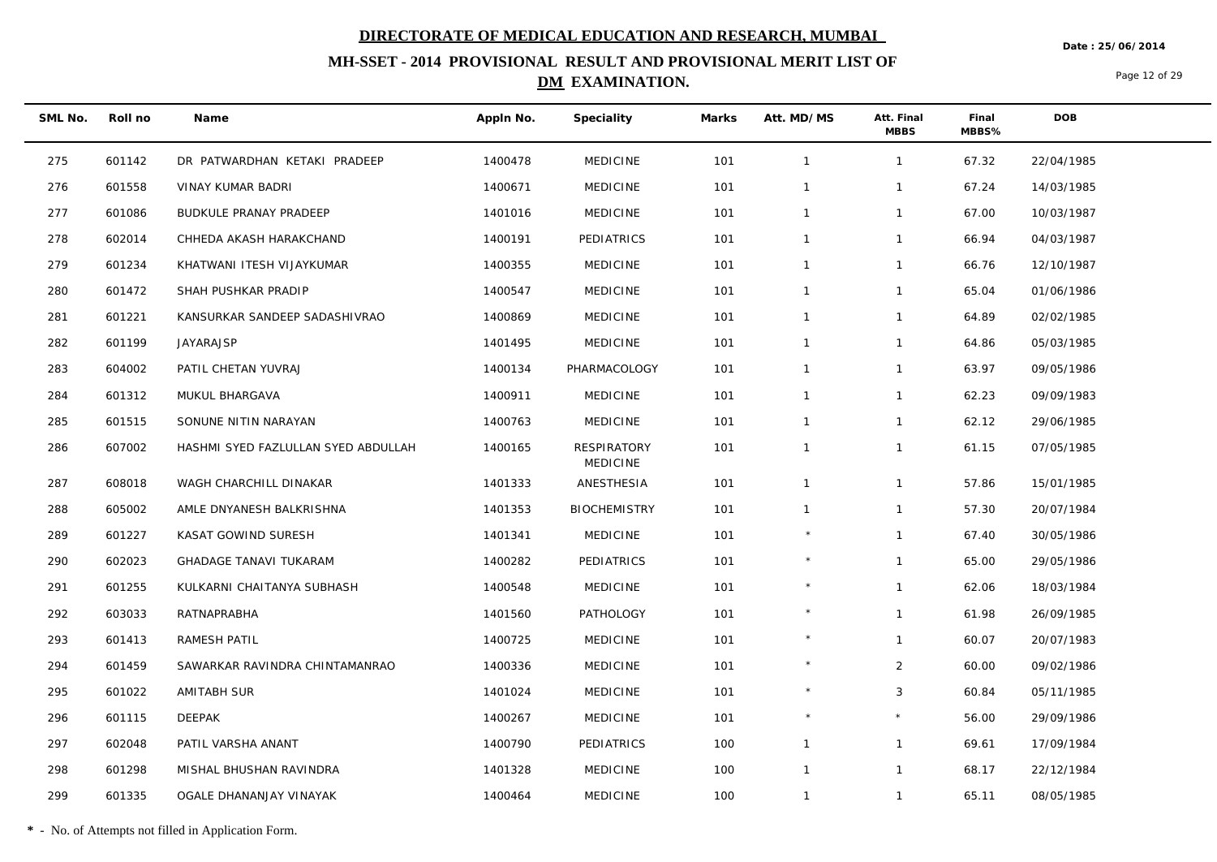# DIRECTORATE OF MEDICAL EDUCATION AND RESEARCH, MUMBAI

Date : 25/06/2014

## MH-SSET - 2014 PROVISIONAL RESULT AND PROVISIONAL MERIT LIST OF DM EXAMINATION.

| SML No. | Roll no | Name | Appln No. | Speciality | Marks | Att. MD/MS | Att. Final MBBS | Final MBBS% | DOB |
|---|---|---|---|---|---|---|---|---|---|
| 275 | 601142 | DR PATWARDHAN KETAKI PRADEEP | 1400478 | MEDICINE | 101 | 1 | 1 | 67.32 | 22/04/1985 |
| 276 | 601558 | VINAY KUMAR BADRI | 1400671 | MEDICINE | 101 | 1 | 1 | 67.24 | 14/03/1985 |
| 277 | 601086 | BUDKULE PRANAY PRADEEP | 1401016 | MEDICINE | 101 | 1 | 1 | 67.00 | 10/03/1987 |
| 278 | 602014 | CHHEDA AKASH HARAKCHAND | 1400191 | PEDIATRICS | 101 | 1 | 1 | 66.94 | 04/03/1987 |
| 279 | 601234 | KHATWANI ITESH VIJAYKUMAR | 1400355 | MEDICINE | 101 | 1 | 1 | 66.76 | 12/10/1987 |
| 280 | 601472 | SHAH PUSHKAR PRADIP | 1400547 | MEDICINE | 101 | 1 | 1 | 65.04 | 01/06/1986 |
| 281 | 601221 | KANSURKAR SANDEEP SADASHIVRAO | 1400869 | MEDICINE | 101 | 1 | 1 | 64.89 | 02/02/1985 |
| 282 | 601199 | JAYARAJSP | 1401495 | MEDICINE | 101 | 1 | 1 | 64.86 | 05/03/1985 |
| 283 | 604002 | PATIL CHETAN YUVRAJ | 1400134 | PHARMACOLOGY | 101 | 1 | 1 | 63.97 | 09/05/1986 |
| 284 | 601312 | MUKUL BHARGAVA | 1400911 | MEDICINE | 101 | 1 | 1 | 62.23 | 09/09/1983 |
| 285 | 601515 | SONUNE NITIN NARAYAN | 1400763 | MEDICINE | 101 | 1 | 1 | 62.12 | 29/06/1985 |
| 286 | 607002 | HASHMI SYED FAZLULLAN SYED ABDULLAH | 1400165 | RESPIRATORY MEDICINE | 101 | 1 | 1 | 61.15 | 07/05/1985 |
| 287 | 608018 | WAGH CHARCHILL DINAKAR | 1401333 | ANESTHESIA | 101 | 1 | 1 | 57.86 | 15/01/1985 |
| 288 | 605002 | AMLE DNYANESH BALKRISHNA | 1401353 | BIOCHEMISTRY | 101 | 1 | 1 | 57.30 | 20/07/1984 |
| 289 | 601227 | KASAT GOWIND SURESH | 1401341 | MEDICINE | 101 | * | 1 | 67.40 | 30/05/1986 |
| 290 | 602023 | GHADAGE TANAVI TUKARAM | 1400282 | PEDIATRICS | 101 | * | 1 | 65.00 | 29/05/1986 |
| 291 | 601255 | KULKARNI CHAITANYA SUBHASH | 1400548 | MEDICINE | 101 | * | 1 | 62.06 | 18/03/1984 |
| 292 | 603033 | RATNAPRABHA | 1401560 | PATHOLOGY | 101 | * | 1 | 61.98 | 26/09/1985 |
| 293 | 601413 | RAMESH PATIL | 1400725 | MEDICINE | 101 | * | 1 | 60.07 | 20/07/1983 |
| 294 | 601459 | SAWARKAR RAVINDRA CHINTAMANRAO | 1400336 | MEDICINE | 101 | * | 2 | 60.00 | 09/02/1986 |
| 295 | 601022 | AMITABH SUR | 1401024 | MEDICINE | 101 | * | 3 | 60.84 | 05/11/1985 |
| 296 | 601115 | DEEPAK | 1400267 | MEDICINE | 101 | * | * | 56.00 | 29/09/1986 |
| 297 | 602048 | PATIL VARSHA ANANT | 1400790 | PEDIATRICS | 100 | 1 | 1 | 69.61 | 17/09/1984 |
| 298 | 601298 | MISHAL BHUSHAN RAVINDRA | 1401328 | MEDICINE | 100 | 1 | 1 | 68.17 | 22/12/1984 |
| 299 | 601335 | OGALE DHANANJAY VINAYAK | 1400464 | MEDICINE | 100 | 1 | 1 | 65.11 | 08/05/1985 |

**\*** - No. of Attempts not filled in Application Form.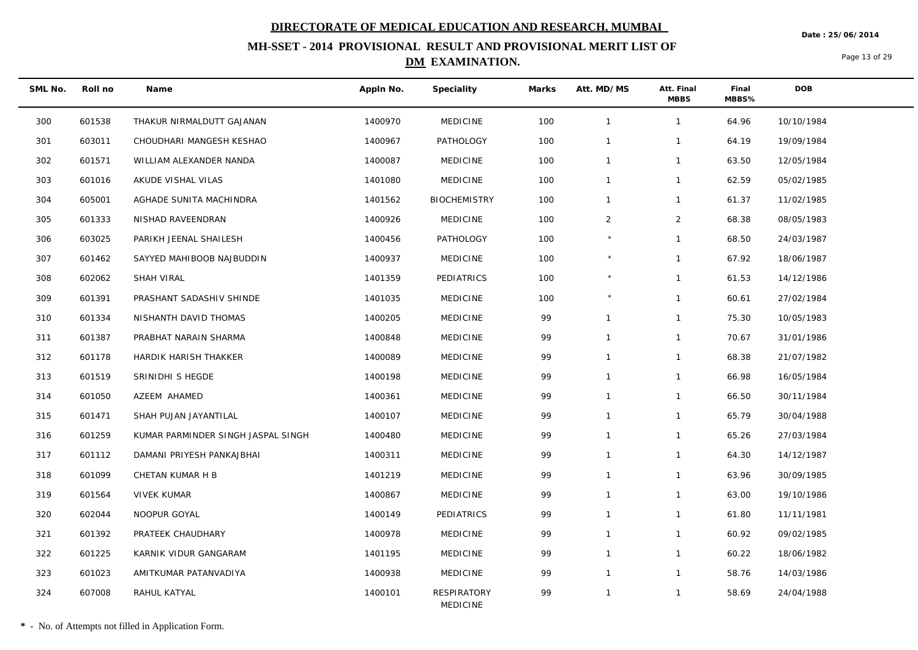# DIRECTORATE OF MEDICAL EDUCATION AND RESEARCH, MUMBAI

Date : 25/06/2014

## MH-SSET - 2014 PROVISIONAL RESULT AND PROVISIONAL MERIT LIST OF DM EXAMINATION.

| SML No. | Roll no | Name | Appln No. | Speciality | Marks | Att. MD/MS | Att. Final MBBS | Final MBBS% | DOB |
|---|---|---|---|---|---|---|---|---|---|
| 300 | 601538 | THAKUR NIRMALDUTT GAJANAN | 1400970 | MEDICINE | 100 | 1 | 1 | 64.96 | 10/10/1984 |
| 301 | 603011 | CHOUDHARI MANGESH KESHAO | 1400967 | PATHOLOGY | 100 | 1 | 1 | 64.19 | 19/09/1984 |
| 302 | 601571 | WILLIAM ALEXANDER NANDA | 1400087 | MEDICINE | 100 | 1 | 1 | 63.50 | 12/05/1984 |
| 303 | 601016 | AKUDE VISHAL VILAS | 1401080 | MEDICINE | 100 | 1 | 1 | 62.59 | 05/02/1985 |
| 304 | 605001 | AGHADE SUNITA MACHINDRA | 1401562 | BIOCHEMISTRY | 100 | 1 | 1 | 61.37 | 11/02/1985 |
| 305 | 601333 | NISHAD RAVEENDRAN | 1400926 | MEDICINE | 100 | 2 | 2 | 68.38 | 08/05/1983 |
| 306 | 603025 | PARIKH JEENAL SHAILESH | 1400456 | PATHOLOGY | 100 | * | 1 | 68.50 | 24/03/1987 |
| 307 | 601462 | SAYYED MAHIBOOB NAJBUDDIN | 1400937 | MEDICINE | 100 | * | 1 | 67.92 | 18/06/1987 |
| 308 | 602062 | SHAH VIRAL | 1401359 | PEDIATRICS | 100 | * | 1 | 61.53 | 14/12/1986 |
| 309 | 601391 | PRASHANT SADASHIV SHINDE | 1401035 | MEDICINE | 100 | * | 1 | 60.61 | 27/02/1984 |
| 310 | 601334 | NISHANTH DAVID THOMAS | 1400205 | MEDICINE | 99 | 1 | 1 | 75.30 | 10/05/1983 |
| 311 | 601387 | PRABHAT NARAIN SHARMA | 1400848 | MEDICINE | 99 | 1 | 1 | 70.67 | 31/01/1986 |
| 312 | 601178 | HARDIK HARISH THAKKER | 1400089 | MEDICINE | 99 | 1 | 1 | 68.38 | 21/07/1982 |
| 313 | 601519 | SRINIDHI S HEGDE | 1400198 | MEDICINE | 99 | 1 | 1 | 66.98 | 16/05/1984 |
| 314 | 601050 | AZEEM AHAMED | 1400361 | MEDICINE | 99 | 1 | 1 | 66.50 | 30/11/1984 |
| 315 | 601471 | SHAH PUJAN JAYANTILAL | 1400107 | MEDICINE | 99 | 1 | 1 | 65.79 | 30/04/1988 |
| 316 | 601259 | KUMAR PARMINDER SINGH JASPAL SINGH | 1400480 | MEDICINE | 99 | 1 | 1 | 65.26 | 27/03/1984 |
| 317 | 601112 | DAMANI PRIYESH PANKAJBHAI | 1400311 | MEDICINE | 99 | 1 | 1 | 64.30 | 14/12/1987 |
| 318 | 601099 | CHETAN KUMAR H B | 1401219 | MEDICINE | 99 | 1 | 1 | 63.96 | 30/09/1985 |
| 319 | 601564 | VIVEK KUMAR | 1400867 | MEDICINE | 99 | 1 | 1 | 63.00 | 19/10/1986 |
| 320 | 602044 | NOOPUR GOYAL | 1400149 | PEDIATRICS | 99 | 1 | 1 | 61.80 | 11/11/1981 |
| 321 | 601392 | PRATEEK CHAUDHARY | 1400978 | MEDICINE | 99 | 1 | 1 | 60.92 | 09/02/1985 |
| 322 | 601225 | KARNIK VIDUR GANGARAM | 1401195 | MEDICINE | 99 | 1 | 1 | 60.22 | 18/06/1982 |
| 323 | 601023 | AMITKUMAR PATANVADIYA | 1400938 | MEDICINE | 99 | 1 | 1 | 58.76 | 14/03/1986 |
| 324 | 607008 | RAHUL KATYAL | 1400101 | RESPIRATORY MEDICINE | 99 | 1 | 1 | 58.69 | 24/04/1988 |

\* - No. of Attempts not filled in Application Form.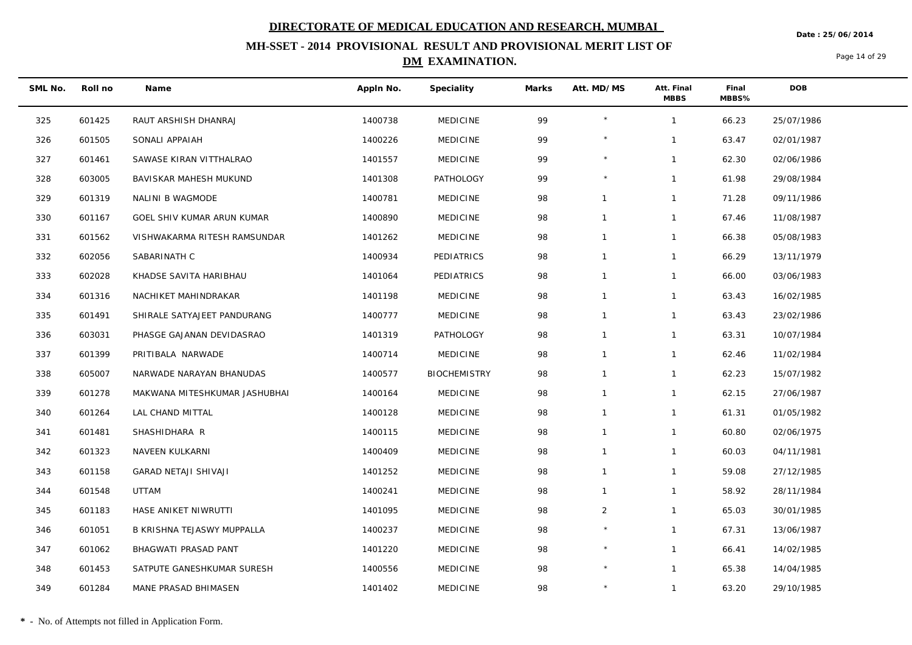# DIRECTORATE OF MEDICAL EDUCATION AND RESEARCH, MUMBAI

## MH-SSET - 2014 PROVISIONAL RESULT AND PROVISIONAL MERIT LIST OF DM EXAMINATION.

Date : 25/06/2014

| SML No. | Roll no | Name | Appln No. | Speciality | Marks | Att. MD/MS | Att. Final MBBS | Final MBBS% | DOB |
|---|---|---|---|---|---|---|---|---|---|
| 325 | 601425 | RAUT ARSHISH DHANRAJ | 1400738 | MEDICINE | 99 | * | 1 | 66.23 | 25/07/1986 |
| 326 | 601505 | SONALI APPAIAH | 1400226 | MEDICINE | 99 | * | 1 | 63.47 | 02/01/1987 |
| 327 | 601461 | SAWASE KIRAN VITTHALRAO | 1401557 | MEDICINE | 99 | * | 1 | 62.30 | 02/06/1986 |
| 328 | 603005 | BAVISKAR MAHESH MUKUND | 1401308 | PATHOLOGY | 99 | * | 1 | 61.98 | 29/08/1984 |
| 329 | 601319 | NALINI B WAGMODE | 1400781 | MEDICINE | 98 | 1 | 1 | 71.28 | 09/11/1986 |
| 330 | 601167 | GOEL SHIV KUMAR ARUN KUMAR | 1400890 | MEDICINE | 98 | 1 | 1 | 67.46 | 11/08/1987 |
| 331 | 601562 | VISHWAKARMA RITESH RAMSUNDAR | 1401262 | MEDICINE | 98 | 1 | 1 | 66.38 | 05/08/1983 |
| 332 | 602056 | SABARINATH C | 1400934 | PEDIATRICS | 98 | 1 | 1 | 66.29 | 13/11/1979 |
| 333 | 602028 | KHADSE SAVITA HARIBHAU | 1401064 | PEDIATRICS | 98 | 1 | 1 | 66.00 | 03/06/1983 |
| 334 | 601316 | NACHIKET MAHINDRAKAR | 1401198 | MEDICINE | 98 | 1 | 1 | 63.43 | 16/02/1985 |
| 335 | 601491 | SHIRALE SATYAJEET PANDURANG | 1400777 | MEDICINE | 98 | 1 | 1 | 63.43 | 23/02/1986 |
| 336 | 603031 | PHASGE GAJANAN DEVIDASRAO | 1401319 | PATHOLOGY | 98 | 1 | 1 | 63.31 | 10/07/1984 |
| 337 | 601399 | PRITIBALA NARWADE | 1400714 | MEDICINE | 98 | 1 | 1 | 62.46 | 11/02/1984 |
| 338 | 605007 | NARWADE NARAYAN BHANUDAS | 1400577 | BIOCHEMISTRY | 98 | 1 | 1 | 62.23 | 15/07/1982 |
| 339 | 601278 | MAKWANA MITESHKUMAR JASHUBHAI | 1400164 | MEDICINE | 98 | 1 | 1 | 62.15 | 27/06/1987 |
| 340 | 601264 | LAL CHAND MITTAL | 1400128 | MEDICINE | 98 | 1 | 1 | 61.31 | 01/05/1982 |
| 341 | 601481 | SHASHIDHARA R | 1400115 | MEDICINE | 98 | 1 | 1 | 60.80 | 02/06/1975 |
| 342 | 601323 | NAVEEN KULKARNI | 1400409 | MEDICINE | 98 | 1 | 1 | 60.03 | 04/11/1981 |
| 343 | 601158 | GARAD NETAJI SHIVAJI | 1401252 | MEDICINE | 98 | 1 | 1 | 59.08 | 27/12/1985 |
| 344 | 601548 | UTTAM | 1400241 | MEDICINE | 98 | 1 | 1 | 58.92 | 28/11/1984 |
| 345 | 601183 | HASE ANIKET NIWRUTTI | 1401095 | MEDICINE | 98 | 2 | 1 | 65.03 | 30/01/1985 |
| 346 | 601051 | B KRISHNA TEJASWY MUPPALLA | 1400237 | MEDICINE | 98 | * | 1 | 67.31 | 13/06/1987 |
| 347 | 601062 | BHAGWATI PRASAD PANT | 1401220 | MEDICINE | 98 | * | 1 | 66.41 | 14/02/1985 |
| 348 | 601453 | SATPUTE GANESHKUMAR SURESH | 1400556 | MEDICINE | 98 | * | 1 | 65.38 | 14/04/1985 |
| 349 | 601284 | MANE PRASAD BHIMASEN | 1401402 | MEDICINE | 98 | * | 1 | 63.20 | 29/10/1985 |

**\*** - No. of Attempts not filled in Application Form.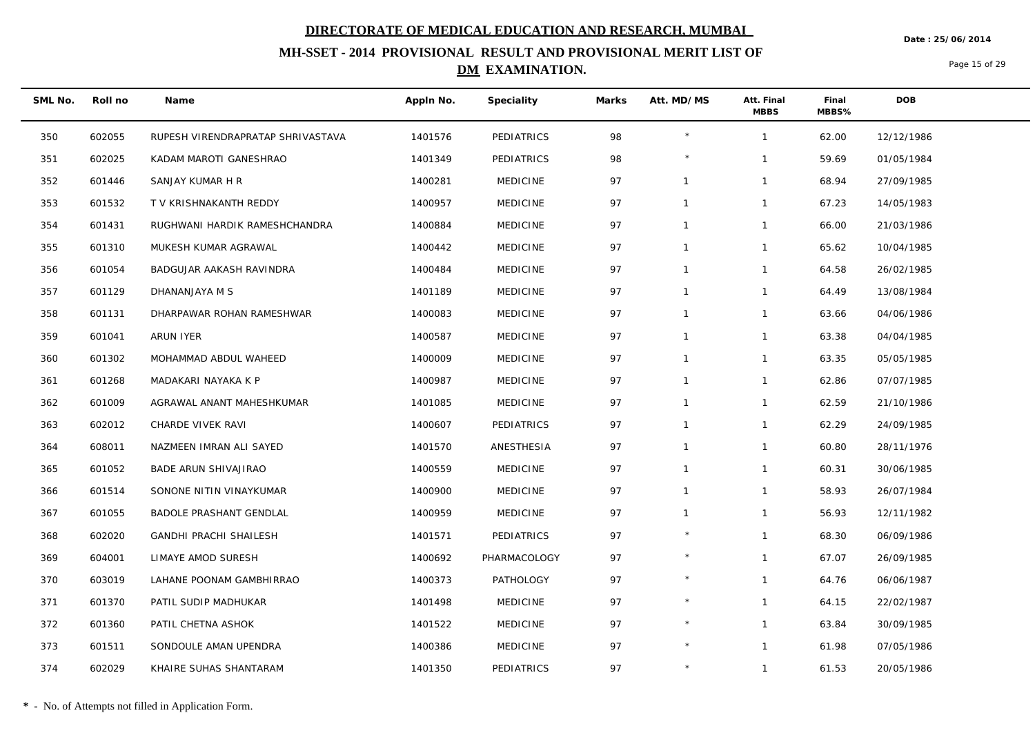# DIRECTORATE OF MEDICAL EDUCATION AND RESEARCH, MUMBAI

Date : 25/06/2014

## MH-SSET - 2014 PROVISIONAL RESULT AND PROVISIONAL MERIT LIST OF DM EXAMINATION.

| SML No. | Roll no | Name | Appln No. | Speciality | Marks | Att. MD/MS | Att. Final MBBS | Final MBBS% | DOB |
|---|---|---|---|---|---|---|---|---|---|
| 350 | 602055 | RUPESH VIRENDRAPRATAP SHRIVASTAVA | 1401576 | PEDIATRICS | 98 | * | 1 | 62.00 | 12/12/1986 |
| 351 | 602025 | KADAM MAROTI GANESHRAO | 1401349 | PEDIATRICS | 98 | * | 1 | 59.69 | 01/05/1984 |
| 352 | 601446 | SANJAY KUMAR H R | 1400281 | MEDICINE | 97 | 1 | 1 | 68.94 | 27/09/1985 |
| 353 | 601532 | T V KRISHNAKANTH REDDY | 1400957 | MEDICINE | 97 | 1 | 1 | 67.23 | 14/05/1983 |
| 354 | 601431 | RUGHWANI HARDIK RAMESHCHANDRA | 1400884 | MEDICINE | 97 | 1 | 1 | 66.00 | 21/03/1986 |
| 355 | 601310 | MUKESH KUMAR AGRAWAL | 1400442 | MEDICINE | 97 | 1 | 1 | 65.62 | 10/04/1985 |
| 356 | 601054 | BADGUJAR AAKASH RAVINDRA | 1400484 | MEDICINE | 97 | 1 | 1 | 64.58 | 26/02/1985 |
| 357 | 601129 | DHANANJAYA M S | 1401189 | MEDICINE | 97 | 1 | 1 | 64.49 | 13/08/1984 |
| 358 | 601131 | DHARPAWAR ROHAN RAMESHWAR | 1400083 | MEDICINE | 97 | 1 | 1 | 63.66 | 04/06/1986 |
| 359 | 601041 | ARUN IYER | 1400587 | MEDICINE | 97 | 1 | 1 | 63.38 | 04/04/1985 |
| 360 | 601302 | MOHAMMAD ABDUL WAHEED | 1400009 | MEDICINE | 97 | 1 | 1 | 63.35 | 05/05/1985 |
| 361 | 601268 | MADAKARI NAYAKA K P | 1400987 | MEDICINE | 97 | 1 | 1 | 62.86 | 07/07/1985 |
| 362 | 601009 | AGRAWAL ANANT MAHESHKUMAR | 1401085 | MEDICINE | 97 | 1 | 1 | 62.59 | 21/10/1986 |
| 363 | 602012 | CHARDE VIVEK RAVI | 1400607 | PEDIATRICS | 97 | 1 | 1 | 62.29 | 24/09/1985 |
| 364 | 608011 | NAZMEEN IMRAN ALI SAYED | 1401570 | ANESTHESIA | 97 | 1 | 1 | 60.80 | 28/11/1976 |
| 365 | 601052 | BADE ARUN SHIVAJIRAO | 1400559 | MEDICINE | 97 | 1 | 1 | 60.31 | 30/06/1985 |
| 366 | 601514 | SONONE NITIN VINAYKUMAR | 1400900 | MEDICINE | 97 | 1 | 1 | 58.93 | 26/07/1984 |
| 367 | 601055 | BADOLE PRASHANT GENDLAL | 1400959 | MEDICINE | 97 | 1 | 1 | 56.93 | 12/11/1982 |
| 368 | 602020 | GANDHI PRACHI SHAILESH | 1401571 | PEDIATRICS | 97 | * | 1 | 68.30 | 06/09/1986 |
| 369 | 604001 | LIMAYE AMOD SURESH | 1400692 | PHARMACOLOGY | 97 | * | 1 | 67.07 | 26/09/1985 |
| 370 | 603019 | LAHANE POONAM GAMBHIRRAO | 1400373 | PATHOLOGY | 97 | * | 1 | 64.76 | 06/06/1987 |
| 371 | 601370 | PATIL SUDIP MADHUKAR | 1401498 | MEDICINE | 97 | * | 1 | 64.15 | 22/02/1987 |
| 372 | 601360 | PATIL CHETNA ASHOK | 1401522 | MEDICINE | 97 | * | 1 | 63.84 | 30/09/1985 |
| 373 | 601511 | SONDOULE AMAN UPENDRA | 1400386 | MEDICINE | 97 | * | 1 | 61.98 | 07/05/1986 |
| 374 | 602029 | KHAIRE SUHAS SHANTARAM | 1401350 | PEDIATRICS | 97 | * | 1 | 61.53 | 20/05/1986 |

**\*** - No. of Attempts not filled in Application Form.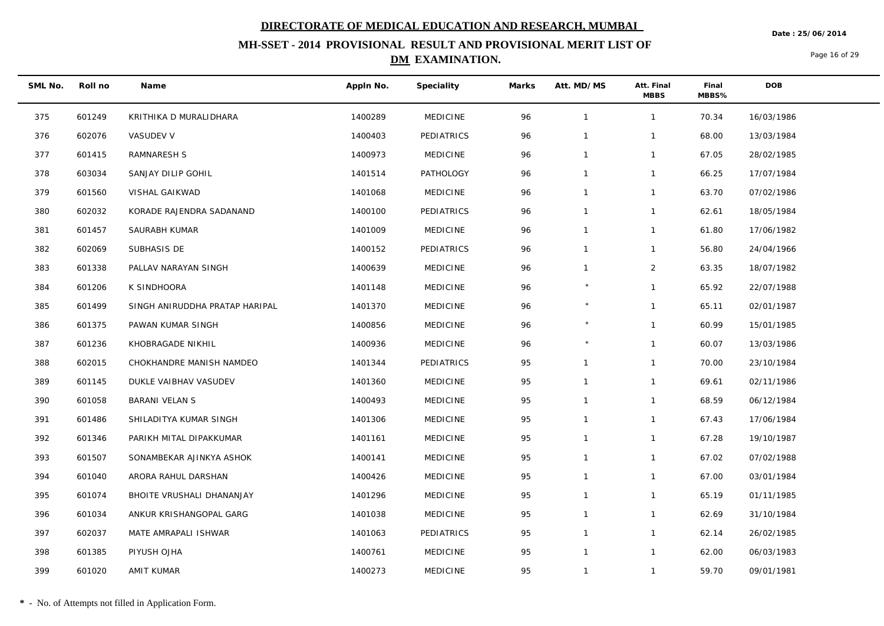# DIRECTORATE OF MEDICAL EDUCATION AND RESEARCH, MUMBAI

## MH-SSET - 2014 PROVISIONAL RESULT AND PROVISIONAL MERIT LIST OF DM EXAMINATION.

Date : 25/06/2014

| SML No. | Roll no | Name | Appln No. | Speciality | Marks | Att. MD/MS | Att. Final MBBS | Final MBBS% | DOB |
|---|---|---|---|---|---|---|---|---|---|
| 375 | 601249 | KRITHIKA D MURALIDHARA | 1400289 | MEDICINE | 96 | 1 | 1 | 70.34 | 16/03/1986 |
| 376 | 602076 | VASUDEV V | 1400403 | PEDIATRICS | 96 | 1 | 1 | 68.00 | 13/03/1984 |
| 377 | 601415 | RAMNARESH S | 1400973 | MEDICINE | 96 | 1 | 1 | 67.05 | 28/02/1985 |
| 378 | 603034 | SANJAY DILIP GOHIL | 1401514 | PATHOLOGY | 96 | 1 | 1 | 66.25 | 17/07/1984 |
| 379 | 601560 | VISHAL GAIKWAD | 1401068 | MEDICINE | 96 | 1 | 1 | 63.70 | 07/02/1986 |
| 380 | 602032 | KORADE RAJENDRA SADANAND | 1400100 | PEDIATRICS | 96 | 1 | 1 | 62.61 | 18/05/1984 |
| 381 | 601457 | SAURABH KUMAR | 1401009 | MEDICINE | 96 | 1 | 1 | 61.80 | 17/06/1982 |
| 382 | 602069 | SUBHASIS DE | 1400152 | PEDIATRICS | 96 | 1 | 1 | 56.80 | 24/04/1966 |
| 383 | 601338 | PALLAV NARAYAN SINGH | 1400639 | MEDICINE | 96 | 1 | 2 | 63.35 | 18/07/1982 |
| 384 | 601206 | K SINDHOORA | 1401148 | MEDICINE | 96 | * | 1 | 65.92 | 22/07/1988 |
| 385 | 601499 | SINGH ANIRUDDHA PRATAP HARIPAL | 1401370 | MEDICINE | 96 | * | 1 | 65.11 | 02/01/1987 |
| 386 | 601375 | PAWAN KUMAR SINGH | 1400856 | MEDICINE | 96 | * | 1 | 60.99 | 15/01/1985 |
| 387 | 601236 | KHOBRAGADE NIKHIL | 1400936 | MEDICINE | 96 | * | 1 | 60.07 | 13/03/1986 |
| 388 | 602015 | CHOKHANDRE MANISH NAMDEO | 1401344 | PEDIATRICS | 95 | 1 | 1 | 70.00 | 23/10/1984 |
| 389 | 601145 | DUKLE VAIBHAV VASUDEV | 1401360 | MEDICINE | 95 | 1 | 1 | 69.61 | 02/11/1986 |
| 390 | 601058 | BARANI VELAN S | 1400493 | MEDICINE | 95 | 1 | 1 | 68.59 | 06/12/1984 |
| 391 | 601486 | SHILADITYA KUMAR SINGH | 1401306 | MEDICINE | 95 | 1 | 1 | 67.43 | 17/06/1984 |
| 392 | 601346 | PARIKH MITAL DIPAKKUMAR | 1401161 | MEDICINE | 95 | 1 | 1 | 67.28 | 19/10/1987 |
| 393 | 601507 | SONAMBEKAR AJINKYA ASHOK | 1400141 | MEDICINE | 95 | 1 | 1 | 67.02 | 07/02/1988 |
| 394 | 601040 | ARORA RAHUL DARSHAN | 1400426 | MEDICINE | 95 | 1 | 1 | 67.00 | 03/01/1984 |
| 395 | 601074 | BHOITE VRUSHALI DHANANJAY | 1401296 | MEDICINE | 95 | 1 | 1 | 65.19 | 01/11/1985 |
| 396 | 601034 | ANKUR KRISHANGOPAL GARG | 1401038 | MEDICINE | 95 | 1 | 1 | 62.69 | 31/10/1984 |
| 397 | 602037 | MATE AMRAPALI ISHWAR | 1401063 | PEDIATRICS | 95 | 1 | 1 | 62.14 | 26/02/1985 |
| 398 | 601385 | PIYUSH OJHA | 1400761 | MEDICINE | 95 | 1 | 1 | 62.00 | 06/03/1983 |
| 399 | 601020 | AMIT KUMAR | 1400273 | MEDICINE | 95 | 1 | 1 | 59.70 | 09/01/1981 |

**\*** - No. of Attempts not filled in Application Form.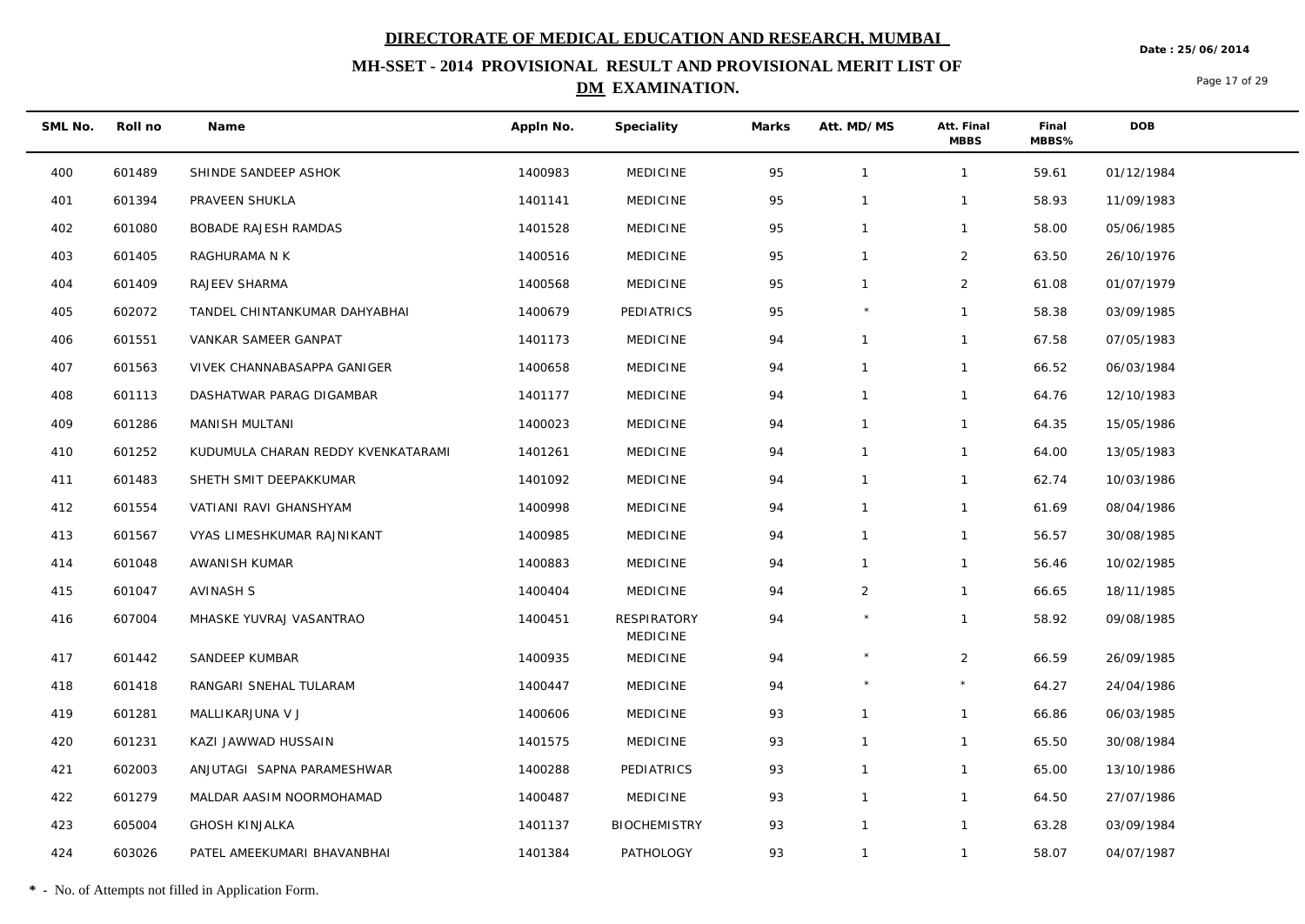# DIRECTORATE OF MEDICAL EDUCATION AND RESEARCH, MUMBAI

Date : 25/06/2014

## MH-SSET - 2014 PROVISIONAL RESULT AND PROVISIONAL MERIT LIST OF DM EXAMINATION.

| SML No. | Roll no | Name | Appln No. | Speciality | Marks | Att. MD/MS | Att. Final MBBS | Final MBBS% | DOB |
|---|---|---|---|---|---|---|---|---|---|
| 400 | 601489 | SHINDE SANDEEP ASHOK | 1400983 | MEDICINE | 95 | 1 | 1 | 59.61 | 01/12/1984 |
| 401 | 601394 | PRAVEEN SHUKLA | 1401141 | MEDICINE | 95 | 1 | 1 | 58.93 | 11/09/1983 |
| 402 | 601080 | BOBADE RAJESH RAMDAS | 1401528 | MEDICINE | 95 | 1 | 1 | 58.00 | 05/06/1985 |
| 403 | 601405 | RAGHURAMA N K | 1400516 | MEDICINE | 95 | 1 | 2 | 63.50 | 26/10/1976 |
| 404 | 601409 | RAJEEV SHARMA | 1400568 | MEDICINE | 95 | 1 | 2 | 61.08 | 01/07/1979 |
| 405 | 602072 | TANDEL CHINTANKUMAR DAHYABHAI | 1400679 | PEDIATRICS | 95 | * | 1 | 58.38 | 03/09/1985 |
| 406 | 601551 | VANKAR SAMEER GANPAT | 1401173 | MEDICINE | 94 | 1 | 1 | 67.58 | 07/05/1983 |
| 407 | 601563 | VIVEK CHANNABASAPPA GANIGER | 1400658 | MEDICINE | 94 | 1 | 1 | 66.52 | 06/03/1984 |
| 408 | 601113 | DASHATWAR PARAG DIGAMBAR | 1401177 | MEDICINE | 94 | 1 | 1 | 64.76 | 12/10/1983 |
| 409 | 601286 | MANISH MULTANI | 1400023 | MEDICINE | 94 | 1 | 1 | 64.35 | 15/05/1986 |
| 410 | 601252 | KUDUMULA CHARAN REDDY KVENKATARAMI | 1401261 | MEDICINE | 94 | 1 | 1 | 64.00 | 13/05/1983 |
| 411 | 601483 | SHETH SMIT DEEPAKKUMAR | 1401092 | MEDICINE | 94 | 1 | 1 | 62.74 | 10/03/1986 |
| 412 | 601554 | VATIANI RAVI GHANSHYAM | 1400998 | MEDICINE | 94 | 1 | 1 | 61.69 | 08/04/1986 |
| 413 | 601567 | VYAS LIMESHKUMAR RAJNIKANT | 1400985 | MEDICINE | 94 | 1 | 1 | 56.57 | 30/08/1985 |
| 414 | 601048 | AWANISH KUMAR | 1400883 | MEDICINE | 94 | 1 | 1 | 56.46 | 10/02/1985 |
| 415 | 601047 | AVINASH S | 1400404 | MEDICINE | 94 | 2 | 1 | 66.65 | 18/11/1985 |
| 416 | 607004 | MHASKE YUVRAJ VASANTRAO | 1400451 | RESPIRATORY MEDICINE | 94 | * | 1 | 58.92 | 09/08/1985 |
| 417 | 601442 | SANDEEP KUMBAR | 1400935 | MEDICINE | 94 | * | 2 | 66.59 | 26/09/1985 |
| 418 | 601418 | RANGARI SNEHAL TULARAM | 1400447 | MEDICINE | 94 | * | * | 64.27 | 24/04/1986 |
| 419 | 601281 | MALLIKARJUNA V J | 1400606 | MEDICINE | 93 | 1 | 1 | 66.86 | 06/03/1985 |
| 420 | 601231 | KAZI JAWWAD HUSSAIN | 1401575 | MEDICINE | 93 | 1 | 1 | 65.50 | 30/08/1984 |
| 421 | 602003 | ANJUTAGI SAPNA PARAMESHWAR | 1400288 | PEDIATRICS | 93 | 1 | 1 | 65.00 | 13/10/1986 |
| 422 | 601279 | MALDAR AASIM NOORMOHAMAD | 1400487 | MEDICINE | 93 | 1 | 1 | 64.50 | 27/07/1986 |
| 423 | 605004 | GHOSH KINJALKA | 1401137 | BIOCHEMISTRY | 93 | 1 | 1 | 63.28 | 03/09/1984 |
| 424 | 603026 | PATEL AMEEKUMARI BHAVANBHAI | 1401384 | PATHOLOGY | 93 | 1 | 1 | 58.07 | 04/07/1987 |

**\*** - No. of Attempts not filled in Application Form.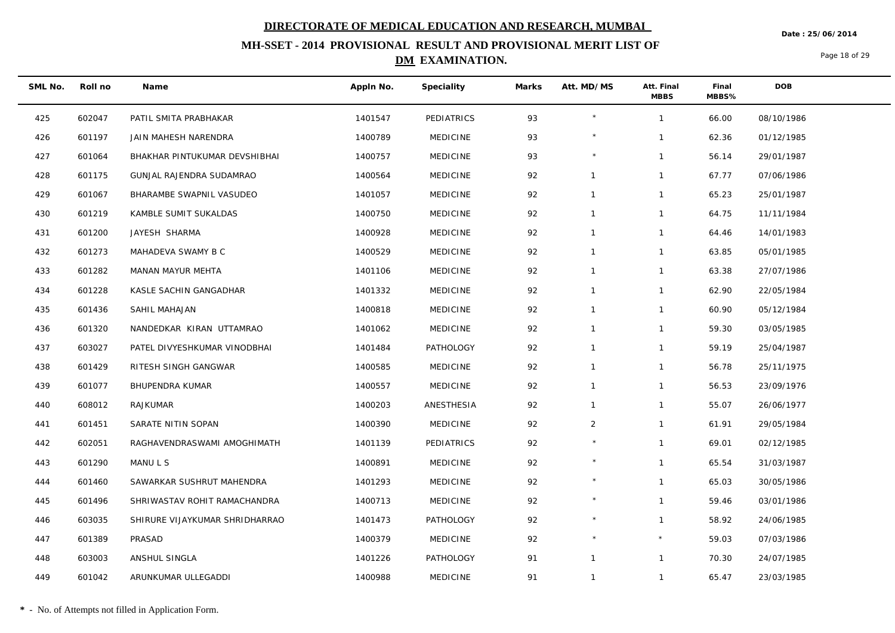# DIRECTORATE OF MEDICAL EDUCATION AND RESEARCH, MUMBAI

## MH-SSET - 2014 PROVISIONAL RESULT AND PROVISIONAL MERIT LIST OF DM EXAMINATION.

Date : 25/06/2014

| SML No. | Roll no | Name | Appln No. | Speciality | Marks | Att. MD/MS | Att. Final MBBS | Final MBBS% | DOB |
|---|---|---|---|---|---|---|---|---|---|
| 425 | 602047 | PATIL SMITA PRABHAKAR | 1401547 | PEDIATRICS | 93 | * | 1 | 66.00 | 08/10/1986 |
| 426 | 601197 | JAIN MAHESH NARENDRA | 1400789 | MEDICINE | 93 | * | 1 | 62.36 | 01/12/1985 |
| 427 | 601064 | BHAKHAR PINTUKUMAR DEVSHIBHAI | 1400757 | MEDICINE | 93 | * | 1 | 56.14 | 29/01/1987 |
| 428 | 601175 | GUNJAL RAJENDRA SUDAMRAO | 1400564 | MEDICINE | 92 | 1 | 1 | 67.77 | 07/06/1986 |
| 429 | 601067 | BHARAMBE SWAPNIL VASUDEO | 1401057 | MEDICINE | 92 | 1 | 1 | 65.23 | 25/01/1987 |
| 430 | 601219 | KAMBLE SUMIT SUKALDAS | 1400750 | MEDICINE | 92 | 1 | 1 | 64.75 | 11/11/1984 |
| 431 | 601200 | JAYESH SHARMA | 1400928 | MEDICINE | 92 | 1 | 1 | 64.46 | 14/01/1983 |
| 432 | 601273 | MAHADEVA SWAMY B C | 1400529 | MEDICINE | 92 | 1 | 1 | 63.85 | 05/01/1985 |
| 433 | 601282 | MANAN MAYUR MEHTA | 1401106 | MEDICINE | 92 | 1 | 1 | 63.38 | 27/07/1986 |
| 434 | 601228 | KASLE SACHIN GANGADHAR | 1401332 | MEDICINE | 92 | 1 | 1 | 62.90 | 22/05/1984 |
| 435 | 601436 | SAHIL MAHAJAN | 1400818 | MEDICINE | 92 | 1 | 1 | 60.90 | 05/12/1984 |
| 436 | 601320 | NANDEDKAR KIRAN UTTAMRAO | 1401062 | MEDICINE | 92 | 1 | 1 | 59.30 | 03/05/1985 |
| 437 | 603027 | PATEL DIVYESHKUMAR VINODBHAI | 1401484 | PATHOLOGY | 92 | 1 | 1 | 59.19 | 25/04/1987 |
| 438 | 601429 | RITESH SINGH GANGWAR | 1400585 | MEDICINE | 92 | 1 | 1 | 56.78 | 25/11/1975 |
| 439 | 601077 | BHUPENDRA KUMAR | 1400557 | MEDICINE | 92 | 1 | 1 | 56.53 | 23/09/1976 |
| 440 | 608012 | RAJKUMAR | 1400203 | ANESTHESIA | 92 | 1 | 1 | 55.07 | 26/06/1977 |
| 441 | 601451 | SARATE NITIN SOPAN | 1400390 | MEDICINE | 92 | 2 | 1 | 61.91 | 29/05/1984 |
| 442 | 602051 | RAGHAVENDRASWAMI AMOGHIMATH | 1401139 | PEDIATRICS | 92 | * | 1 | 69.01 | 02/12/1985 |
| 443 | 601290 | MANU L S | 1400891 | MEDICINE | 92 | * | 1 | 65.54 | 31/03/1987 |
| 444 | 601460 | SAWARKAR SUSHRUT MAHENDRA | 1401293 | MEDICINE | 92 | * | 1 | 65.03 | 30/05/1986 |
| 445 | 601496 | SHRIWASTAV ROHIT RAMACHANDRA | 1400713 | MEDICINE | 92 | * | 1 | 59.46 | 03/01/1986 |
| 446 | 603035 | SHIRURE VIJAYKUMAR SHRIDHARRAO | 1401473 | PATHOLOGY | 92 | * | 1 | 58.92 | 24/06/1985 |
| 447 | 601389 | PRASAD | 1400379 | MEDICINE | 92 | * | * | 59.03 | 07/03/1986 |
| 448 | 603003 | ANSHUL SINGLA | 1401226 | PATHOLOGY | 91 | 1 | 1 | 70.30 | 24/07/1985 |
| 449 | 601042 | ARUNKUMAR ULLEGADDI | 1400988 | MEDICINE | 91 | 1 | 1 | 65.47 | 23/03/1985 |

**\*** - No. of Attempts not filled in Application Form.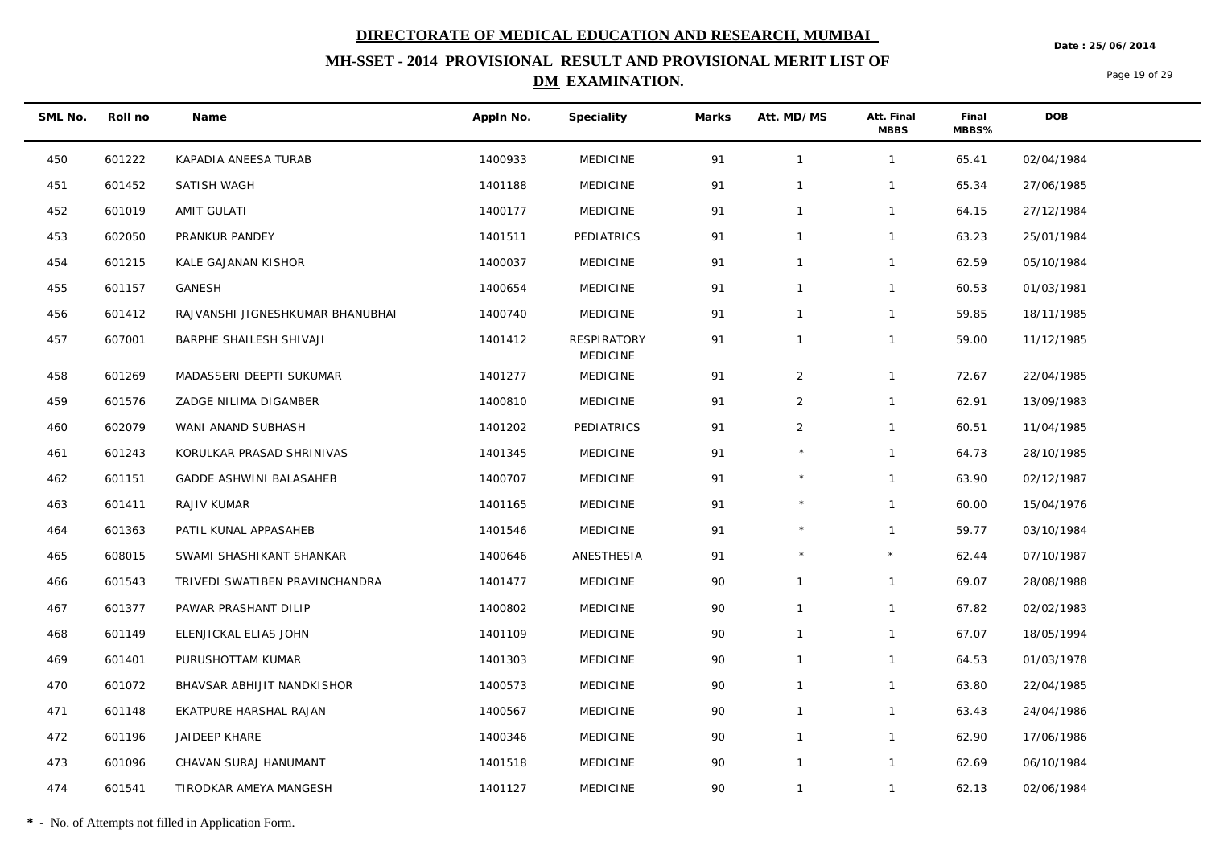# DIRECTORATE OF MEDICAL EDUCATION AND RESEARCH, MUMBAI

## MH-SSET - 2014 PROVISIONAL RESULT AND PROVISIONAL MERIT LIST OF DM EXAMINATION.

Date : 25/06/2014

| SML No. | Roll no | Name | Appln No. | Speciality | Marks | Att. MD/MS | Att. Final MBBS | Final MBBS% | DOB |
|---|---|---|---|---|---|---|---|---|---|
| 450 | 601222 | KAPADIA ANEESA TURAB | 1400933 | MEDICINE | 91 | 1 | 1 | 65.41 | 02/04/1984 |
| 451 | 601452 | SATISH WAGH | 1401188 | MEDICINE | 91 | 1 | 1 | 65.34 | 27/06/1985 |
| 452 | 601019 | AMIT GULATI | 1400177 | MEDICINE | 91 | 1 | 1 | 64.15 | 27/12/1984 |
| 453 | 602050 | PRANKUR PANDEY | 1401511 | PEDIATRICS | 91 | 1 | 1 | 63.23 | 25/01/1984 |
| 454 | 601215 | KALE GAJANAN KISHOR | 1400037 | MEDICINE | 91 | 1 | 1 | 62.59 | 05/10/1984 |
| 455 | 601157 | GANESH | 1400654 | MEDICINE | 91 | 1 | 1 | 60.53 | 01/03/1981 |
| 456 | 601412 | RAJVANSHI JIGNESHKUMAR BHANUBHAI | 1400740 | MEDICINE | 91 | 1 | 1 | 59.85 | 18/11/1985 |
| 457 | 607001 | BARPHE SHAILESH SHIVAJI | 1401412 | RESPIRATORY MEDICINE | 91 | 1 | 1 | 59.00 | 11/12/1985 |
| 458 | 601269 | MADASSERI DEEPTI SUKUMAR | 1401277 | MEDICINE | 91 | 2 | 1 | 72.67 | 22/04/1985 |
| 459 | 601576 | ZADGE NILIMA DIGAMBER | 1400810 | MEDICINE | 91 | 2 | 1 | 62.91 | 13/09/1983 |
| 460 | 602079 | WANI ANAND SUBHASH | 1401202 | PEDIATRICS | 91 | 2 | 1 | 60.51 | 11/04/1985 |
| 461 | 601243 | KORULKAR PRASAD SHRINIVAS | 1401345 | MEDICINE | 91 | * | 1 | 64.73 | 28/10/1985 |
| 462 | 601151 | GADDE ASHWINI BALASAHEB | 1400707 | MEDICINE | 91 | * | 1 | 63.90 | 02/12/1987 |
| 463 | 601411 | RAJIV KUMAR | 1401165 | MEDICINE | 91 | * | 1 | 60.00 | 15/04/1976 |
| 464 | 601363 | PATIL KUNAL APPASAHEB | 1401546 | MEDICINE | 91 | * | 1 | 59.77 | 03/10/1984 |
| 465 | 608015 | SWAMI SHASHIKANT SHANKAR | 1400646 | ANESTHESIA | 91 | * | * | 62.44 | 07/10/1987 |
| 466 | 601543 | TRIVEDI SWATIBEN PRAVINCHANDRA | 1401477 | MEDICINE | 90 | 1 | 1 | 69.07 | 28/08/1988 |
| 467 | 601377 | PAWAR PRASHANT DILIP | 1400802 | MEDICINE | 90 | 1 | 1 | 67.82 | 02/02/1983 |
| 468 | 601149 | ELENJICKAL ELIAS JOHN | 1401109 | MEDICINE | 90 | 1 | 1 | 67.07 | 18/05/1994 |
| 469 | 601401 | PURUSHOTTAM KUMAR | 1401303 | MEDICINE | 90 | 1 | 1 | 64.53 | 01/03/1978 |
| 470 | 601072 | BHAVSAR ABHIJIT NANDKISHOR | 1400573 | MEDICINE | 90 | 1 | 1 | 63.80 | 22/04/1985 |
| 471 | 601148 | EKATPURE HARSHAL RAJAN | 1400567 | MEDICINE | 90 | 1 | 1 | 63.43 | 24/04/1986 |
| 472 | 601196 | JAIDEEP KHARE | 1400346 | MEDICINE | 90 | 1 | 1 | 62.90 | 17/06/1986 |
| 473 | 601096 | CHAVAN SURAJ HANUMANT | 1401518 | MEDICINE | 90 | 1 | 1 | 62.69 | 06/10/1984 |
| 474 | 601541 | TIRODKAR AMEYA MANGESH | 1401127 | MEDICINE | 90 | 1 | 1 | 62.13 | 02/06/1984 |

**\*** - No. of Attempts not filled in Application Form.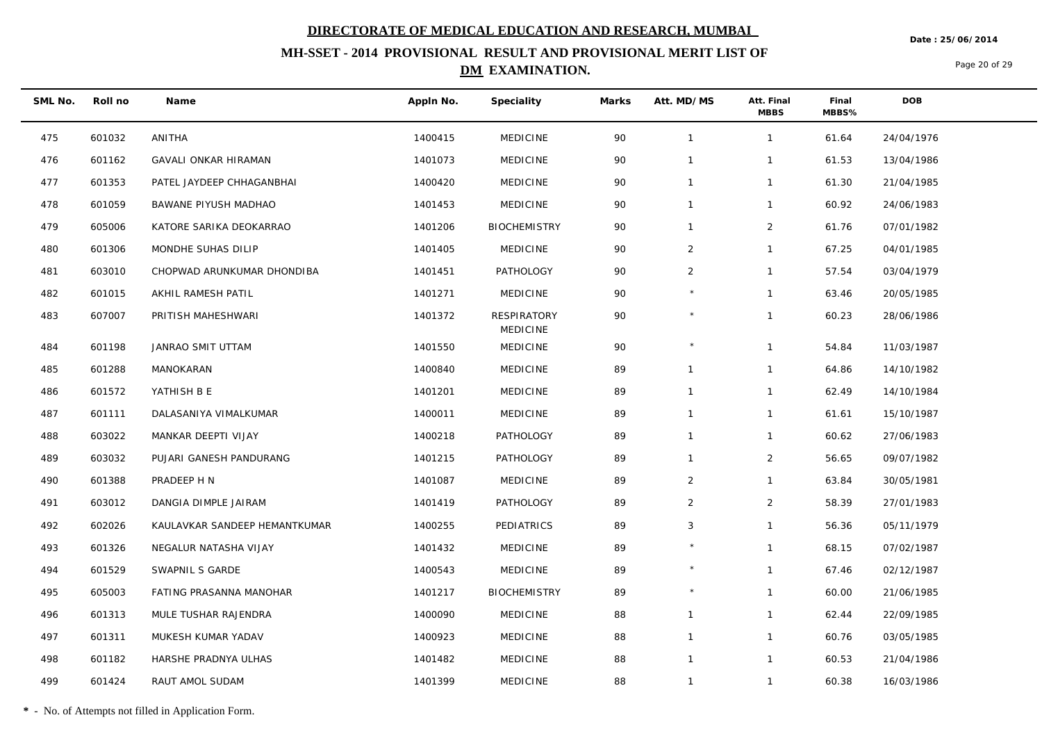# DIRECTORATE OF MEDICAL EDUCATION AND RESEARCH, MUMBAI

## MH-SSET - 2014 PROVISIONAL RESULT AND PROVISIONAL MERIT LIST OF DM EXAMINATION.

Date : 25/06/2014

| SML No. | Roll no | Name | Appln No. | Speciality | Marks | Att. MD/MS | Att. Final MBBS | Final MBBS% | DOB |
|---|---|---|---|---|---|---|---|---|---|
| 475 | 601032 | ANITHA | 1400415 | MEDICINE | 90 | 1 | 1 | 61.64 | 24/04/1976 |
| 476 | 601162 | GAVALI ONKAR HIRAMAN | 1401073 | MEDICINE | 90 | 1 | 1 | 61.53 | 13/04/1986 |
| 477 | 601353 | PATEL JAYDEEP CHHAGANBHAI | 1400420 | MEDICINE | 90 | 1 | 1 | 61.30 | 21/04/1985 |
| 478 | 601059 | BAWANE PIYUSH MADHAO | 1401453 | MEDICINE | 90 | 1 | 1 | 60.92 | 24/06/1983 |
| 479 | 605006 | KATORE SARIKA DEOKARRAO | 1401206 | BIOCHEMISTRY | 90 | 1 | 2 | 61.76 | 07/01/1982 |
| 480 | 601306 | MONDHE SUHAS DILIP | 1401405 | MEDICINE | 90 | 2 | 1 | 67.25 | 04/01/1985 |
| 481 | 603010 | CHOPWAD ARUNKUMAR DHONDIBA | 1401451 | PATHOLOGY | 90 | 2 | 1 | 57.54 | 03/04/1979 |
| 482 | 601015 | AKHIL RAMESH PATIL | 1401271 | MEDICINE | 90 | * | 1 | 63.46 | 20/05/1985 |
| 483 | 607007 | PRITISH MAHESHWARI | 1401372 | RESPIRATORY MEDICINE | 90 | * | 1 | 60.23 | 28/06/1986 |
| 484 | 601198 | JANRAO SMIT UTTAM | 1401550 | MEDICINE | 90 | * | 1 | 54.84 | 11/03/1987 |
| 485 | 601288 | MANOKARAN | 1400840 | MEDICINE | 89 | 1 | 1 | 64.86 | 14/10/1982 |
| 486 | 601572 | YATHISH B E | 1401201 | MEDICINE | 89 | 1 | 1 | 62.49 | 14/10/1984 |
| 487 | 601111 | DALASANIYA VIMALKUMAR | 1400011 | MEDICINE | 89 | 1 | 1 | 61.61 | 15/10/1987 |
| 488 | 603022 | MANKAR DEEPTI VIJAY | 1400218 | PATHOLOGY | 89 | 1 | 1 | 60.62 | 27/06/1983 |
| 489 | 603032 | PUJARI GANESH PANDURANG | 1401215 | PATHOLOGY | 89 | 1 | 2 | 56.65 | 09/07/1982 |
| 490 | 601388 | PRADEEP H N | 1401087 | MEDICINE | 89 | 2 | 1 | 63.84 | 30/05/1981 |
| 491 | 603012 | DANGIA DIMPLE JAIRAM | 1401419 | PATHOLOGY | 89 | 2 | 2 | 58.39 | 27/01/1983 |
| 492 | 602026 | KAULAVKAR SANDEEP HEMANTKUMAR | 1400255 | PEDIATRICS | 89 | 3 | 1 | 56.36 | 05/11/1979 |
| 493 | 601326 | NEGALUR NATASHA VIJAY | 1401432 | MEDICINE | 89 | * | 1 | 68.15 | 07/02/1987 |
| 494 | 601529 | SWAPNIL S GARDE | 1400543 | MEDICINE | 89 | * | 1 | 67.46 | 02/12/1987 |
| 495 | 605003 | FATING PRASANNA MANOHAR | 1401217 | BIOCHEMISTRY | 89 | * | 1 | 60.00 | 21/06/1985 |
| 496 | 601313 | MULE TUSHAR RAJENDRA | 1400090 | MEDICINE | 88 | 1 | 1 | 62.44 | 22/09/1985 |
| 497 | 601311 | MUKESH KUMAR YADAV | 1400923 | MEDICINE | 88 | 1 | 1 | 60.76 | 03/05/1985 |
| 498 | 601182 | HARSHE PRADNYA ULHAS | 1401482 | MEDICINE | 88 | 1 | 1 | 60.53 | 21/04/1986 |
| 499 | 601424 | RAUT AMOL SUDAM | 1401399 | MEDICINE | 88 | 1 | 1 | 60.38 | 16/03/1986 |

**\*** - No. of Attempts not filled in Application Form.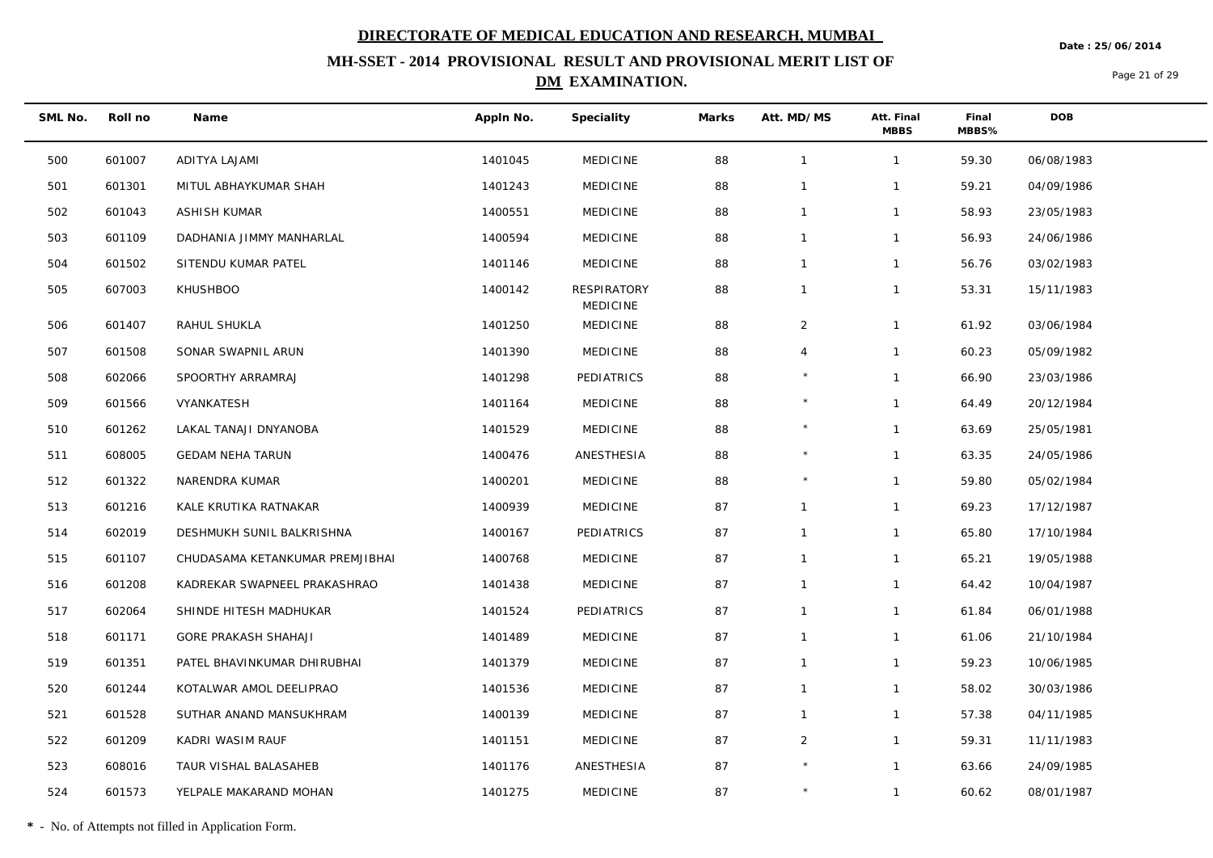# DIRECTORATE OF MEDICAL EDUCATION AND RESEARCH, MUMBAI

Date : 25/06/2014

## MH-SSET - 2014 PROVISIONAL RESULT AND PROVISIONAL MERIT LIST OF DM EXAMINATION.

| SML No. | Roll no | Name | Appln No. | Speciality | Marks | Att. MD/MS | Att. Final MBBS | Final MBBS% | DOB |
|---|---|---|---|---|---|---|---|---|---|
| 500 | 601007 | ADITYA LAJAMI | 1401045 | MEDICINE | 88 | 1 | 1 | 59.30 | 06/08/1983 |
| 501 | 601301 | MITUL ABHAYKUMAR SHAH | 1401243 | MEDICINE | 88 | 1 | 1 | 59.21 | 04/09/1986 |
| 502 | 601043 | ASHISH KUMAR | 1400551 | MEDICINE | 88 | 1 | 1 | 58.93 | 23/05/1983 |
| 503 | 601109 | DADHANIA JIMMY MANHARLAL | 1400594 | MEDICINE | 88 | 1 | 1 | 56.93 | 24/06/1986 |
| 504 | 601502 | SITENDU KUMAR PATEL | 1401146 | MEDICINE | 88 | 1 | 1 | 56.76 | 03/02/1983 |
| 505 | 607003 | KHUSHBOO | 1400142 | RESPIRATORY MEDICINE | 88 | 1 | 1 | 53.31 | 15/11/1983 |
| 506 | 601407 | RAHUL SHUKLA | 1401250 | MEDICINE | 88 | 2 | 1 | 61.92 | 03/06/1984 |
| 507 | 601508 | SONAR SWAPNIL ARUN | 1401390 | MEDICINE | 88 | 4 | 1 | 60.23 | 05/09/1982 |
| 508 | 602066 | SPOORTHY ARRAMRAJ | 1401298 | PEDIATRICS | 88 | * | 1 | 66.90 | 23/03/1986 |
| 509 | 601566 | VYANKATESH | 1401164 | MEDICINE | 88 | * | 1 | 64.49 | 20/12/1984 |
| 510 | 601262 | LAKAL TANAJI DNYANOBA | 1401529 | MEDICINE | 88 | * | 1 | 63.69 | 25/05/1981 |
| 511 | 608005 | GEDAM NEHA TARUN | 1400476 | ANESTHESIA | 88 | * | 1 | 63.35 | 24/05/1986 |
| 512 | 601322 | NARENDRA KUMAR | 1400201 | MEDICINE | 88 | * | 1 | 59.80 | 05/02/1984 |
| 513 | 601216 | KALE KRUTIKA RATNAKAR | 1400939 | MEDICINE | 87 | 1 | 1 | 69.23 | 17/12/1987 |
| 514 | 602019 | DESHMUKH SUNIL BALKRISHNA | 1400167 | PEDIATRICS | 87 | 1 | 1 | 65.80 | 17/10/1984 |
| 515 | 601107 | CHUDASAMA KETANKUMAR PREMJIBHAI | 1400768 | MEDICINE | 87 | 1 | 1 | 65.21 | 19/05/1988 |
| 516 | 601208 | KADREKAR SWAPNEEL PRAKASHRAO | 1401438 | MEDICINE | 87 | 1 | 1 | 64.42 | 10/04/1987 |
| 517 | 602064 | SHINDE HITESH MADHUKAR | 1401524 | PEDIATRICS | 87 | 1 | 1 | 61.84 | 06/01/1988 |
| 518 | 601171 | GORE PRAKASH SHAHAJI | 1401489 | MEDICINE | 87 | 1 | 1 | 61.06 | 21/10/1984 |
| 519 | 601351 | PATEL BHAVINKUMAR DHIRUBHAI | 1401379 | MEDICINE | 87 | 1 | 1 | 59.23 | 10/06/1985 |
| 520 | 601244 | KOTALWAR AMOL DEELIPRAO | 1401536 | MEDICINE | 87 | 1 | 1 | 58.02 | 30/03/1986 |
| 521 | 601528 | SUTHAR ANAND MANSUKHRAM | 1400139 | MEDICINE | 87 | 1 | 1 | 57.38 | 04/11/1985 |
| 522 | 601209 | KADRI WASIM RAUF | 1401151 | MEDICINE | 87 | 2 | 1 | 59.31 | 11/11/1983 |
| 523 | 608016 | TAUR VISHAL BALASAHEB | 1401176 | ANESTHESIA | 87 | * | 1 | 63.66 | 24/09/1985 |
| 524 | 601573 | YELPALE MAKARAND MOHAN | 1401275 | MEDICINE | 87 | * | 1 | 60.62 | 08/01/1987 |

**\*** - No. of Attempts not filled in Application Form.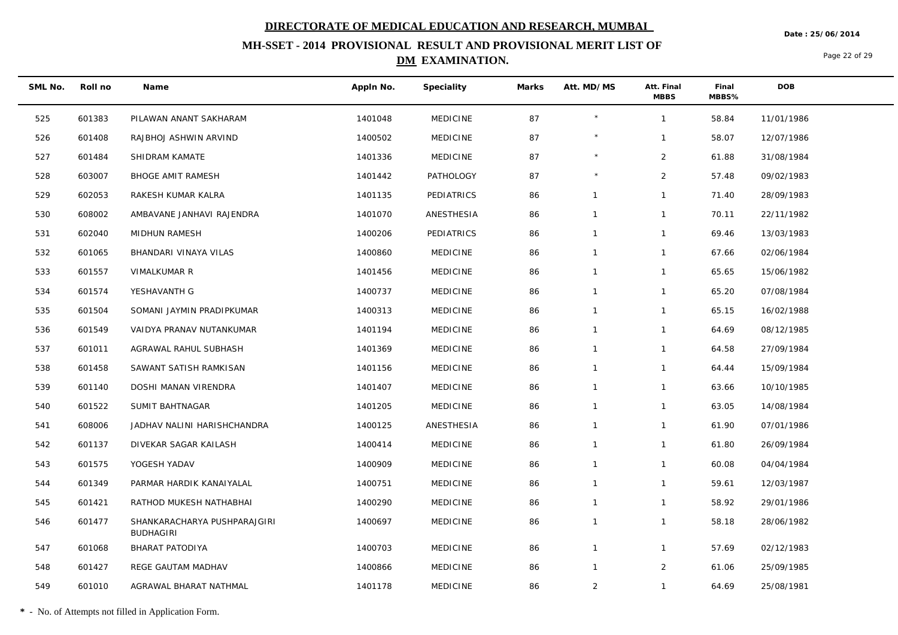# DIRECTORATE OF MEDICAL EDUCATION AND RESEARCH, MUMBAI

Date : 25/06/2014

## MH-SSET - 2014 PROVISIONAL RESULT AND PROVISIONAL MERIT LIST OF DM EXAMINATION.

| SML No. | Roll no | Name | Appln No. | Speciality | Marks | Att. MD/MS | Att. Final MBBS | Final MBBS% | DOB |
|---|---|---|---|---|---|---|---|---|---|
| 525 | 601383 | PILAWAN ANANT SAKHARAM | 1401048 | MEDICINE | 87 | * | 1 | 58.84 | 11/01/1986 |
| 526 | 601408 | RAJBHOJ ASHWIN ARVIND | 1400502 | MEDICINE | 87 | * | 1 | 58.07 | 12/07/1986 |
| 527 | 601484 | SHIDRAM KAMATE | 1401336 | MEDICINE | 87 | * | 2 | 61.88 | 31/08/1984 |
| 528 | 603007 | BHOGE AMIT RAMESH | 1401442 | PATHOLOGY | 87 | * | 2 | 57.48 | 09/02/1983 |
| 529 | 602053 | RAKESH KUMAR KALRA | 1401135 | PEDIATRICS | 86 | 1 | 1 | 71.40 | 28/09/1983 |
| 530 | 608002 | AMBAVANE JANHAVI RAJENDRA | 1401070 | ANESTHESIA | 86 | 1 | 1 | 70.11 | 22/11/1982 |
| 531 | 602040 | MIDHUN RAMESH | 1400206 | PEDIATRICS | 86 | 1 | 1 | 69.46 | 13/03/1983 |
| 532 | 601065 | BHANDARI VINAYA VILAS | 1400860 | MEDICINE | 86 | 1 | 1 | 67.66 | 02/06/1984 |
| 533 | 601557 | VIMALKUMAR R | 1401456 | MEDICINE | 86 | 1 | 1 | 65.65 | 15/06/1982 |
| 534 | 601574 | YESHAVANTH G | 1400737 | MEDICINE | 86 | 1 | 1 | 65.20 | 07/08/1984 |
| 535 | 601504 | SOMANI JAYMIN PRADIPKUMAR | 1400313 | MEDICINE | 86 | 1 | 1 | 65.15 | 16/02/1988 |
| 536 | 601549 | VAIDYA PRANAV NUTANKUMAR | 1401194 | MEDICINE | 86 | 1 | 1 | 64.69 | 08/12/1985 |
| 537 | 601011 | AGRAWAL RAHUL SUBHASH | 1401369 | MEDICINE | 86 | 1 | 1 | 64.58 | 27/09/1984 |
| 538 | 601458 | SAWANT SATISH RAMKISAN | 1401156 | MEDICINE | 86 | 1 | 1 | 64.44 | 15/09/1984 |
| 539 | 601140 | DOSHI MANAN VIRENDRA | 1401407 | MEDICINE | 86 | 1 | 1 | 63.66 | 10/10/1985 |
| 540 | 601522 | SUMIT BAHTNAGAR | 1401205 | MEDICINE | 86 | 1 | 1 | 63.05 | 14/08/1984 |
| 541 | 608006 | JADHAV NALINI HARISHCHANDRA | 1400125 | ANESTHESIA | 86 | 1 | 1 | 61.90 | 07/01/1986 |
| 542 | 601137 | DIVEKAR SAGAR KAILASH | 1400414 | MEDICINE | 86 | 1 | 1 | 61.80 | 26/09/1984 |
| 543 | 601575 | YOGESH YADAV | 1400909 | MEDICINE | 86 | 1 | 1 | 60.08 | 04/04/1984 |
| 544 | 601349 | PARMAR HARDIK KANAIYALAL | 1400751 | MEDICINE | 86 | 1 | 1 | 59.61 | 12/03/1987 |
| 545 | 601421 | RATHOD MUKESH NATHABHAI | 1400290 | MEDICINE | 86 | 1 | 1 | 58.92 | 29/01/1986 |
| 546 | 601477 | SHANKARACHARYA PUSHPARAJGIRI BUDHAGIRI | 1400697 | MEDICINE | 86 | 1 | 1 | 58.18 | 28/06/1982 |
| 547 | 601068 | BHARAT PATODIYA | 1400703 | MEDICINE | 86 | 1 | 1 | 57.69 | 02/12/1983 |
| 548 | 601427 | REGE GAUTAM MADHAV | 1400866 | MEDICINE | 86 | 1 | 2 | 61.06 | 25/09/1985 |
| 549 | 601010 | AGRAWAL BHARAT NATHMAL | 1401178 | MEDICINE | 86 | 2 | 1 | 64.69 | 25/08/1981 |

**\*** - No. of Attempts not filled in Application Form.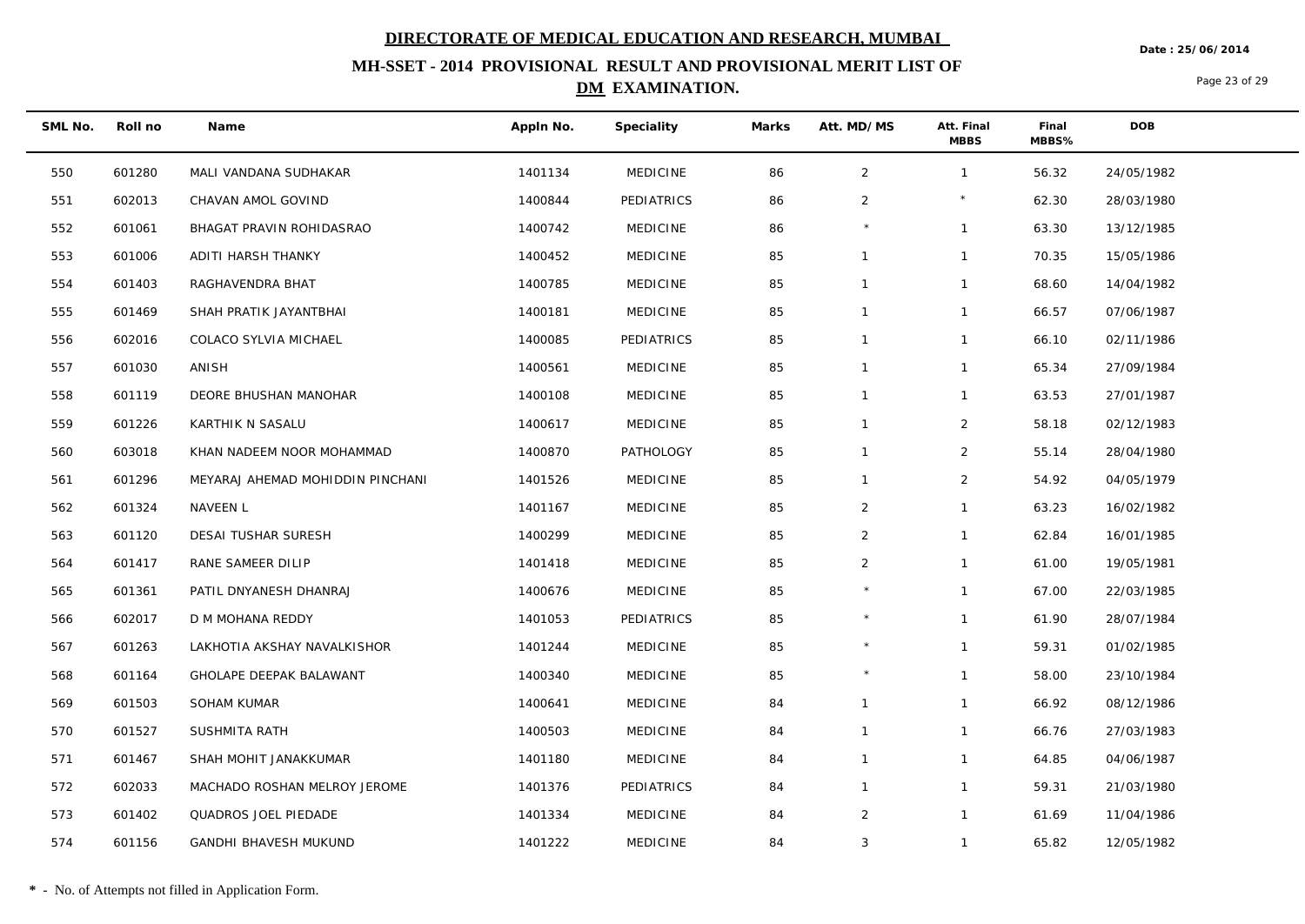# DIRECTORATE OF MEDICAL EDUCATION AND RESEARCH, MUMBAI

## MH-SSET - 2014 PROVISIONAL RESULT AND PROVISIONAL MERIT LIST OF DM EXAMINATION.

Date : 25/06/2014

| SML No. | Roll no | Name | Appln No. | Speciality | Marks | Att. MD/MS | Att. Final MBBS | Final MBBS% | DOB |
|---|---|---|---|---|---|---|---|---|---|
| 550 | 601280 | MALI VANDANA SUDHAKAR | 1401134 | MEDICINE | 86 | 2 | 1 | 56.32 | 24/05/1982 |
| 551 | 602013 | CHAVAN AMOL GOVIND | 1400844 | PEDIATRICS | 86 | 2 | * | 62.30 | 28/03/1980 |
| 552 | 601061 | BHAGAT PRAVIN ROHIDASRAO | 1400742 | MEDICINE | 86 | * | 1 | 63.30 | 13/12/1985 |
| 553 | 601006 | ADITI HARSH THANKY | 1400452 | MEDICINE | 85 | 1 | 1 | 70.35 | 15/05/1986 |
| 554 | 601403 | RAGHAVENDRA BHAT | 1400785 | MEDICINE | 85 | 1 | 1 | 68.60 | 14/04/1982 |
| 555 | 601469 | SHAH PRATIK JAYANTBHAI | 1400181 | MEDICINE | 85 | 1 | 1 | 66.57 | 07/06/1987 |
| 556 | 602016 | COLACO SYLVIA MICHAEL | 1400085 | PEDIATRICS | 85 | 1 | 1 | 66.10 | 02/11/1986 |
| 557 | 601030 | ANISH | 1400561 | MEDICINE | 85 | 1 | 1 | 65.34 | 27/09/1984 |
| 558 | 601119 | DEORE BHUSHAN MANOHAR | 1400108 | MEDICINE | 85 | 1 | 1 | 63.53 | 27/01/1987 |
| 559 | 601226 | KARTHIK N SASALU | 1400617 | MEDICINE | 85 | 1 | 2 | 58.18 | 02/12/1983 |
| 560 | 603018 | KHAN NADEEM NOOR MOHAMMAD | 1400870 | PATHOLOGY | 85 | 1 | 2 | 55.14 | 28/04/1980 |
| 561 | 601296 | MEYARAJ AHEMAD MOHIDDIN PINCHANI | 1401526 | MEDICINE | 85 | 1 | 2 | 54.92 | 04/05/1979 |
| 562 | 601324 | NAVEEN L | 1401167 | MEDICINE | 85 | 2 | 1 | 63.23 | 16/02/1982 |
| 563 | 601120 | DESAI TUSHAR SURESH | 1400299 | MEDICINE | 85 | 2 | 1 | 62.84 | 16/01/1985 |
| 564 | 601417 | RANE SAMEER DILIP | 1401418 | MEDICINE | 85 | 2 | 1 | 61.00 | 19/05/1981 |
| 565 | 601361 | PATIL DNYANESH DHANRAJ | 1400676 | MEDICINE | 85 | * | 1 | 67.00 | 22/03/1985 |
| 566 | 602017 | D M MOHANA REDDY | 1401053 | PEDIATRICS | 85 | * | 1 | 61.90 | 28/07/1984 |
| 567 | 601263 | LAKHOTIA AKSHAY NAVALKISHOR | 1401244 | MEDICINE | 85 | * | 1 | 59.31 | 01/02/1985 |
| 568 | 601164 | GHOLAPE DEEPAK BALAWANT | 1400340 | MEDICINE | 85 | * | 1 | 58.00 | 23/10/1984 |
| 569 | 601503 | SOHAM KUMAR | 1400641 | MEDICINE | 84 | 1 | 1 | 66.92 | 08/12/1986 |
| 570 | 601527 | SUSHMITA RATH | 1400503 | MEDICINE | 84 | 1 | 1 | 66.76 | 27/03/1983 |
| 571 | 601467 | SHAH MOHIT JANAKKUMAR | 1401180 | MEDICINE | 84 | 1 | 1 | 64.85 | 04/06/1987 |
| 572 | 602033 | MACHADO ROSHAN MELROY JEROME | 1401376 | PEDIATRICS | 84 | 1 | 1 | 59.31 | 21/03/1980 |
| 573 | 601402 | QUADROS JOEL PIEDADE | 1401334 | MEDICINE | 84 | 2 | 1 | 61.69 | 11/04/1986 |
| 574 | 601156 | GANDHI BHAVESH MUKUND | 1401222 | MEDICINE | 84 | 3 | 1 | 65.82 | 12/05/1982 |

**\*** - No. of Attempts not filled in Application Form.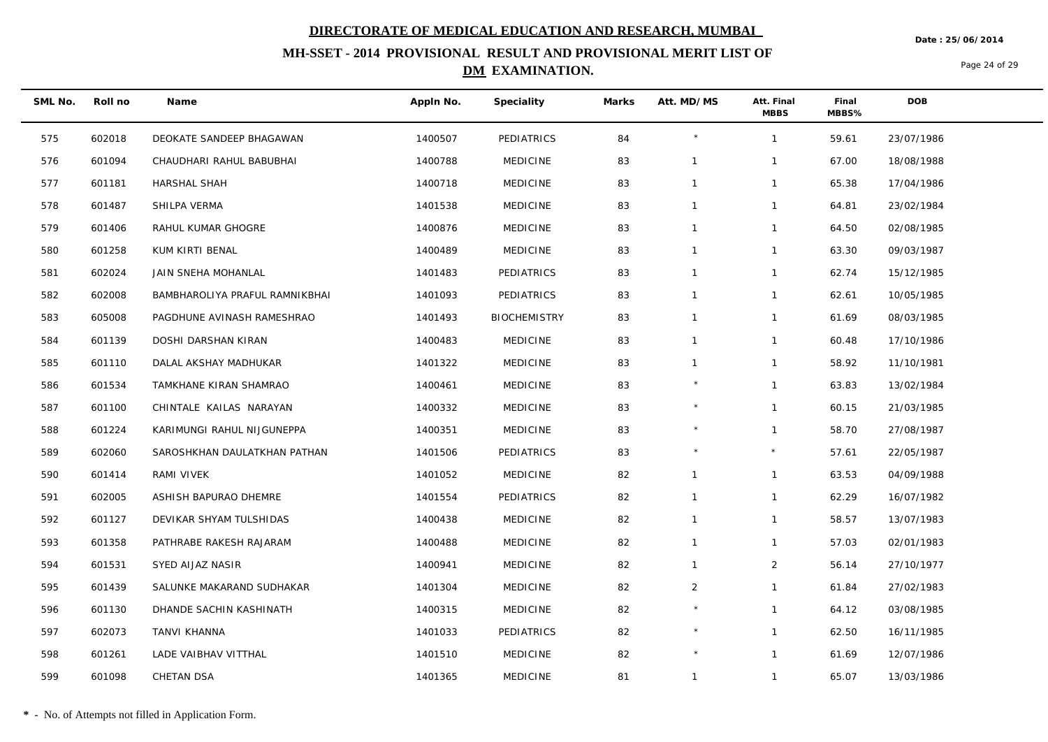# DIRECTORATE OF MEDICAL EDUCATION AND RESEARCH, MUMBAI

Date : 25/06/2014

## MH-SSET - 2014 PROVISIONAL RESULT AND PROVISIONAL MERIT LIST OF DM EXAMINATION.

| SML No. | Roll no | Name | Appln No. | Speciality | Marks | Att. MD/MS | Att. Final MBBS | Final MBBS% | DOB |
|---|---|---|---|---|---|---|---|---|---|
| 575 | 602018 | DEOKATE SANDEEP BHAGAWAN | 1400507 | PEDIATRICS | 84 | * | 1 | 59.61 | 23/07/1986 |
| 576 | 601094 | CHAUDHARI RAHUL BABUBHAI | 1400788 | MEDICINE | 83 | 1 | 1 | 67.00 | 18/08/1988 |
| 577 | 601181 | HARSHAL SHAH | 1400718 | MEDICINE | 83 | 1 | 1 | 65.38 | 17/04/1986 |
| 578 | 601487 | SHILPA VERMA | 1401538 | MEDICINE | 83 | 1 | 1 | 64.81 | 23/02/1984 |
| 579 | 601406 | RAHUL KUMAR GHOGRE | 1400876 | MEDICINE | 83 | 1 | 1 | 64.50 | 02/08/1985 |
| 580 | 601258 | KUM KIRTI BENAL | 1400489 | MEDICINE | 83 | 1 | 1 | 63.30 | 09/03/1987 |
| 581 | 602024 | JAIN SNEHA MOHANLAL | 1401483 | PEDIATRICS | 83 | 1 | 1 | 62.74 | 15/12/1985 |
| 582 | 602008 | BAMBHAROLIYA PRAFUL RAMNIKBHAI | 1401093 | PEDIATRICS | 83 | 1 | 1 | 62.61 | 10/05/1985 |
| 583 | 605008 | PAGDHUNE AVINASH RAMESHRAO | 1401493 | BIOCHEMISTRY | 83 | 1 | 1 | 61.69 | 08/03/1985 |
| 584 | 601139 | DOSHI DARSHAN KIRAN | 1400483 | MEDICINE | 83 | 1 | 1 | 60.48 | 17/10/1986 |
| 585 | 601110 | DALAL AKSHAY MADHUKAR | 1401322 | MEDICINE | 83 | 1 | 1 | 58.92 | 11/10/1981 |
| 586 | 601534 | TAMKHANE KIRAN SHAMRAO | 1400461 | MEDICINE | 83 | * | 1 | 63.83 | 13/02/1984 |
| 587 | 601100 | CHINTALE KAILAS NARAYAN | 1400332 | MEDICINE | 83 | * | 1 | 60.15 | 21/03/1985 |
| 588 | 601224 | KARIMUNGI RAHUL NIJGUNEPPA | 1400351 | MEDICINE | 83 | * | 1 | 58.70 | 27/08/1987 |
| 589 | 602060 | SAROSHKHAN DAULATKHAN PATHAN | 1401506 | PEDIATRICS | 83 | * | * | 57.61 | 22/05/1987 |
| 590 | 601414 | RAMI VIVEK | 1401052 | MEDICINE | 82 | 1 | 1 | 63.53 | 04/09/1988 |
| 591 | 602005 | ASHISH BAPURAO DHEMRE | 1401554 | PEDIATRICS | 82 | 1 | 1 | 62.29 | 16/07/1982 |
| 592 | 601127 | DEVIKAR SHYAM TULSHIDAS | 1400438 | MEDICINE | 82 | 1 | 1 | 58.57 | 13/07/1983 |
| 593 | 601358 | PATHRABE RAKESH RAJARAM | 1400488 | MEDICINE | 82 | 1 | 1 | 57.03 | 02/01/1983 |
| 594 | 601531 | SYED AIJAZ NASIR | 1400941 | MEDICINE | 82 | 1 | 2 | 56.14 | 27/10/1977 |
| 595 | 601439 | SALUNKE MAKARAND SUDHAKAR | 1401304 | MEDICINE | 82 | 2 | 1 | 61.84 | 27/02/1983 |
| 596 | 601130 | DHANDE SACHIN KASHINATH | 1400315 | MEDICINE | 82 | * | 1 | 64.12 | 03/08/1985 |
| 597 | 602073 | TANVI KHANNA | 1401033 | PEDIATRICS | 82 | * | 1 | 62.50 | 16/11/1985 |
| 598 | 601261 | LADE VAIBHAV VITTHAL | 1401510 | MEDICINE | 82 | * | 1 | 61.69 | 12/07/1986 |
| 599 | 601098 | CHETAN DSA | 1401365 | MEDICINE | 81 | 1 | 1 | 65.07 | 13/03/1986 |

**\*** - No. of Attempts not filled in Application Form.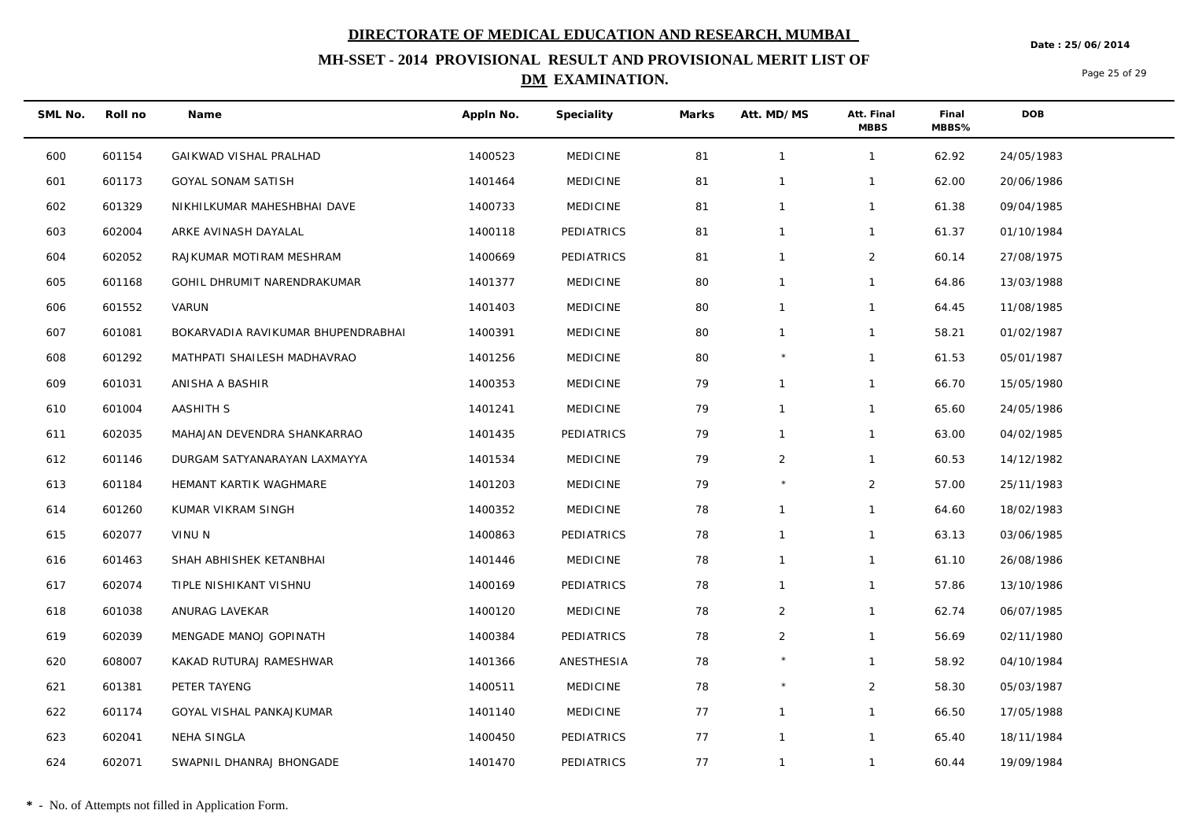# DIRECTORATE OF MEDICAL EDUCATION AND RESEARCH, MUMBAI

## MH-SSET - 2014 PROVISIONAL RESULT AND PROVISIONAL MERIT LIST OF DM EXAMINATION.

Date : 25/06/2014

| SML No. | Roll no | Name | Appln No. | Speciality | Marks | Att. MD/MS | Att. Final MBBS | Final MBBS% | DOB |
|---|---|---|---|---|---|---|---|---|---|
| 600 | 601154 | GAIKWAD VISHAL PRALHAD | 1400523 | MEDICINE | 81 | 1 | 1 | 62.92 | 24/05/1983 |
| 601 | 601173 | GOYAL SONAM SATISH | 1401464 | MEDICINE | 81 | 1 | 1 | 62.00 | 20/06/1986 |
| 602 | 601329 | NIKHILKUMAR MAHESHBHAI DAVE | 1400733 | MEDICINE | 81 | 1 | 1 | 61.38 | 09/04/1985 |
| 603 | 602004 | ARKE AVINASH DAYALAL | 1400118 | PEDIATRICS | 81 | 1 | 1 | 61.37 | 01/10/1984 |
| 604 | 602052 | RAJKUMAR MOTIRAM MESHRAM | 1400669 | PEDIATRICS | 81 | 1 | 2 | 60.14 | 27/08/1975 |
| 605 | 601168 | GOHIL DHRUMIT NARENDRAKUMAR | 1401377 | MEDICINE | 80 | 1 | 1 | 64.86 | 13/03/1988 |
| 606 | 601552 | VARUN | 1401403 | MEDICINE | 80 | 1 | 1 | 64.45 | 11/08/1985 |
| 607 | 601081 | BOKARVADIA RAVIKUMAR BHUPENDRABHAI | 1400391 | MEDICINE | 80 | 1 | 1 | 58.21 | 01/02/1987 |
| 608 | 601292 | MATHPATI SHAILESH MADHAVRAO | 1401256 | MEDICINE | 80 | * | 1 | 61.53 | 05/01/1987 |
| 609 | 601031 | ANISHA A BASHIR | 1400353 | MEDICINE | 79 | 1 | 1 | 66.70 | 15/05/1980 |
| 610 | 601004 | AASHITH S | 1401241 | MEDICINE | 79 | 1 | 1 | 65.60 | 24/05/1986 |
| 611 | 602035 | MAHAJAN DEVENDRA SHANKARRAO | 1401435 | PEDIATRICS | 79 | 1 | 1 | 63.00 | 04/02/1985 |
| 612 | 601146 | DURGAM SATYANARAYAN LAXMAYYA | 1401534 | MEDICINE | 79 | 2 | 1 | 60.53 | 14/12/1982 |
| 613 | 601184 | HEMANT KARTIK WAGHMARE | 1401203 | MEDICINE | 79 | * | 2 | 57.00 | 25/11/1983 |
| 614 | 601260 | KUMAR VIKRAM SINGH | 1400352 | MEDICINE | 78 | 1 | 1 | 64.60 | 18/02/1983 |
| 615 | 602077 | VINU N | 1400863 | PEDIATRICS | 78 | 1 | 1 | 63.13 | 03/06/1985 |
| 616 | 601463 | SHAH ABHISHEK KETANBHAI | 1401446 | MEDICINE | 78 | 1 | 1 | 61.10 | 26/08/1986 |
| 617 | 602074 | TIPLE NISHIKANT VISHNU | 1400169 | PEDIATRICS | 78 | 1 | 1 | 57.86 | 13/10/1986 |
| 618 | 601038 | ANURAG LAVEKAR | 1400120 | MEDICINE | 78 | 2 | 1 | 62.74 | 06/07/1985 |
| 619 | 602039 | MENGADE MANOJ GOPINATH | 1400384 | PEDIATRICS | 78 | 2 | 1 | 56.69 | 02/11/1980 |
| 620 | 608007 | KAKAD RUTURAJ RAMESHWAR | 1401366 | ANESTHESIA | 78 | * | 1 | 58.92 | 04/10/1984 |
| 621 | 601381 | PETER TAYENG | 1400511 | MEDICINE | 78 | * | 2 | 58.30 | 05/03/1987 |
| 622 | 601174 | GOYAL VISHAL PANKAJKUMAR | 1401140 | MEDICINE | 77 | 1 | 1 | 66.50 | 17/05/1988 |
| 623 | 602041 | NEHA SINGLA | 1400450 | PEDIATRICS | 77 | 1 | 1 | 65.40 | 18/11/1984 |
| 624 | 602071 | SWAPNIL DHANRAJ BHONGADE | 1401470 | PEDIATRICS | 77 | 1 | 1 | 60.44 | 19/09/1984 |

**\*** - No. of Attempts not filled in Application Form.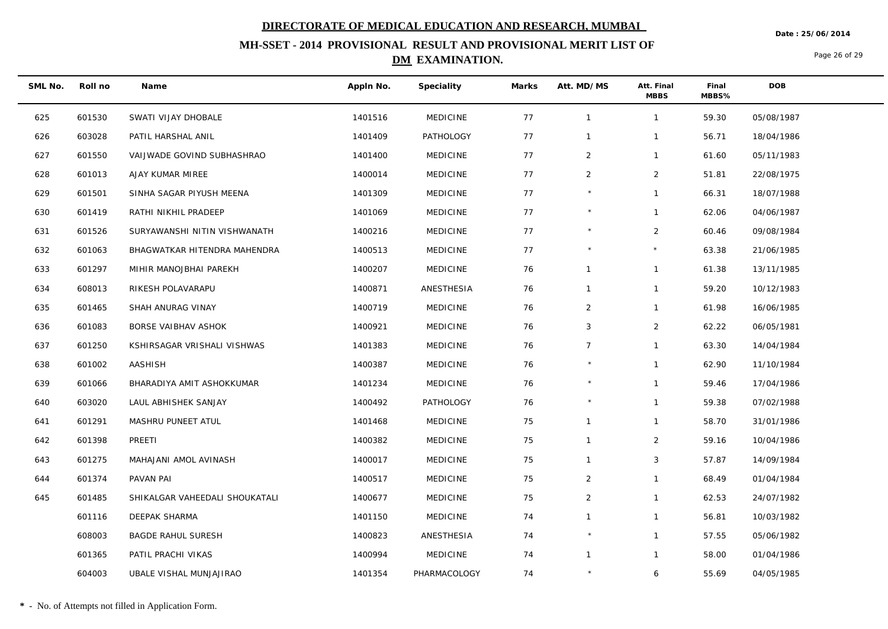**DIRECTORATE OF MEDICAL EDUCATION AND RESEARCH, MUMBAI**

**MH-SSET - 2014 PROVISIONAL RESULT AND PROVISIONAL MERIT LIST OF DM EXAMINATION.**

Date : 25/06/2014

| SML No. | Roll no | Name | Appln No. | Speciality | Marks | Att. MD/MS | Att. Final MBBS | Final MBBS% | DOB |
|---|---|---|---|---|---|---|---|---|---|
| 625 | 601530 | SWATI VIJAY DHOBALE | 1401516 | MEDICINE | 77 | 1 | 1 | 59.30 | 05/08/1987 |
| 626 | 603028 | PATIL HARSHAL ANIL | 1401409 | PATHOLOGY | 77 | 1 | 1 | 56.71 | 18/04/1986 |
| 627 | 601550 | VAIJWADE GOVIND SUBHASHRAO | 1401400 | MEDICINE | 77 | 2 | 1 | 61.60 | 05/11/1983 |
| 628 | 601013 | AJAY KUMAR MIREE | 1400014 | MEDICINE | 77 | 2 | 2 | 51.81 | 22/08/1975 |
| 629 | 601501 | SINHA SAGAR PIYUSH MEENA | 1401309 | MEDICINE | 77 | * | 1 | 66.31 | 18/07/1988 |
| 630 | 601419 | RATHI NIKHIL PRADEEP | 1401069 | MEDICINE | 77 | * | 1 | 62.06 | 04/06/1987 |
| 631 | 601526 | SURYAWANSHI NITIN VISHWANATH | 1400216 | MEDICINE | 77 | * | 2 | 60.46 | 09/08/1984 |
| 632 | 601063 | BHAGWATKAR HITENDRA MAHENDRA | 1400513 | MEDICINE | 77 | * | * | 63.38 | 21/06/1985 |
| 633 | 601297 | MIHIR MANOJBHAI PAREKH | 1400207 | MEDICINE | 76 | 1 | 1 | 61.38 | 13/11/1985 |
| 634 | 608013 | RIKESH POLAVARAPU | 1400871 | ANESTHESIA | 76 | 1 | 1 | 59.20 | 10/12/1983 |
| 635 | 601465 | SHAH ANURAG VINAY | 1400719 | MEDICINE | 76 | 2 | 1 | 61.98 | 16/06/1985 |
| 636 | 601083 | BORSE VAIBHAV ASHOK | 1400921 | MEDICINE | 76 | 3 | 2 | 62.22 | 06/05/1981 |
| 637 | 601250 | KSHIRSAGAR VRISHALI VISHWAS | 1401383 | MEDICINE | 76 | 7 | 1 | 63.30 | 14/04/1984 |
| 638 | 601002 | AASHISH | 1400387 | MEDICINE | 76 | * | 1 | 62.90 | 11/10/1984 |
| 639 | 601066 | BHARADIYA AMIT ASHOKKUMAR | 1401234 | MEDICINE | 76 | * | 1 | 59.46 | 17/04/1986 |
| 640 | 603020 | LAUL ABHISHEK SANJAY | 1400492 | PATHOLOGY | 76 | * | 1 | 59.38 | 07/02/1988 |
| 641 | 601291 | MASHRU PUNEET ATUL | 1401468 | MEDICINE | 75 | 1 | 1 | 58.70 | 31/01/1986 |
| 642 | 601398 | PREETI | 1400382 | MEDICINE | 75 | 1 | 2 | 59.16 | 10/04/1986 |
| 643 | 601275 | MAHAJANI AMOL AVINASH | 1400017 | MEDICINE | 75 | 1 | 3 | 57.87 | 14/09/1984 |
| 644 | 601374 | PAVAN PAI | 1400517 | MEDICINE | 75 | 2 | 1 | 68.49 | 01/04/1984 |
| 645 | 601485 | SHIKALGAR VAHEEDALI SHOUKATALI | 1400677 | MEDICINE | 75 | 2 | 1 | 62.53 | 24/07/1982 |
| | 601116 | DEEPAK SHARMA | 1401150 | MEDICINE | 74 | 1 | 1 | 56.81 | 10/03/1982 |
| | 608003 | BAGDE RAHUL SURESH | 1400823 | ANESTHESIA | 74 | * | 1 | 57.55 | 05/06/1982 |
| | 601365 | PATIL PRACHI VIKAS | 1400994 | MEDICINE | 74 | 1 | 1 | 58.00 | 01/04/1986 |
| | 604003 | UBALE VISHAL MUNJAJIRAO | 1401354 | PHARMACOLOGY | 74 | * | 6 | 55.69 | 04/05/1985 |

**\*** - No. of Attempts not filled in Application Form.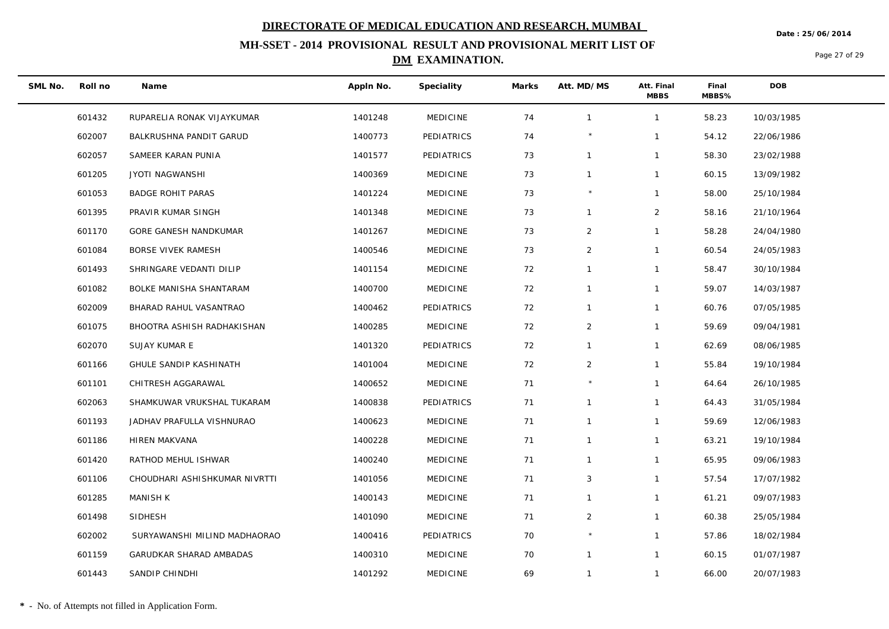# DIRECTORATE OF MEDICAL EDUCATION AND RESEARCH, MUMBAI

## MH-SSET - 2014 PROVISIONAL RESULT AND PROVISIONAL MERIT LIST OF DM EXAMINATION.

Date : 25/06/2014

| SML No. | Roll no | Name | Appln No. | Speciality | Marks | Att. MD/MS | Att. Final MBBS | Final MBBS% | DOB |
|---|---|---|---|---|---|---|---|---|---|
| | 601432 | RUPARELIA RONAK VIJAYKUMAR | 1401248 | MEDICINE | 74 | 1 | 1 | 58.23 | 10/03/1985 |
| | 602007 | BALKRUSHNA PANDIT GARUD | 1400773 | PEDIATRICS | 74 | * | 1 | 54.12 | 22/06/1986 |
| | 602057 | SAMEER KARAN PUNIA | 1401577 | PEDIATRICS | 73 | 1 | 1 | 58.30 | 23/02/1988 |
| | 601205 | JYOTI NAGWANSHI | 1400369 | MEDICINE | 73 | 1 | 1 | 60.15 | 13/09/1982 |
| | 601053 | BADGE ROHIT PARAS | 1401224 | MEDICINE | 73 | * | 1 | 58.00 | 25/10/1984 |
| | 601395 | PRAVIR KUMAR SINGH | 1401348 | MEDICINE | 73 | 1 | 2 | 58.16 | 21/10/1964 |
| | 601170 | GORE GANESH NANDKUMAR | 1401267 | MEDICINE | 73 | 2 | 1 | 58.28 | 24/04/1980 |
| | 601084 | BORSE VIVEK RAMESH | 1400546 | MEDICINE | 73 | 2 | 1 | 60.54 | 24/05/1983 |
| | 601493 | SHRINGARE VEDANTI DILIP | 1401154 | MEDICINE | 72 | 1 | 1 | 58.47 | 30/10/1984 |
| | 601082 | BOLKE MANISHA SHANTARAM | 1400700 | MEDICINE | 72 | 1 | 1 | 59.07 | 14/03/1987 |
| | 602009 | BHARAD RAHUL VASANTRAO | 1400462 | PEDIATRICS | 72 | 1 | 1 | 60.76 | 07/05/1985 |
| | 601075 | BHOOTRA ASHISH RADHAKISHAN | 1400285 | MEDICINE | 72 | 2 | 1 | 59.69 | 09/04/1981 |
| | 602070 | SUJAY KUMAR E | 1401320 | PEDIATRICS | 72 | 1 | 1 | 62.69 | 08/06/1985 |
| | 601166 | GHULE SANDIP KASHINATH | 1401004 | MEDICINE | 72 | 2 | 1 | 55.84 | 19/10/1984 |
| | 601101 | CHITRESH AGGARAWAL | 1400652 | MEDICINE | 71 | * | 1 | 64.64 | 26/10/1985 |
| | 602063 | SHAMKUWAR VRUKSHAL TUKARAM | 1400838 | PEDIATRICS | 71 | 1 | 1 | 64.43 | 31/05/1984 |
| | 601193 | JADHAV PRAFULLA VISHNURAO | 1400623 | MEDICINE | 71 | 1 | 1 | 59.69 | 12/06/1983 |
| | 601186 | HIREN MAKVANA | 1400228 | MEDICINE | 71 | 1 | 1 | 63.21 | 19/10/1984 |
| | 601420 | RATHOD MEHUL ISHWAR | 1400240 | MEDICINE | 71 | 1 | 1 | 65.95 | 09/06/1983 |
| | 601106 | CHOUDHARI ASHISHKUMAR NIVRTTI | 1401056 | MEDICINE | 71 | 3 | 1 | 57.54 | 17/07/1982 |
| | 601285 | MANISH K | 1400143 | MEDICINE | 71 | 1 | 1 | 61.21 | 09/07/1983 |
| | 601498 | SIDHESH | 1401090 | MEDICINE | 71 | 2 | 1 | 60.38 | 25/05/1984 |
| | 602002 | SURYAWANSHI MILIND MADHAORAO | 1400416 | PEDIATRICS | 70 | * | 1 | 57.86 | 18/02/1984 |
| | 601159 | GARUDKAR SHARAD AMBADAS | 1400310 | MEDICINE | 70 | 1 | 1 | 60.15 | 01/07/1987 |
| | 601443 | SANDIP CHINDHI | 1401292 | MEDICINE | 69 | 1 | 1 | 66.00 | 20/07/1983 |

**\*** - No. of Attempts not filled in Application Form.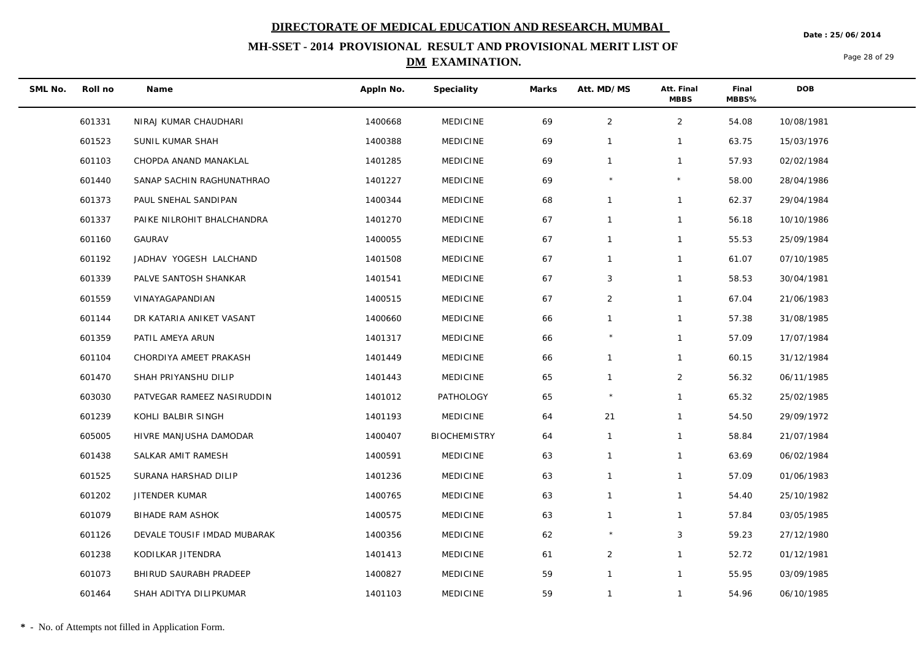# DIRECTORATE OF MEDICAL EDUCATION AND RESEARCH, MUMBAI

Date : 25/06/2014

## MH-SSET - 2014 PROVISIONAL RESULT AND PROVISIONAL MERIT LIST OF DM EXAMINATION.

| SML No. | Roll no | Name | Appln No. | Speciality | Marks | Att. MD/MS | Att. Final MBBS | Final MBBS% | DOB |
|---|---|---|---|---|---|---|---|---|---|
| | 601331 | NIRAJ KUMAR CHAUDHARI | 1400668 | MEDICINE | 69 | 2 | 2 | 54.08 | 10/08/1981 |
| | 601523 | SUNIL KUMAR SHAH | 1400388 | MEDICINE | 69 | 1 | 1 | 63.75 | 15/03/1976 |
| | 601103 | CHOPDA ANAND MANAKLAL | 1401285 | MEDICINE | 69 | 1 | 1 | 57.93 | 02/02/1984 |
| | 601440 | SANAP SACHIN RAGHUNATHRAO | 1401227 | MEDICINE | 69 | * | * | 58.00 | 28/04/1986 |
| | 601373 | PAUL SNEHAL SANDIPAN | 1400344 | MEDICINE | 68 | 1 | 1 | 62.37 | 29/04/1984 |
| | 601337 | PAIKE NILROHIT BHALCHANDRA | 1401270 | MEDICINE | 67 | 1 | 1 | 56.18 | 10/10/1986 |
| | 601160 | GAURAV | 1400055 | MEDICINE | 67 | 1 | 1 | 55.53 | 25/09/1984 |
| | 601192 | JADHAV YOGESH LALCHAND | 1401508 | MEDICINE | 67 | 1 | 1 | 61.07 | 07/10/1985 |
| | 601339 | PALVE SANTOSH SHANKAR | 1401541 | MEDICINE | 67 | 3 | 1 | 58.53 | 30/04/1981 |
| | 601559 | VINAYAGAPANDIAN | 1400515 | MEDICINE | 67 | 2 | 1 | 67.04 | 21/06/1983 |
| | 601144 | DR KATARIA ANIKET VASANT | 1400660 | MEDICINE | 66 | 1 | 1 | 57.38 | 31/08/1985 |
| | 601359 | PATIL AMEYA ARUN | 1401317 | MEDICINE | 66 | * | 1 | 57.09 | 17/07/1984 |
| | 601104 | CHORDIYA AMEET PRAKASH | 1401449 | MEDICINE | 66 | 1 | 1 | 60.15 | 31/12/1984 |
| | 601470 | SHAH PRIYANSHU DILIP | 1401443 | MEDICINE | 65 | 1 | 2 | 56.32 | 06/11/1985 |
| | 603030 | PATVEGAR RAMEEZ NASIRUDDIN | 1401012 | PATHOLOGY | 65 | * | 1 | 65.32 | 25/02/1985 |
| | 601239 | KOHLI BALBIR SINGH | 1401193 | MEDICINE | 64 | 21 | 1 | 54.50 | 29/09/1972 |
| | 605005 | HIVRE MANJUSHA DAMODAR | 1400407 | BIOCHEMISTRY | 64 | 1 | 1 | 58.84 | 21/07/1984 |
| | 601438 | SALKAR AMIT RAMESH | 1400591 | MEDICINE | 63 | 1 | 1 | 63.69 | 06/02/1984 |
| | 601525 | SURANA HARSHAD DILIP | 1401236 | MEDICINE | 63 | 1 | 1 | 57.09 | 01/06/1983 |
| | 601202 | JITENDER KUMAR | 1400765 | MEDICINE | 63 | 1 | 1 | 54.40 | 25/10/1982 |
| | 601079 | BIHADE RAM ASHOK | 1400575 | MEDICINE | 63 | 1 | 1 | 57.84 | 03/05/1985 |
| | 601126 | DEVALE TOUSIF IMDAD MUBARAK | 1400356 | MEDICINE | 62 | * | 3 | 59.23 | 27/12/1980 |
| | 601238 | KODILKAR JITENDRA | 1401413 | MEDICINE | 61 | 2 | 1 | 52.72 | 01/12/1981 |
| | 601073 | BHIRUD SAURABH PRADEEP | 1400827 | MEDICINE | 59 | 1 | 1 | 55.95 | 03/09/1985 |
| | 601464 | SHAH ADITYA DILIPKUMAR | 1401103 | MEDICINE | 59 | 1 | 1 | 54.96 | 06/10/1985 |

**\*** - No. of Attempts not filled in Application Form.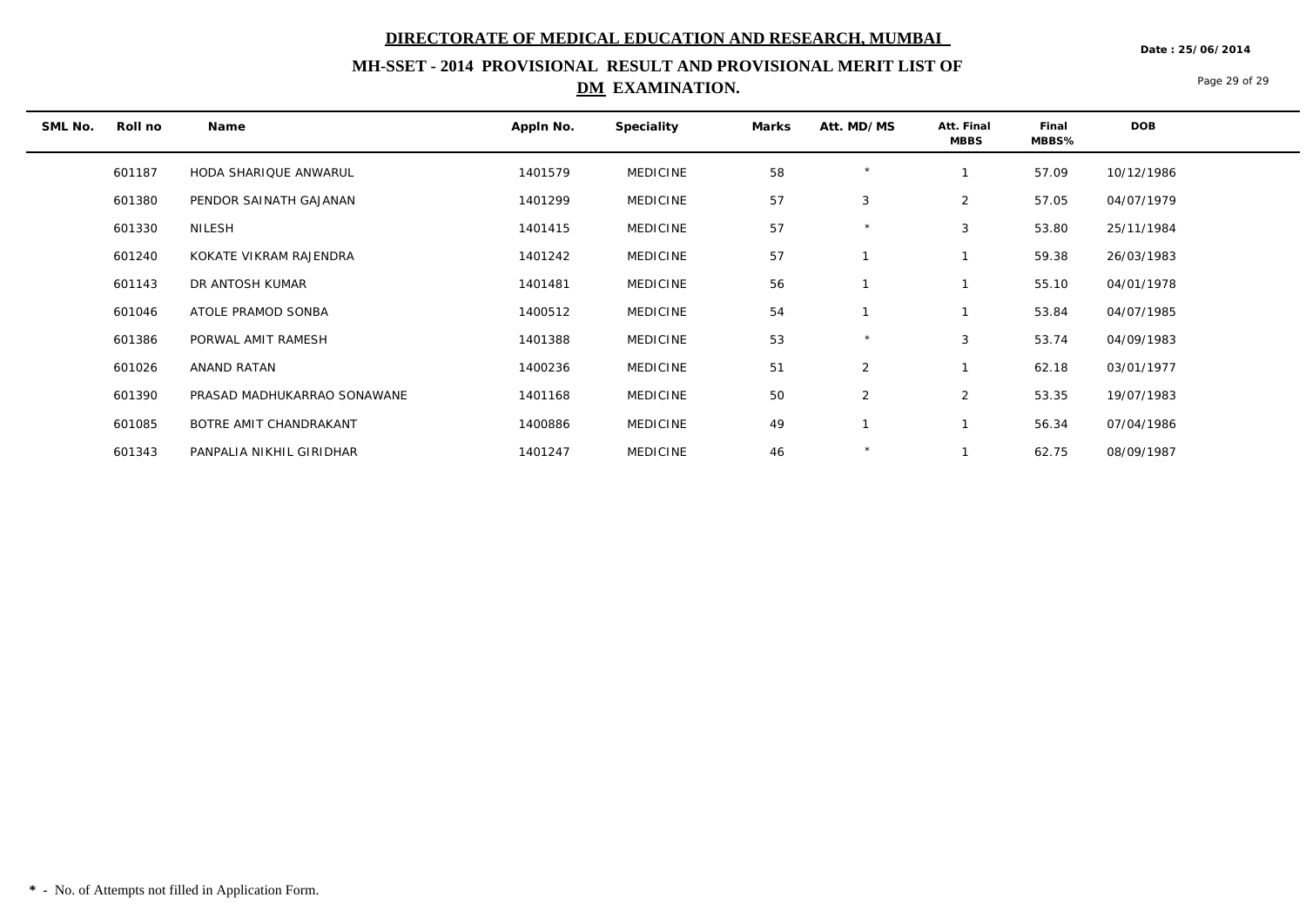# DIRECTORATE OF MEDICAL EDUCATION AND RESEARCH, MUMBAI

Date : 25/06/2014

## MH-SSET - 2014 PROVISIONAL RESULT AND PROVISIONAL MERIT LIST OF DM EXAMINATION.

| SML No. | Roll no | Name | Appln No. | Speciality | Marks | Att. MD/MS | Att. Final MBBS | Final MBBS% | DOB |
|---|---|---|---|---|---|---|---|---|---|
| | 601187 | HODA SHARIQUE ANWARUL | 1401579 | MEDICINE | 58 | * | 1 | 57.09 | 10/12/1986 |
| | 601380 | PENDOR SAINATH GAJANAN | 1401299 | MEDICINE | 57 | 3 | 2 | 57.05 | 04/07/1979 |
| | 601330 | NILESH | 1401415 | MEDICINE | 57 | * | 3 | 53.80 | 25/11/1984 |
| | 601240 | KOKATE VIKRAM RAJENDRA | 1401242 | MEDICINE | 57 | 1 | 1 | 59.38 | 26/03/1983 |
| | 601143 | DR ANTOSH KUMAR | 1401481 | MEDICINE | 56 | 1 | 1 | 55.10 | 04/01/1978 |
| | 601046 | ATOLE PRAMOD SONBA | 1400512 | MEDICINE | 54 | 1 | 1 | 53.84 | 04/07/1985 |
| | 601386 | PORWAL AMIT RAMESH | 1401388 | MEDICINE | 53 | * | 3 | 53.74 | 04/09/1983 |
| | 601026 | ANAND RATAN | 1400236 | MEDICINE | 51 | 2 | 1 | 62.18 | 03/01/1977 |
| | 601390 | PRASAD MADHUKARRAO SONAWANE | 1401168 | MEDICINE | 50 | 2 | 2 | 53.35 | 19/07/1983 |
| | 601085 | BOTRE AMIT CHANDRAKANT | 1400886 | MEDICINE | 49 | 1 | 1 | 56.34 | 07/04/1986 |
| | 601343 | PANPALIA NIKHIL GIRIDHAR | 1401247 | MEDICINE | 46 | * | 1 | 62.75 | 08/09/1987 |

**\*** - No. of Attempts not filled in Application Form.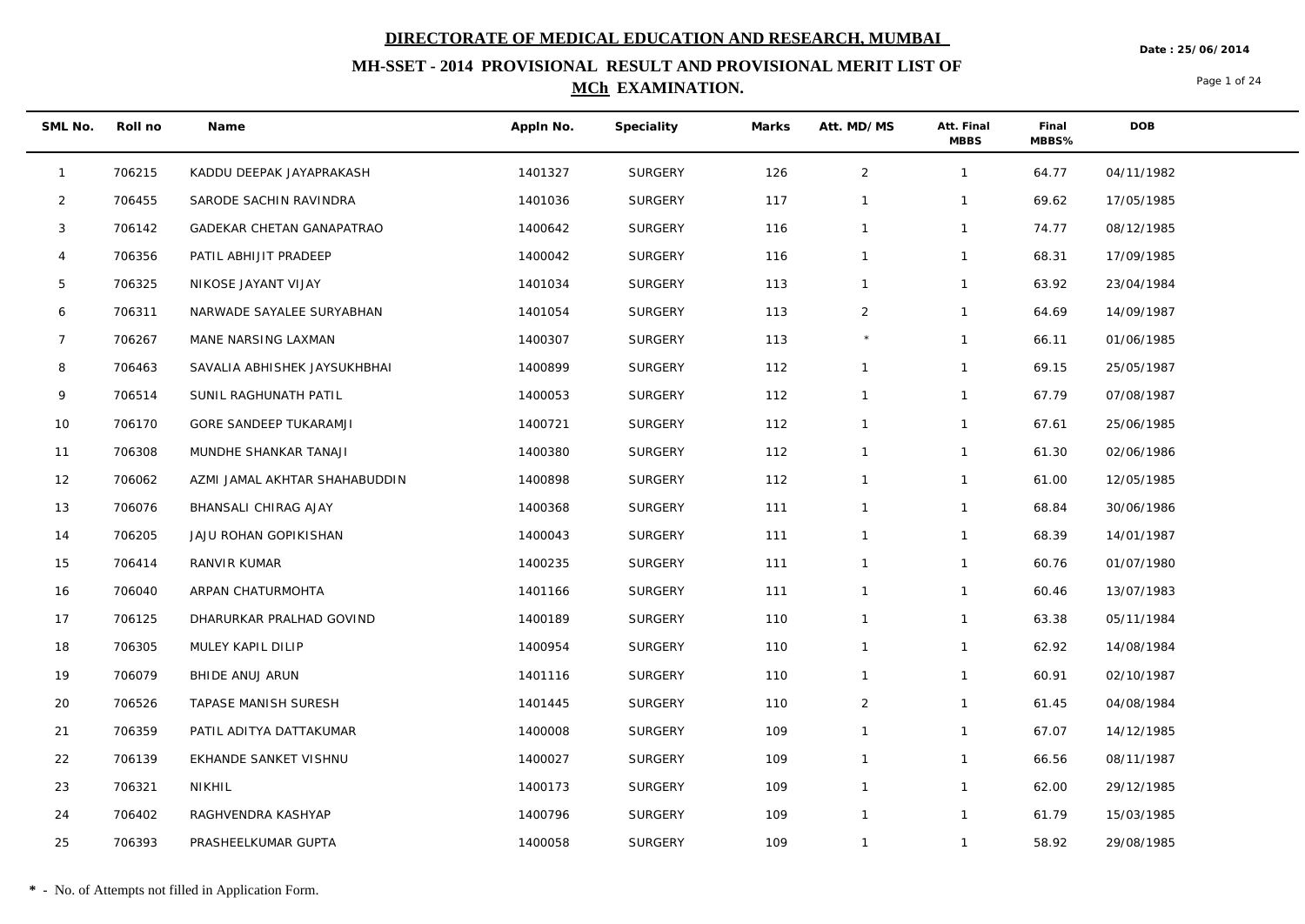# DIRECTORATE OF MEDICAL EDUCATION AND RESEARCH, MUMBAI

Date : 25/06/2014

## MH-SSET - 2014 PROVISIONAL RESULT AND PROVISIONAL MERIT LIST OF MCh EXAMINATION.

| SML No. | Roll no | Name | Appln No. | Speciality | Marks | Att. MD/MS | Att. Final MBBS | Final MBBS% | DOB |
|---|---|---|---|---|---|---|---|---|---|
| 1 | 706215 | KADDU DEEPAK JAYAPRAKASH | 1401327 | SURGERY | 126 | 2 | 1 | 64.77 | 04/11/1982 |
| 2 | 706455 | SARODE SACHIN RAVINDRA | 1401036 | SURGERY | 117 | 1 | 1 | 69.62 | 17/05/1985 |
| 3 | 706142 | GADEKAR CHETAN GANAPATRAO | 1400642 | SURGERY | 116 | 1 | 1 | 74.77 | 08/12/1985 |
| 4 | 706356 | PATIL ABHIJIT PRADEEP | 1400042 | SURGERY | 116 | 1 | 1 | 68.31 | 17/09/1985 |
| 5 | 706325 | NIKOSE JAYANT VIJAY | 1401034 | SURGERY | 113 | 1 | 1 | 63.92 | 23/04/1984 |
| 6 | 706311 | NARWADE SAYALEE SURYABHAN | 1401054 | SURGERY | 113 | 2 | 1 | 64.69 | 14/09/1987 |
| 7 | 706267 | MANE NARSING LAXMAN | 1400307 | SURGERY | 113 | * | 1 | 66.11 | 01/06/1985 |
| 8 | 706463 | SAVALIA ABHISHEK JAYSUKHBHAI | 1400899 | SURGERY | 112 | 1 | 1 | 69.15 | 25/05/1987 |
| 9 | 706514 | SUNIL RAGHUNATH PATIL | 1400053 | SURGERY | 112 | 1 | 1 | 67.79 | 07/08/1987 |
| 10 | 706170 | GORE SANDEEP TUKARAMJI | 1400721 | SURGERY | 112 | 1 | 1 | 67.61 | 25/06/1985 |
| 11 | 706308 | MUNDHE SHANKAR TANAJI | 1400380 | SURGERY | 112 | 1 | 1 | 61.30 | 02/06/1986 |
| 12 | 706062 | AZMI JAMAL AKHTAR SHAHABUDDIN | 1400898 | SURGERY | 112 | 1 | 1 | 61.00 | 12/05/1985 |
| 13 | 706076 | BHANSALI CHIRAG AJAY | 1400368 | SURGERY | 111 | 1 | 1 | 68.84 | 30/06/1986 |
| 14 | 706205 | JAJU ROHAN GOPIKISHAN | 1400043 | SURGERY | 111 | 1 | 1 | 68.39 | 14/01/1987 |
| 15 | 706414 | RANVIR KUMAR | 1400235 | SURGERY | 111 | 1 | 1 | 60.76 | 01/07/1980 |
| 16 | 706040 | ARPAN CHATURMOHTA | 1401166 | SURGERY | 111 | 1 | 1 | 60.46 | 13/07/1983 |
| 17 | 706125 | DHARURKAR PRALHAD GOVIND | 1400189 | SURGERY | 110 | 1 | 1 | 63.38 | 05/11/1984 |
| 18 | 706305 | MULEY KAPIL DILIP | 1400954 | SURGERY | 110 | 1 | 1 | 62.92 | 14/08/1984 |
| 19 | 706079 | BHIDE ANUJ ARUN | 1401116 | SURGERY | 110 | 1 | 1 | 60.91 | 02/10/1987 |
| 20 | 706526 | TAPASE MANISH SURESH | 1401445 | SURGERY | 110 | 2 | 1 | 61.45 | 04/08/1984 |
| 21 | 706359 | PATIL ADITYA DATTAKUMAR | 1400008 | SURGERY | 109 | 1 | 1 | 67.07 | 14/12/1985 |
| 22 | 706139 | EKHANDE SANKET VISHNU | 1400027 | SURGERY | 109 | 1 | 1 | 66.56 | 08/11/1987 |
| 23 | 706321 | NIKHIL | 1400173 | SURGERY | 109 | 1 | 1 | 62.00 | 29/12/1985 |
| 24 | 706402 | RAGHVENDRA KASHYAP | 1400796 | SURGERY | 109 | 1 | 1 | 61.79 | 15/03/1985 |
| 25 | 706393 | PRASHEELKUMAR GUPTA | 1400058 | SURGERY | 109 | 1 | 1 | 58.92 | 29/08/1985 |

**\*** - No. of Attempts not filled in Application Form.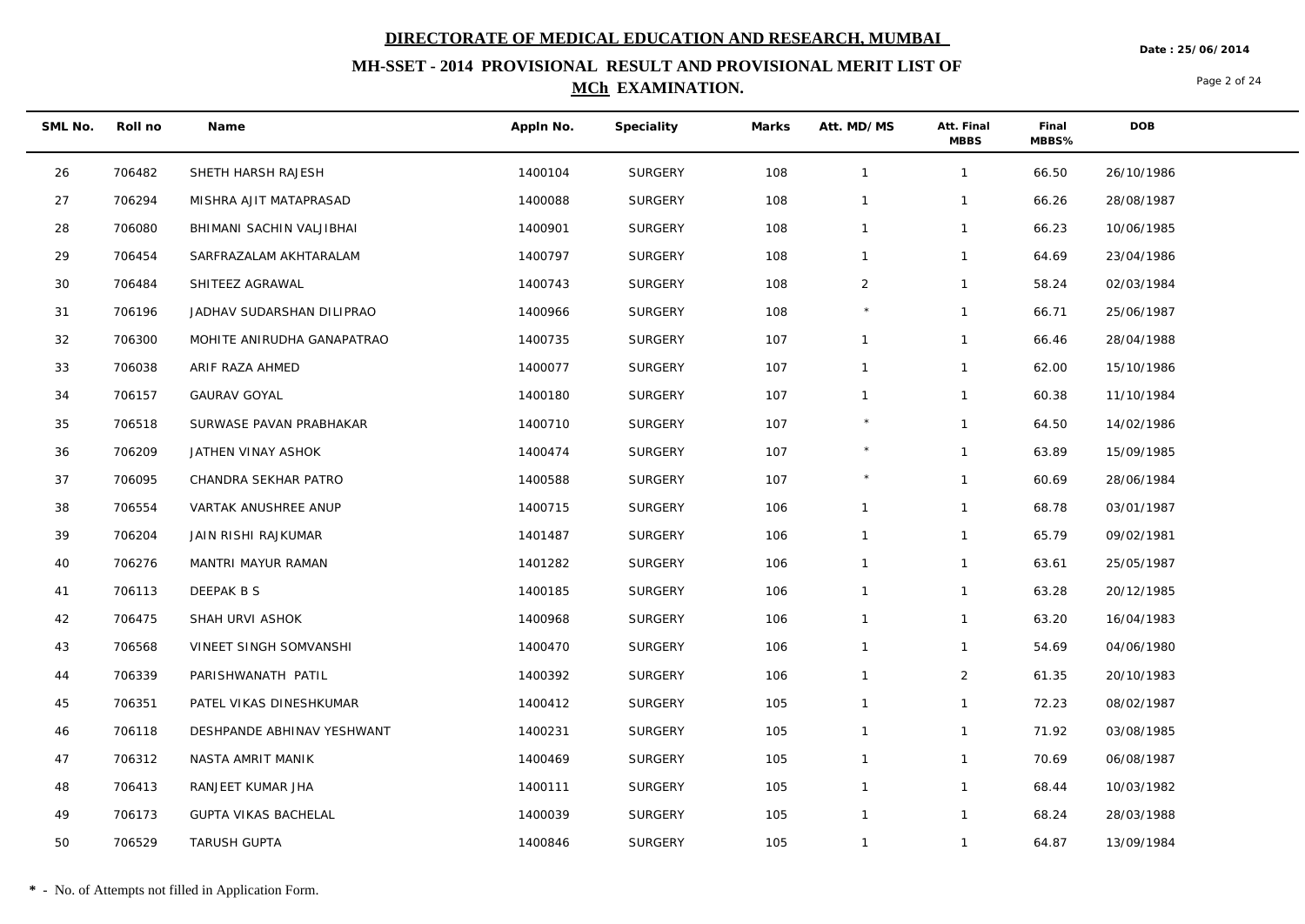# DIRECTORATE OF MEDICAL EDUCATION AND RESEARCH, MUMBAI

## MH-SSET - 2014 PROVISIONAL RESULT AND PROVISIONAL MERIT LIST OF MCh EXAMINATION.

Date : 25/06/2014

| SML No. | Roll no | Name | Appln No. | Speciality | Marks | Att. MD/MS | Att. Final MBBS | Final MBBS% | DOB |
|---|---|---|---|---|---|---|---|---|---|
| 26 | 706482 | SHETH HARSH RAJESH | 1400104 | SURGERY | 108 | 1 | 1 | 66.50 | 26/10/1986 |
| 27 | 706294 | MISHRA AJIT MATAPRASAD | 1400088 | SURGERY | 108 | 1 | 1 | 66.26 | 28/08/1987 |
| 28 | 706080 | BHIMANI SACHIN VALJIBHAI | 1400901 | SURGERY | 108 | 1 | 1 | 66.23 | 10/06/1985 |
| 29 | 706454 | SARFRAZALAM AKHTARALAM | 1400797 | SURGERY | 108 | 1 | 1 | 64.69 | 23/04/1986 |
| 30 | 706484 | SHITEEZ AGRAWAL | 1400743 | SURGERY | 108 | 2 | 1 | 58.24 | 02/03/1984 |
| 31 | 706196 | JADHAV SUDARSHAN DILIPRAO | 1400966 | SURGERY | 108 | * | 1 | 66.71 | 25/06/1987 |
| 32 | 706300 | MOHITE ANIRUDHA GANAPATRAO | 1400735 | SURGERY | 107 | 1 | 1 | 66.46 | 28/04/1988 |
| 33 | 706038 | ARIF RAZA AHMED | 1400077 | SURGERY | 107 | 1 | 1 | 62.00 | 15/10/1986 |
| 34 | 706157 | GAURAV GOYAL | 1400180 | SURGERY | 107 | 1 | 1 | 60.38 | 11/10/1984 |
| 35 | 706518 | SURWASE PAVAN PRABHAKAR | 1400710 | SURGERY | 107 | * | 1 | 64.50 | 14/02/1986 |
| 36 | 706209 | JATHEN VINAY ASHOK | 1400474 | SURGERY | 107 | * | 1 | 63.89 | 15/09/1985 |
| 37 | 706095 | CHANDRA SEKHAR PATRO | 1400588 | SURGERY | 107 | * | 1 | 60.69 | 28/06/1984 |
| 38 | 706554 | VARTAK ANUSHREE ANUP | 1400715 | SURGERY | 106 | 1 | 1 | 68.78 | 03/01/1987 |
| 39 | 706204 | JAIN RISHI RAJKUMAR | 1401487 | SURGERY | 106 | 1 | 1 | 65.79 | 09/02/1981 |
| 40 | 706276 | MANTRI MAYUR RAMAN | 1401282 | SURGERY | 106 | 1 | 1 | 63.61 | 25/05/1987 |
| 41 | 706113 | DEEPAK B S | 1400185 | SURGERY | 106 | 1 | 1 | 63.28 | 20/12/1985 |
| 42 | 706475 | SHAH URVI ASHOK | 1400968 | SURGERY | 106 | 1 | 1 | 63.20 | 16/04/1983 |
| 43 | 706568 | VINEET SINGH SOMVANSHI | 1400470 | SURGERY | 106 | 1 | 1 | 54.69 | 04/06/1980 |
| 44 | 706339 | PARISHWANATH PATIL | 1400392 | SURGERY | 106 | 1 | 2 | 61.35 | 20/10/1983 |
| 45 | 706351 | PATEL VIKAS DINESHKUMAR | 1400412 | SURGERY | 105 | 1 | 1 | 72.23 | 08/02/1987 |
| 46 | 706118 | DESHPANDE ABHINAV YESHWANT | 1400231 | SURGERY | 105 | 1 | 1 | 71.92 | 03/08/1985 |
| 47 | 706312 | NASTA AMRIT MANIK | 1400469 | SURGERY | 105 | 1 | 1 | 70.69 | 06/08/1987 |
| 48 | 706413 | RANJEET KUMAR JHA | 1400111 | SURGERY | 105 | 1 | 1 | 68.44 | 10/03/1982 |
| 49 | 706173 | GUPTA VIKAS BACHELAL | 1400039 | SURGERY | 105 | 1 | 1 | 68.24 | 28/03/1988 |
| 50 | 706529 | TARUSH GUPTA | 1400846 | SURGERY | 105 | 1 | 1 | 64.87 | 13/09/1984 |

**\*** - No. of Attempts not filled in Application Form.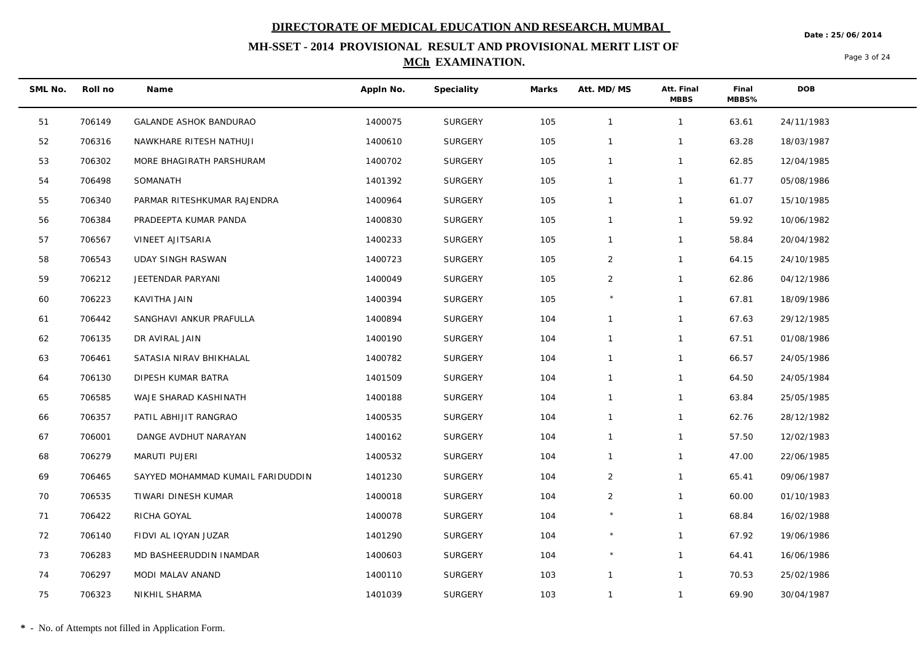# DIRECTORATE OF MEDICAL EDUCATION AND RESEARCH, MUMBAI

Date : 25/06/2014

## MH-SSET - 2014 PROVISIONAL RESULT AND PROVISIONAL MERIT LIST OF MCh EXAMINATION.

| SML No. | Roll no | Name | Appln No. | Speciality | Marks | Att. MD/MS | Att. Final MBBS | Final MBBS% | DOB |
|---|---|---|---|---|---|---|---|---|---|
| 51 | 706149 | GALANDE ASHOK BANDURAO | 1400075 | SURGERY | 105 | 1 | 1 | 63.61 | 24/11/1983 |
| 52 | 706316 | NAWKHARE RITESH NATHUJI | 1400610 | SURGERY | 105 | 1 | 1 | 63.28 | 18/03/1987 |
| 53 | 706302 | MORE BHAGIRATH PARSHURAM | 1400702 | SURGERY | 105 | 1 | 1 | 62.85 | 12/04/1985 |
| 54 | 706498 | SOMANATH | 1401392 | SURGERY | 105 | 1 | 1 | 61.77 | 05/08/1986 |
| 55 | 706340 | PARMAR RITESHKUMAR RAJENDRA | 1400964 | SURGERY | 105 | 1 | 1 | 61.07 | 15/10/1985 |
| 56 | 706384 | PRADEEPTA KUMAR PANDA | 1400830 | SURGERY | 105 | 1 | 1 | 59.92 | 10/06/1982 |
| 57 | 706567 | VINEET AJITSARIA | 1400233 | SURGERY | 105 | 1 | 1 | 58.84 | 20/04/1982 |
| 58 | 706543 | UDAY SINGH RASWAN | 1400723 | SURGERY | 105 | 2 | 1 | 64.15 | 24/10/1985 |
| 59 | 706212 | JEETENDAR PARYANI | 1400049 | SURGERY | 105 | 2 | 1 | 62.86 | 04/12/1986 |
| 60 | 706223 | KAVITHA JAIN | 1400394 | SURGERY | 105 | * | 1 | 67.81 | 18/09/1986 |
| 61 | 706442 | SANGHAVI ANKUR PRAFULLA | 1400894 | SURGERY | 104 | 1 | 1 | 67.63 | 29/12/1985 |
| 62 | 706135 | DR AVIRAL JAIN | 1400190 | SURGERY | 104 | 1 | 1 | 67.51 | 01/08/1986 |
| 63 | 706461 | SATASIA NIRAV BHIKHALAL | 1400782 | SURGERY | 104 | 1 | 1 | 66.57 | 24/05/1986 |
| 64 | 706130 | DIPESH KUMAR BATRA | 1401509 | SURGERY | 104 | 1 | 1 | 64.50 | 24/05/1984 |
| 65 | 706585 | WAJE SHARAD KASHINATH | 1400188 | SURGERY | 104 | 1 | 1 | 63.84 | 25/05/1985 |
| 66 | 706357 | PATIL ABHIJIT RANGRAO | 1400535 | SURGERY | 104 | 1 | 1 | 62.76 | 28/12/1982 |
| 67 | 706001 | DANGE AVDHUT NARAYAN | 1400162 | SURGERY | 104 | 1 | 1 | 57.50 | 12/02/1983 |
| 68 | 706279 | MARUTI PUJERI | 1400532 | SURGERY | 104 | 1 | 1 | 47.00 | 22/06/1985 |
| 69 | 706465 | SAYYED MOHAMMAD KUMAIL FARIDUDDIN | 1401230 | SURGERY | 104 | 2 | 1 | 65.41 | 09/06/1987 |
| 70 | 706535 | TIWARI DINESH KUMAR | 1400018 | SURGERY | 104 | 2 | 1 | 60.00 | 01/10/1983 |
| 71 | 706422 | RICHA GOYAL | 1400078 | SURGERY | 104 | * | 1 | 68.84 | 16/02/1988 |
| 72 | 706140 | FIDVI AL IQYAN JUZAR | 1401290 | SURGERY | 104 | * | 1 | 67.92 | 19/06/1986 |
| 73 | 706283 | MD BASHEERUDDIN INAMDAR | 1400603 | SURGERY | 104 | * | 1 | 64.41 | 16/06/1986 |
| 74 | 706297 | MODI MALAV ANAND | 1400110 | SURGERY | 103 | 1 | 1 | 70.53 | 25/02/1986 |
| 75 | 706323 | NIKHIL SHARMA | 1401039 | SURGERY | 103 | 1 | 1 | 69.90 | 30/04/1987 |

**\*** - No. of Attempts not filled in Application Form.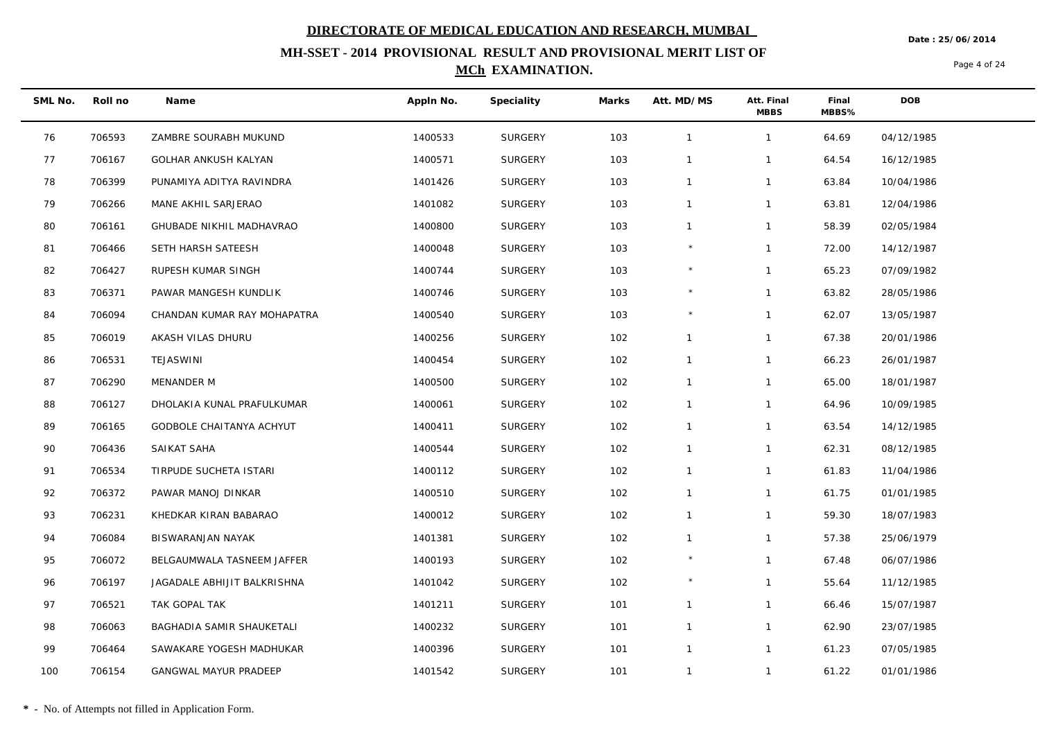# DIRECTORATE OF MEDICAL EDUCATION AND RESEARCH, MUMBAI

Date : 25/06/2014

## MH-SSET - 2014 PROVISIONAL RESULT AND PROVISIONAL MERIT LIST OF MCh EXAMINATION.

| SML No. | Roll no | Name | Appln No. | Speciality | Marks | Att. MD/MS | Att. Final MBBS | Final MBBS% | DOB |
|---|---|---|---|---|---|---|---|---|---|
| 76 | 706593 | ZAMBRE SOURABH MUKUND | 1400533 | SURGERY | 103 | 1 | 1 | 64.69 | 04/12/1985 |
| 77 | 706167 | GOLHAR ANKUSH KALYAN | 1400571 | SURGERY | 103 | 1 | 1 | 64.54 | 16/12/1985 |
| 78 | 706399 | PUNAMIYA ADITYA RAVINDRA | 1401426 | SURGERY | 103 | 1 | 1 | 63.84 | 10/04/1986 |
| 79 | 706266 | MANE AKHIL SARJERAO | 1401082 | SURGERY | 103 | 1 | 1 | 63.81 | 12/04/1986 |
| 80 | 706161 | GHUBADE NIKHIL MADHAVRAO | 1400800 | SURGERY | 103 | 1 | 1 | 58.39 | 02/05/1984 |
| 81 | 706466 | SETH HARSH SATEESH | 1400048 | SURGERY | 103 | * | 1 | 72.00 | 14/12/1987 |
| 82 | 706427 | RUPESH KUMAR SINGH | 1400744 | SURGERY | 103 | * | 1 | 65.23 | 07/09/1982 |
| 83 | 706371 | PAWAR MANGESH KUNDLIK | 1400746 | SURGERY | 103 | * | 1 | 63.82 | 28/05/1986 |
| 84 | 706094 | CHANDAN KUMAR RAY MOHAPATRA | 1400540 | SURGERY | 103 | * | 1 | 62.07 | 13/05/1987 |
| 85 | 706019 | AKASH VILAS DHURU | 1400256 | SURGERY | 102 | 1 | 1 | 67.38 | 20/01/1986 |
| 86 | 706531 | TEJASWINI | 1400454 | SURGERY | 102 | 1 | 1 | 66.23 | 26/01/1987 |
| 87 | 706290 | MENANDER M | 1400500 | SURGERY | 102 | 1 | 1 | 65.00 | 18/01/1987 |
| 88 | 706127 | DHOLAKIA KUNAL PRAFULKUMAR | 1400061 | SURGERY | 102 | 1 | 1 | 64.96 | 10/09/1985 |
| 89 | 706165 | GODBOLE CHAITANYA ACHYUT | 1400411 | SURGERY | 102 | 1 | 1 | 63.54 | 14/12/1985 |
| 90 | 706436 | SAIKAT SAHA | 1400544 | SURGERY | 102 | 1 | 1 | 62.31 | 08/12/1985 |
| 91 | 706534 | TIRPUDE SUCHETA ISTARI | 1400112 | SURGERY | 102 | 1 | 1 | 61.83 | 11/04/1986 |
| 92 | 706372 | PAWAR MANOJ DINKAR | 1400510 | SURGERY | 102 | 1 | 1 | 61.75 | 01/01/1985 |
| 93 | 706231 | KHEDKAR KIRAN BABARAO | 1400012 | SURGERY | 102 | 1 | 1 | 59.30 | 18/07/1983 |
| 94 | 706084 | BISWARANJAN NAYAK | 1401381 | SURGERY | 102 | 1 | 1 | 57.38 | 25/06/1979 |
| 95 | 706072 | BELGAUMWALA TASNEEM JAFFER | 1400193 | SURGERY | 102 | * | 1 | 67.48 | 06/07/1986 |
| 96 | 706197 | JAGADALE ABHIJIT BALKRISHNA | 1401042 | SURGERY | 102 | * | 1 | 55.64 | 11/12/1985 |
| 97 | 706521 | TAK GOPAL TAK | 1401211 | SURGERY | 101 | 1 | 1 | 66.46 | 15/07/1987 |
| 98 | 706063 | BAGHADIA SAMIR SHAUKETALI | 1400232 | SURGERY | 101 | 1 | 1 | 62.90 | 23/07/1985 |
| 99 | 706464 | SAWAKARE YOGESH MADHUKAR | 1400396 | SURGERY | 101 | 1 | 1 | 61.23 | 07/05/1985 |
| 100 | 706154 | GANGWAL MAYUR PRADEEP | 1401542 | SURGERY | 101 | 1 | 1 | 61.22 | 01/01/1986 |

**\*** - No. of Attempts not filled in Application Form.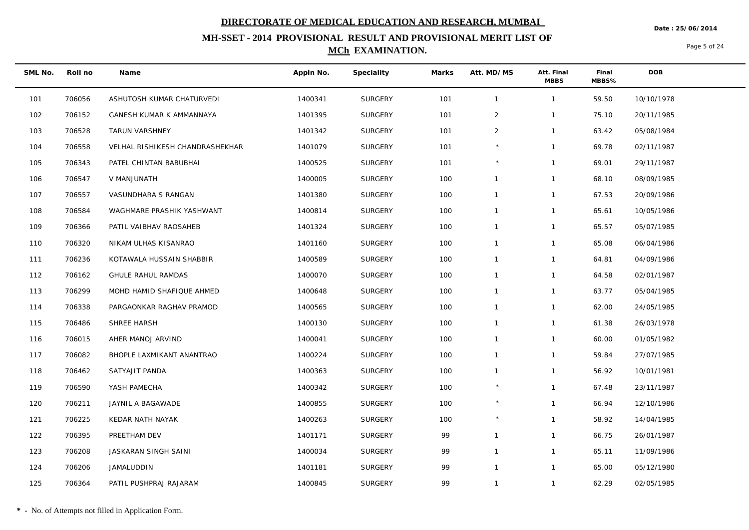# DIRECTORATE OF MEDICAL EDUCATION AND RESEARCH, MUMBAI

## MH-SSET - 2014 PROVISIONAL RESULT AND PROVISIONAL MERIT LIST OF MCh EXAMINATION.

Date : 25/06/2014

| SML No. | Roll no | Name | Appln No. | Speciality | Marks | Att. MD/MS | Att. Final MBBS | Final MBBS% | DOB |
|---|---|---|---|---|---|---|---|---|---|
| 101 | 706056 | ASHUTOSH KUMAR CHATURVEDI | 1400341 | SURGERY | 101 | 1 | 1 | 59.50 | 10/10/1978 |
| 102 | 706152 | GANESH KUMAR K AMMANNAYA | 1401395 | SURGERY | 101 | 2 | 1 | 75.10 | 20/11/1985 |
| 103 | 706528 | TARUN VARSHNEY | 1401342 | SURGERY | 101 | 2 | 1 | 63.42 | 05/08/1984 |
| 104 | 706558 | VELHAL RISHIKESH CHANDRASHEKHAR | 1401079 | SURGERY | 101 | * | 1 | 69.78 | 02/11/1987 |
| 105 | 706343 | PATEL CHINTAN BABUBHAI | 1400525 | SURGERY | 101 | * | 1 | 69.01 | 29/11/1987 |
| 106 | 706547 | V MANJUNATH | 1400005 | SURGERY | 100 | 1 | 1 | 68.10 | 08/09/1985 |
| 107 | 706557 | VASUNDHARA S RANGAN | 1401380 | SURGERY | 100 | 1 | 1 | 67.53 | 20/09/1986 |
| 108 | 706584 | WAGHMARE PRASHIK YASHWANT | 1400814 | SURGERY | 100 | 1 | 1 | 65.61 | 10/05/1986 |
| 109 | 706366 | PATIL VAIBHAV RAOSAHEB | 1401324 | SURGERY | 100 | 1 | 1 | 65.57 | 05/07/1985 |
| 110 | 706320 | NIKAM ULHAS KISANRAO | 1401160 | SURGERY | 100 | 1 | 1 | 65.08 | 06/04/1986 |
| 111 | 706236 | KOTAWALA HUSSAIN SHABBIR | 1400589 | SURGERY | 100 | 1 | 1 | 64.81 | 04/09/1986 |
| 112 | 706162 | GHULE RAHUL RAMDAS | 1400070 | SURGERY | 100 | 1 | 1 | 64.58 | 02/01/1987 |
| 113 | 706299 | MOHD HAMID SHAFIQUE AHMED | 1400648 | SURGERY | 100 | 1 | 1 | 63.77 | 05/04/1985 |
| 114 | 706338 | PARGAONKAR RAGHAV PRAMOD | 1400565 | SURGERY | 100 | 1 | 1 | 62.00 | 24/05/1985 |
| 115 | 706486 | SHREE HARSH | 1400130 | SURGERY | 100 | 1 | 1 | 61.38 | 26/03/1978 |
| 116 | 706015 | AHER MANOJ ARVIND | 1400041 | SURGERY | 100 | 1 | 1 | 60.00 | 01/05/1982 |
| 117 | 706082 | BHOPLE LAXMIKANT ANANTRAO | 1400224 | SURGERY | 100 | 1 | 1 | 59.84 | 27/07/1985 |
| 118 | 706462 | SATYAJIT PANDA | 1400363 | SURGERY | 100 | 1 | 1 | 56.92 | 10/01/1981 |
| 119 | 706590 | YASH PAMECHA | 1400342 | SURGERY | 100 | * | 1 | 67.48 | 23/11/1987 |
| 120 | 706211 | JAYNIL A BAGAWADE | 1400855 | SURGERY | 100 | * | 1 | 66.94 | 12/10/1986 |
| 121 | 706225 | KEDAR NATH NAYAK | 1400263 | SURGERY | 100 | * | 1 | 58.92 | 14/04/1985 |
| 122 | 706395 | PREETHAM DEV | 1401171 | SURGERY | 99 | 1 | 1 | 66.75 | 26/01/1987 |
| 123 | 706208 | JASKARAN SINGH SAINI | 1400034 | SURGERY | 99 | 1 | 1 | 65.11 | 11/09/1986 |
| 124 | 706206 | JAMALUDDIN | 1401181 | SURGERY | 99 | 1 | 1 | 65.00 | 05/12/1980 |
| 125 | 706364 | PATIL PUSHPRAJ RAJARAM | 1400845 | SURGERY | 99 | 1 | 1 | 62.29 | 02/05/1985 |

**\*** - No. of Attempts not filled in Application Form.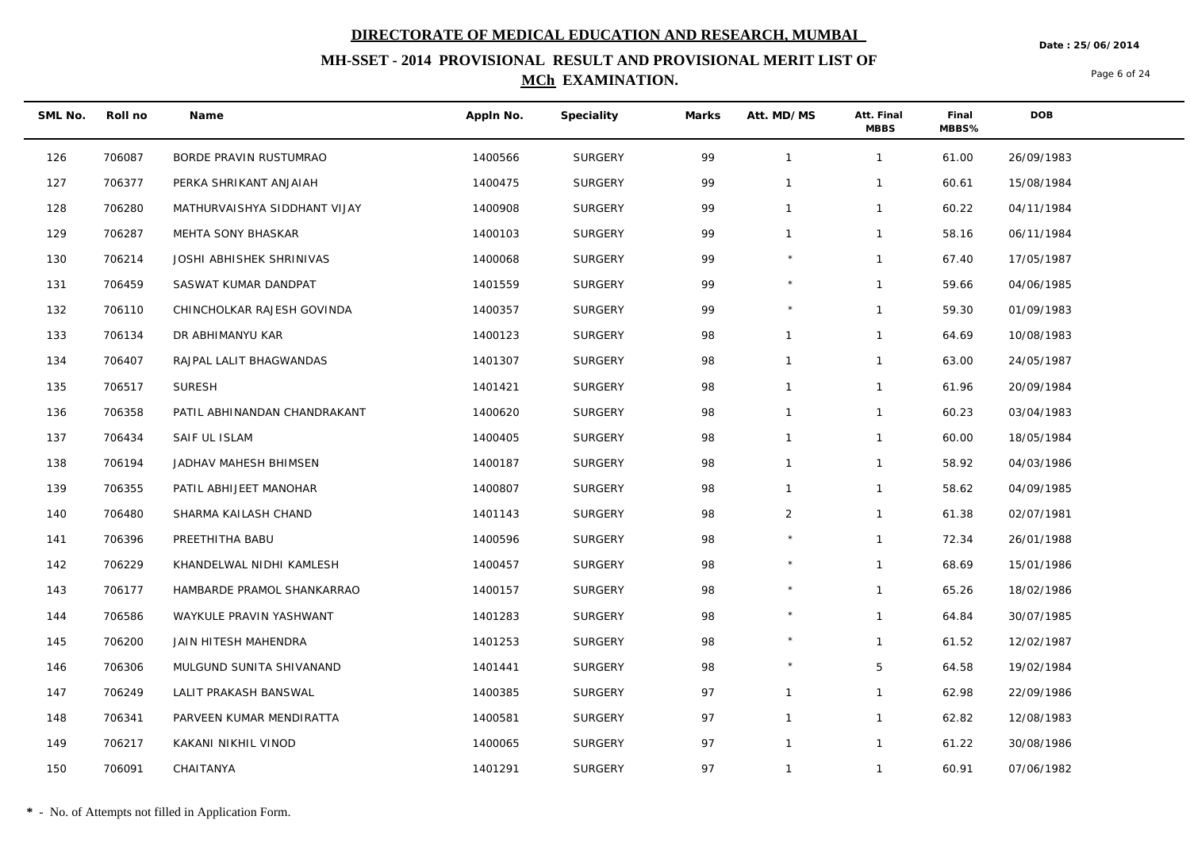**DIRECTORATE OF MEDICAL EDUCATION AND RESEARCH, MUMBAI**

**MH-SSET - 2014 PROVISIONAL RESULT AND PROVISIONAL MERIT LIST OF MCh EXAMINATION.**

Date : 25/06/2014

| SML No. | Roll no | Name | Appln No. | Speciality | Marks | Att. MD/MS | Att. Final MBBS | Final MBBS% | DOB |
|---|---|---|---|---|---|---|---|---|---|
| 126 | 706087 | BORDE PRAVIN RUSTUMRAO | 1400566 | SURGERY | 99 | 1 | 1 | 61.00 | 26/09/1983 |
| 127 | 706377 | PERKA SHRIKANT ANJAIAH | 1400475 | SURGERY | 99 | 1 | 1 | 60.61 | 15/08/1984 |
| 128 | 706280 | MATHURVAISHYA SIDDHANT VIJAY | 1400908 | SURGERY | 99 | 1 | 1 | 60.22 | 04/11/1984 |
| 129 | 706287 | MEHTA SONY BHASKAR | 1400103 | SURGERY | 99 | 1 | 1 | 58.16 | 06/11/1984 |
| 130 | 706214 | JOSHI ABHISHEK SHRINIVAS | 1400068 | SURGERY | 99 | * | 1 | 67.40 | 17/05/1987 |
| 131 | 706459 | SASWAT KUMAR DANDPAT | 1401559 | SURGERY | 99 | * | 1 | 59.66 | 04/06/1985 |
| 132 | 706110 | CHINCHOLKAR RAJESH GOVINDA | 1400357 | SURGERY | 99 | * | 1 | 59.30 | 01/09/1983 |
| 133 | 706134 | DR ABHIMANYU KAR | 1400123 | SURGERY | 98 | 1 | 1 | 64.69 | 10/08/1983 |
| 134 | 706407 | RAJPAL LALIT BHAGWANDAS | 1401307 | SURGERY | 98 | 1 | 1 | 63.00 | 24/05/1987 |
| 135 | 706517 | SURESH | 1401421 | SURGERY | 98 | 1 | 1 | 61.96 | 20/09/1984 |
| 136 | 706358 | PATIL ABHINANDAN CHANDRAKANT | 1400620 | SURGERY | 98 | 1 | 1 | 60.23 | 03/04/1983 |
| 137 | 706434 | SAIF UL ISLAM | 1400405 | SURGERY | 98 | 1 | 1 | 60.00 | 18/05/1984 |
| 138 | 706194 | JADHAV MAHESH BHIMSEN | 1400187 | SURGERY | 98 | 1 | 1 | 58.92 | 04/03/1986 |
| 139 | 706355 | PATIL ABHIJEET MANOHAR | 1400807 | SURGERY | 98 | 1 | 1 | 58.62 | 04/09/1985 |
| 140 | 706480 | SHARMA KAILASH CHAND | 1401143 | SURGERY | 98 | 2 | 1 | 61.38 | 02/07/1981 |
| 141 | 706396 | PREETHITHA BABU | 1400596 | SURGERY | 98 | * | 1 | 72.34 | 26/01/1988 |
| 142 | 706229 | KHANDELWAL NIDHI KAMLESH | 1400457 | SURGERY | 98 | * | 1 | 68.69 | 15/01/1986 |
| 143 | 706177 | HAMBARDE PRAMOL SHANKARRAO | 1400157 | SURGERY | 98 | * | 1 | 65.26 | 18/02/1986 |
| 144 | 706586 | WAYKULE PRAVIN YASHWANT | 1401283 | SURGERY | 98 | * | 1 | 64.84 | 30/07/1985 |
| 145 | 706200 | JAIN HITESH MAHENDRA | 1401253 | SURGERY | 98 | * | 1 | 61.52 | 12/02/1987 |
| 146 | 706306 | MULGUND SUNITA SHIVANAND | 1401441 | SURGERY | 98 | * | 5 | 64.58 | 19/02/1984 |
| 147 | 706249 | LALIT PRAKASH BANSWAL | 1400385 | SURGERY | 97 | 1 | 1 | 62.98 | 22/09/1986 |
| 148 | 706341 | PARVEEN KUMAR MENDIRATTA | 1400581 | SURGERY | 97 | 1 | 1 | 62.82 | 12/08/1983 |
| 149 | 706217 | KAKANI NIKHIL VINOD | 1400065 | SURGERY | 97 | 1 | 1 | 61.22 | 30/08/1986 |
| 150 | 706091 | CHAITANYA | 1401291 | SURGERY | 97 | 1 | 1 | 60.91 | 07/06/1982 |

**\*** - No. of Attempts not filled in Application Form.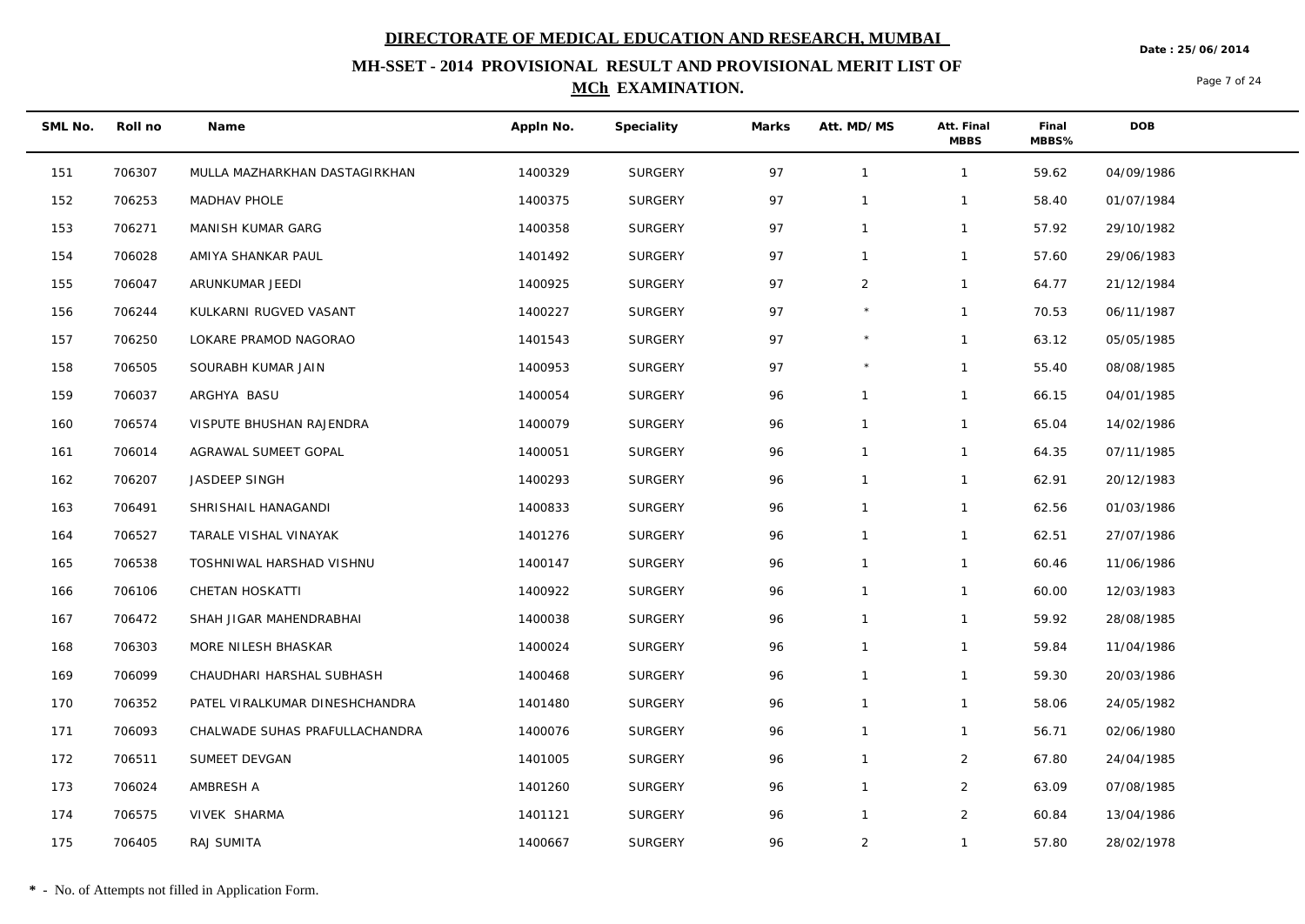# DIRECTORATE OF MEDICAL EDUCATION AND RESEARCH, MUMBAI

Date : 25/06/2014

## MH-SSET - 2014 PROVISIONAL RESULT AND PROVISIONAL MERIT LIST OF MCh EXAMINATION.

| SML No. | Roll no | Name | Appln No. | Speciality | Marks | Att. MD/MS | Att. Final MBBS | Final MBBS% | DOB |
|---|---|---|---|---|---|---|---|---|---|
| 151 | 706307 | MULLA MAZHARKHAN DASTAGIRKHAN | 1400329 | SURGERY | 97 | 1 | 1 | 59.62 | 04/09/1986 |
| 152 | 706253 | MADHAV PHOLE | 1400375 | SURGERY | 97 | 1 | 1 | 58.40 | 01/07/1984 |
| 153 | 706271 | MANISH KUMAR GARG | 1400358 | SURGERY | 97 | 1 | 1 | 57.92 | 29/10/1982 |
| 154 | 706028 | AMIYA SHANKAR PAUL | 1401492 | SURGERY | 97 | 1 | 1 | 57.60 | 29/06/1983 |
| 155 | 706047 | ARUNKUMAR JEEDI | 1400925 | SURGERY | 97 | 2 | 1 | 64.77 | 21/12/1984 |
| 156 | 706244 | KULKARNI RUGVED VASANT | 1400227 | SURGERY | 97 | * | 1 | 70.53 | 06/11/1987 |
| 157 | 706250 | LOKARE PRAMOD NAGORAO | 1401543 | SURGERY | 97 | * | 1 | 63.12 | 05/05/1985 |
| 158 | 706505 | SOURABH KUMAR JAIN | 1400953 | SURGERY | 97 | * | 1 | 55.40 | 08/08/1985 |
| 159 | 706037 | ARGHYA BASU | 1400054 | SURGERY | 96 | 1 | 1 | 66.15 | 04/01/1985 |
| 160 | 706574 | VISPUTE BHUSHAN RAJENDRA | 1400079 | SURGERY | 96 | 1 | 1 | 65.04 | 14/02/1986 |
| 161 | 706014 | AGRAWAL SUMEET GOPAL | 1400051 | SURGERY | 96 | 1 | 1 | 64.35 | 07/11/1985 |
| 162 | 706207 | JASDEEP SINGH | 1400293 | SURGERY | 96 | 1 | 1 | 62.91 | 20/12/1983 |
| 163 | 706491 | SHRISHAIL HANAGANDI | 1400833 | SURGERY | 96 | 1 | 1 | 62.56 | 01/03/1986 |
| 164 | 706527 | TARALE VISHAL VINAYAK | 1401276 | SURGERY | 96 | 1 | 1 | 62.51 | 27/07/1986 |
| 165 | 706538 | TOSHNIWAL HARSHAD VISHNU | 1400147 | SURGERY | 96 | 1 | 1 | 60.46 | 11/06/1986 |
| 166 | 706106 | CHETAN HOSKATTI | 1400922 | SURGERY | 96 | 1 | 1 | 60.00 | 12/03/1983 |
| 167 | 706472 | SHAH JIGAR MAHENDRABHAI | 1400038 | SURGERY | 96 | 1 | 1 | 59.92 | 28/08/1985 |
| 168 | 706303 | MORE NILESH BHASKAR | 1400024 | SURGERY | 96 | 1 | 1 | 59.84 | 11/04/1986 |
| 169 | 706099 | CHAUDHARI HARSHAL SUBHASH | 1400468 | SURGERY | 96 | 1 | 1 | 59.30 | 20/03/1986 |
| 170 | 706352 | PATEL VIRALKUMAR DINESHCHANDRA | 1401480 | SURGERY | 96 | 1 | 1 | 58.06 | 24/05/1982 |
| 171 | 706093 | CHALWADE SUHAS PRAFULLACHANDRA | 1400076 | SURGERY | 96 | 1 | 1 | 56.71 | 02/06/1980 |
| 172 | 706511 | SUMEET DEVGAN | 1401005 | SURGERY | 96 | 1 | 2 | 67.80 | 24/04/1985 |
| 173 | 706024 | AMBRESH A | 1401260 | SURGERY | 96 | 1 | 2 | 63.09 | 07/08/1985 |
| 174 | 706575 | VIVEK SHARMA | 1401121 | SURGERY | 96 | 1 | 2 | 60.84 | 13/04/1986 |
| 175 | 706405 | RAJ SUMITA | 1400667 | SURGERY | 96 | 2 | 1 | 57.80 | 28/02/1978 |

**\*** - No. of Attempts not filled in Application Form.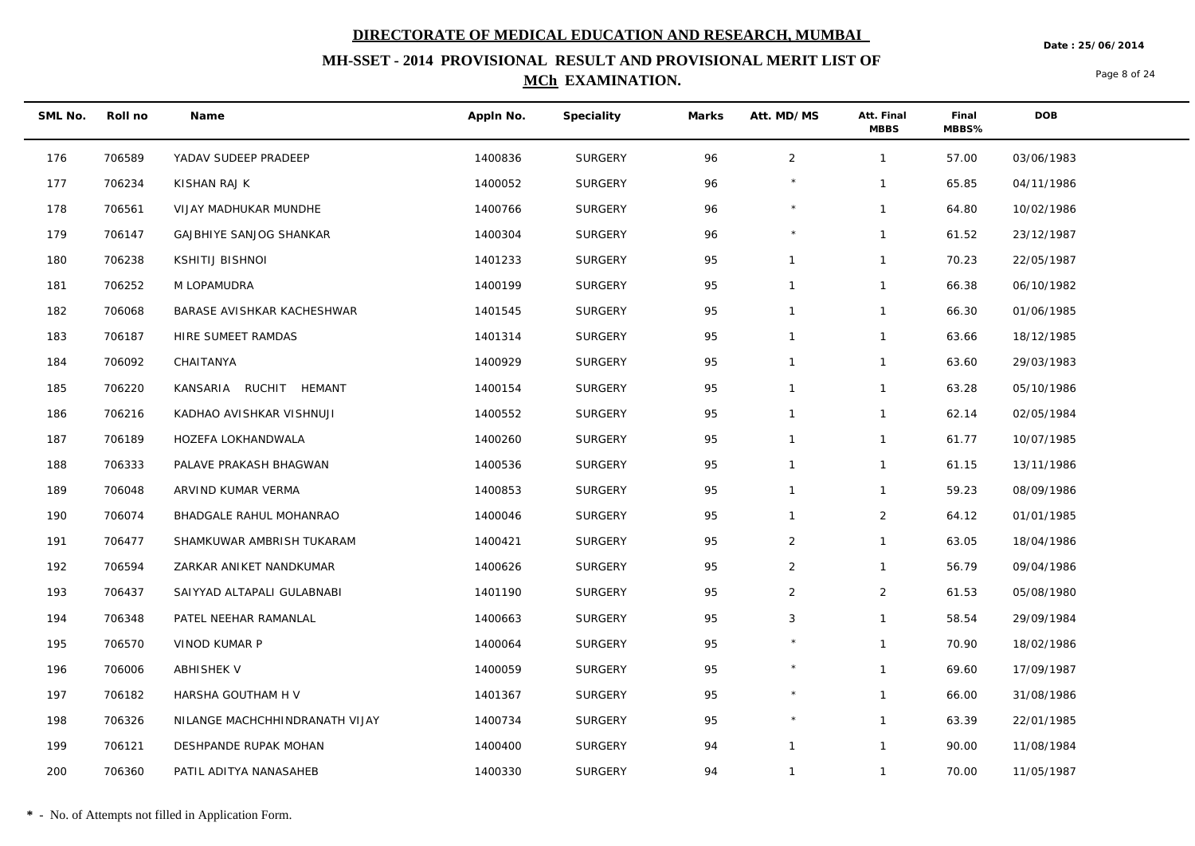# DIRECTORATE OF MEDICAL EDUCATION AND RESEARCH, MUMBAI

## MH-SSET - 2014 PROVISIONAL RESULT AND PROVISIONAL MERIT LIST OF MCh EXAMINATION.

Date : 25/06/2014

| SML No. | Roll no | Name | Appln No. | Speciality | Marks | Att. MD/MS | Att. Final MBBS | Final MBBS% | DOB |
|---|---|---|---|---|---|---|---|---|---|
| 176 | 706589 | YADAV SUDEEP PRADEEP | 1400836 | SURGERY | 96 | 2 | 1 | 57.00 | 03/06/1983 |
| 177 | 706234 | KISHAN RAJ K | 1400052 | SURGERY | 96 | * | 1 | 65.85 | 04/11/1986 |
| 178 | 706561 | VIJAY MADHUKAR MUNDHE | 1400766 | SURGERY | 96 | * | 1 | 64.80 | 10/02/1986 |
| 179 | 706147 | GAJBHIYE SANJOG SHANKAR | 1400304 | SURGERY | 96 | * | 1 | 61.52 | 23/12/1987 |
| 180 | 706238 | KSHITIJ BISHNOI | 1401233 | SURGERY | 95 | 1 | 1 | 70.23 | 22/05/1987 |
| 181 | 706252 | M LOPAMUDRA | 1400199 | SURGERY | 95 | 1 | 1 | 66.38 | 06/10/1982 |
| 182 | 706068 | BARASE AVISHKAR KACHESHWAR | 1401545 | SURGERY | 95 | 1 | 1 | 66.30 | 01/06/1985 |
| 183 | 706187 | HIRE SUMEET RAMDAS | 1401314 | SURGERY | 95 | 1 | 1 | 63.66 | 18/12/1985 |
| 184 | 706092 | CHAITANYA | 1400929 | SURGERY | 95 | 1 | 1 | 63.60 | 29/03/1983 |
| 185 | 706220 | KANSARIA RUCHIT HEMANT | 1400154 | SURGERY | 95 | 1 | 1 | 63.28 | 05/10/1986 |
| 186 | 706216 | KADHAO AVISHKAR VISHNUJI | 1400552 | SURGERY | 95 | 1 | 1 | 62.14 | 02/05/1984 |
| 187 | 706189 | HOZEFA LOKHANDWALA | 1400260 | SURGERY | 95 | 1 | 1 | 61.77 | 10/07/1985 |
| 188 | 706333 | PALAVE PRAKASH BHAGWAN | 1400536 | SURGERY | 95 | 1 | 1 | 61.15 | 13/11/1986 |
| 189 | 706048 | ARVIND KUMAR VERMA | 1400853 | SURGERY | 95 | 1 | 1 | 59.23 | 08/09/1986 |
| 190 | 706074 | BHADGALE RAHUL MOHANRAO | 1400046 | SURGERY | 95 | 1 | 2 | 64.12 | 01/01/1985 |
| 191 | 706477 | SHAMKUWAR AMBRISH TUKARAM | 1400421 | SURGERY | 95 | 2 | 1 | 63.05 | 18/04/1986 |
| 192 | 706594 | ZARKAR ANIKET NANDKUMAR | 1400626 | SURGERY | 95 | 2 | 1 | 56.79 | 09/04/1986 |
| 193 | 706437 | SAIYYAD ALTAPALI GULABNABI | 1401190 | SURGERY | 95 | 2 | 2 | 61.53 | 05/08/1980 |
| 194 | 706348 | PATEL NEEHAR RAMANLAL | 1400663 | SURGERY | 95 | 3 | 1 | 58.54 | 29/09/1984 |
| 195 | 706570 | VINOD KUMAR P | 1400064 | SURGERY | 95 | * | 1 | 70.90 | 18/02/1986 |
| 196 | 706006 | ABHISHEK V | 1400059 | SURGERY | 95 | * | 1 | 69.60 | 17/09/1987 |
| 197 | 706182 | HARSHA GOUTHAM H V | 1401367 | SURGERY | 95 | * | 1 | 66.00 | 31/08/1986 |
| 198 | 706326 | NILANGE MACHCHHINDRANATH VIJAY | 1400734 | SURGERY | 95 | * | 1 | 63.39 | 22/01/1985 |
| 199 | 706121 | DESHPANDE RUPAK MOHAN | 1400400 | SURGERY | 94 | 1 | 1 | 90.00 | 11/08/1984 |
| 200 | 706360 | PATIL ADITYA NANASAHEB | 1400330 | SURGERY | 94 | 1 | 1 | 70.00 | 11/05/1987 |

**\*** - No. of Attempts not filled in Application Form.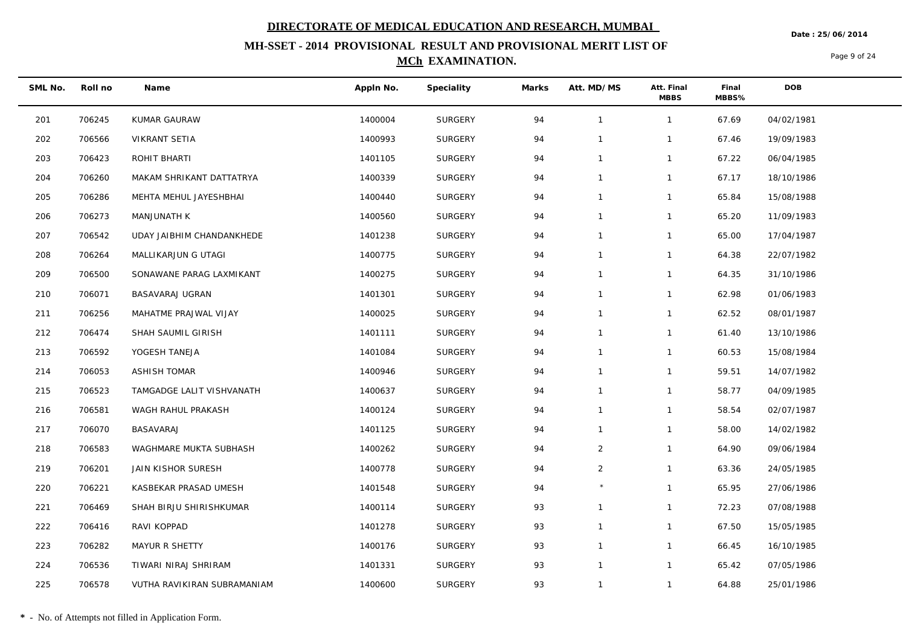# DIRECTORATE OF MEDICAL EDUCATION AND RESEARCH, MUMBAI

## MH-SSET - 2014 PROVISIONAL RESULT AND PROVISIONAL MERIT LIST OF MCh EXAMINATION.

Date : 25/06/2014

| SML No. | Roll no | Name | Appln No. | Speciality | Marks | Att. MD/MS | Att. Final MBBS | Final MBBS% | DOB |
|---|---|---|---|---|---|---|---|---|---|
| 201 | 706245 | KUMAR GAURAW | 1400004 | SURGERY | 94 | 1 | 1 | 67.69 | 04/02/1981 |
| 202 | 706566 | VIKRANT SETIA | 1400993 | SURGERY | 94 | 1 | 1 | 67.46 | 19/09/1983 |
| 203 | 706423 | ROHIT BHARTI | 1401105 | SURGERY | 94 | 1 | 1 | 67.22 | 06/04/1985 |
| 204 | 706260 | MAKAM SHRIKANT DATTATRYA | 1400339 | SURGERY | 94 | 1 | 1 | 67.17 | 18/10/1986 |
| 205 | 706286 | MEHTA MEHUL JAYESHBHAI | 1400440 | SURGERY | 94 | 1 | 1 | 65.84 | 15/08/1988 |
| 206 | 706273 | MANJUNATH K | 1400560 | SURGERY | 94 | 1 | 1 | 65.20 | 11/09/1983 |
| 207 | 706542 | UDAY JAIBHIM CHANDANKHEDE | 1401238 | SURGERY | 94 | 1 | 1 | 65.00 | 17/04/1987 |
| 208 | 706264 | MALLIKARJUN G UTAGI | 1400775 | SURGERY | 94 | 1 | 1 | 64.38 | 22/07/1982 |
| 209 | 706500 | SONAWANE PARAG LAXMIKANT | 1400275 | SURGERY | 94 | 1 | 1 | 64.35 | 31/10/1986 |
| 210 | 706071 | BASAVARAJ UGRAN | 1401301 | SURGERY | 94 | 1 | 1 | 62.98 | 01/06/1983 |
| 211 | 706256 | MAHATME PRAJWAL VIJAY | 1400025 | SURGERY | 94 | 1 | 1 | 62.52 | 08/01/1987 |
| 212 | 706474 | SHAH SAUMIL GIRISH | 1401111 | SURGERY | 94 | 1 | 1 | 61.40 | 13/10/1986 |
| 213 | 706592 | YOGESH TANEJA | 1401084 | SURGERY | 94 | 1 | 1 | 60.53 | 15/08/1984 |
| 214 | 706053 | ASHISH TOMAR | 1400946 | SURGERY | 94 | 1 | 1 | 59.51 | 14/07/1982 |
| 215 | 706523 | TAMGADGE LALIT VISHVANATH | 1400637 | SURGERY | 94 | 1 | 1 | 58.77 | 04/09/1985 |
| 216 | 706581 | WAGH RAHUL PRAKASH | 1400124 | SURGERY | 94 | 1 | 1 | 58.54 | 02/07/1987 |
| 217 | 706070 | BASAVARAJ | 1401125 | SURGERY | 94 | 1 | 1 | 58.00 | 14/02/1982 |
| 218 | 706583 | WAGHMARE MUKTA SUBHASH | 1400262 | SURGERY | 94 | 2 | 1 | 64.90 | 09/06/1984 |
| 219 | 706201 | JAIN KISHOR SURESH | 1400778 | SURGERY | 94 | 2 | 1 | 63.36 | 24/05/1985 |
| 220 | 706221 | KASBEKAR PRASAD UMESH | 1401548 | SURGERY | 94 | * | 1 | 65.95 | 27/06/1986 |
| 221 | 706469 | SHAH BIRJU SHIRISHKUMAR | 1400114 | SURGERY | 93 | 1 | 1 | 72.23 | 07/08/1988 |
| 222 | 706416 | RAVI KOPPAD | 1401278 | SURGERY | 93 | 1 | 1 | 67.50 | 15/05/1985 |
| 223 | 706282 | MAYUR R SHETTY | 1400176 | SURGERY | 93 | 1 | 1 | 66.45 | 16/10/1985 |
| 224 | 706536 | TIWARI NIRAJ SHRIRAM | 1401331 | SURGERY | 93 | 1 | 1 | 65.42 | 07/05/1986 |
| 225 | 706578 | VUTHA RAVIKIRAN SUBRAMANIAM | 1400600 | SURGERY | 93 | 1 | 1 | 64.88 | 25/01/1986 |

**\*** - No. of Attempts not filled in Application Form.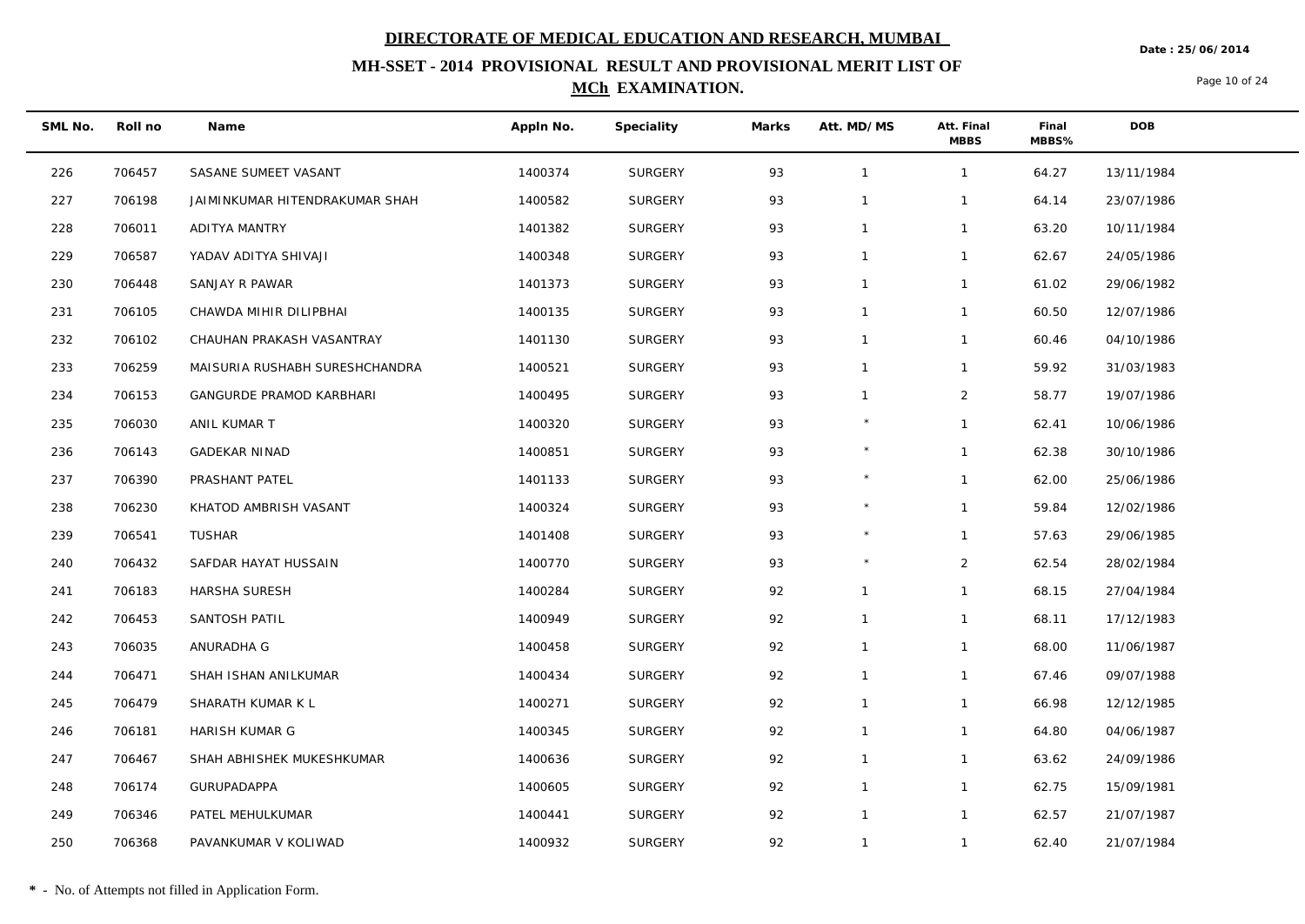# DIRECTORATE OF MEDICAL EDUCATION AND RESEARCH, MUMBAI

Date : 25/06/2014

## MH-SSET - 2014 PROVISIONAL RESULT AND PROVISIONAL MERIT LIST OF MCh EXAMINATION.

| SML No. | Roll no | Name | Appln No. | Speciality | Marks | Att. MD/MS | Att. Final MBBS | Final MBBS% | DOB |
|---|---|---|---|---|---|---|---|---|---|
| 226 | 706457 | SASANE SUMEET VASANT | 1400374 | SURGERY | 93 | 1 | 1 | 64.27 | 13/11/1984 |
| 227 | 706198 | JAIMINKUMAR HITENDRAKUMAR SHAH | 1400582 | SURGERY | 93 | 1 | 1 | 64.14 | 23/07/1986 |
| 228 | 706011 | ADITYA MANTRY | 1401382 | SURGERY | 93 | 1 | 1 | 63.20 | 10/11/1984 |
| 229 | 706587 | YADAV ADITYA SHIVAJI | 1400348 | SURGERY | 93 | 1 | 1 | 62.67 | 24/05/1986 |
| 230 | 706448 | SANJAY R PAWAR | 1401373 | SURGERY | 93 | 1 | 1 | 61.02 | 29/06/1982 |
| 231 | 706105 | CHAWDA MIHIR DILIPBHAI | 1400135 | SURGERY | 93 | 1 | 1 | 60.50 | 12/07/1986 |
| 232 | 706102 | CHAUHAN PRAKASH VASANTRAY | 1401130 | SURGERY | 93 | 1 | 1 | 60.46 | 04/10/1986 |
| 233 | 706259 | MAISURIA RUSHABH SURESHCHANDRA | 1400521 | SURGERY | 93 | 1 | 1 | 59.92 | 31/03/1983 |
| 234 | 706153 | GANGURDE PRAMOD KARBHARI | 1400495 | SURGERY | 93 | 1 | 2 | 58.77 | 19/07/1986 |
| 235 | 706030 | ANIL KUMAR T | 1400320 | SURGERY | 93 | * | 1 | 62.41 | 10/06/1986 |
| 236 | 706143 | GADEKAR NINAD | 1400851 | SURGERY | 93 | * | 1 | 62.38 | 30/10/1986 |
| 237 | 706390 | PRASHANT PATEL | 1401133 | SURGERY | 93 | * | 1 | 62.00 | 25/06/1986 |
| 238 | 706230 | KHATOD AMBRISH VASANT | 1400324 | SURGERY | 93 | * | 1 | 59.84 | 12/02/1986 |
| 239 | 706541 | TUSHAR | 1401408 | SURGERY | 93 | * | 1 | 57.63 | 29/06/1985 |
| 240 | 706432 | SAFDAR HAYAT HUSSAIN | 1400770 | SURGERY | 93 | * | 2 | 62.54 | 28/02/1984 |
| 241 | 706183 | HARSHA SURESH | 1400284 | SURGERY | 92 | 1 | 1 | 68.15 | 27/04/1984 |
| 242 | 706453 | SANTOSH PATIL | 1400949 | SURGERY | 92 | 1 | 1 | 68.11 | 17/12/1983 |
| 243 | 706035 | ANURADHA G | 1400458 | SURGERY | 92 | 1 | 1 | 68.00 | 11/06/1987 |
| 244 | 706471 | SHAH ISHAN ANILKUMAR | 1400434 | SURGERY | 92 | 1 | 1 | 67.46 | 09/07/1988 |
| 245 | 706479 | SHARATH KUMAR K L | 1400271 | SURGERY | 92 | 1 | 1 | 66.98 | 12/12/1985 |
| 246 | 706181 | HARISH KUMAR G | 1400345 | SURGERY | 92 | 1 | 1 | 64.80 | 04/06/1987 |
| 247 | 706467 | SHAH ABHISHEK MUKESHKUMAR | 1400636 | SURGERY | 92 | 1 | 1 | 63.62 | 24/09/1986 |
| 248 | 706174 | GURUPADAPPA | 1400605 | SURGERY | 92 | 1 | 1 | 62.75 | 15/09/1981 |
| 249 | 706346 | PATEL MEHULKUMAR | 1400441 | SURGERY | 92 | 1 | 1 | 62.57 | 21/07/1987 |
| 250 | 706368 | PAVANKUMAR V KOLIWAD | 1400932 | SURGERY | 92 | 1 | 1 | 62.40 | 21/07/1984 |

**\*** - No. of Attempts not filled in Application Form.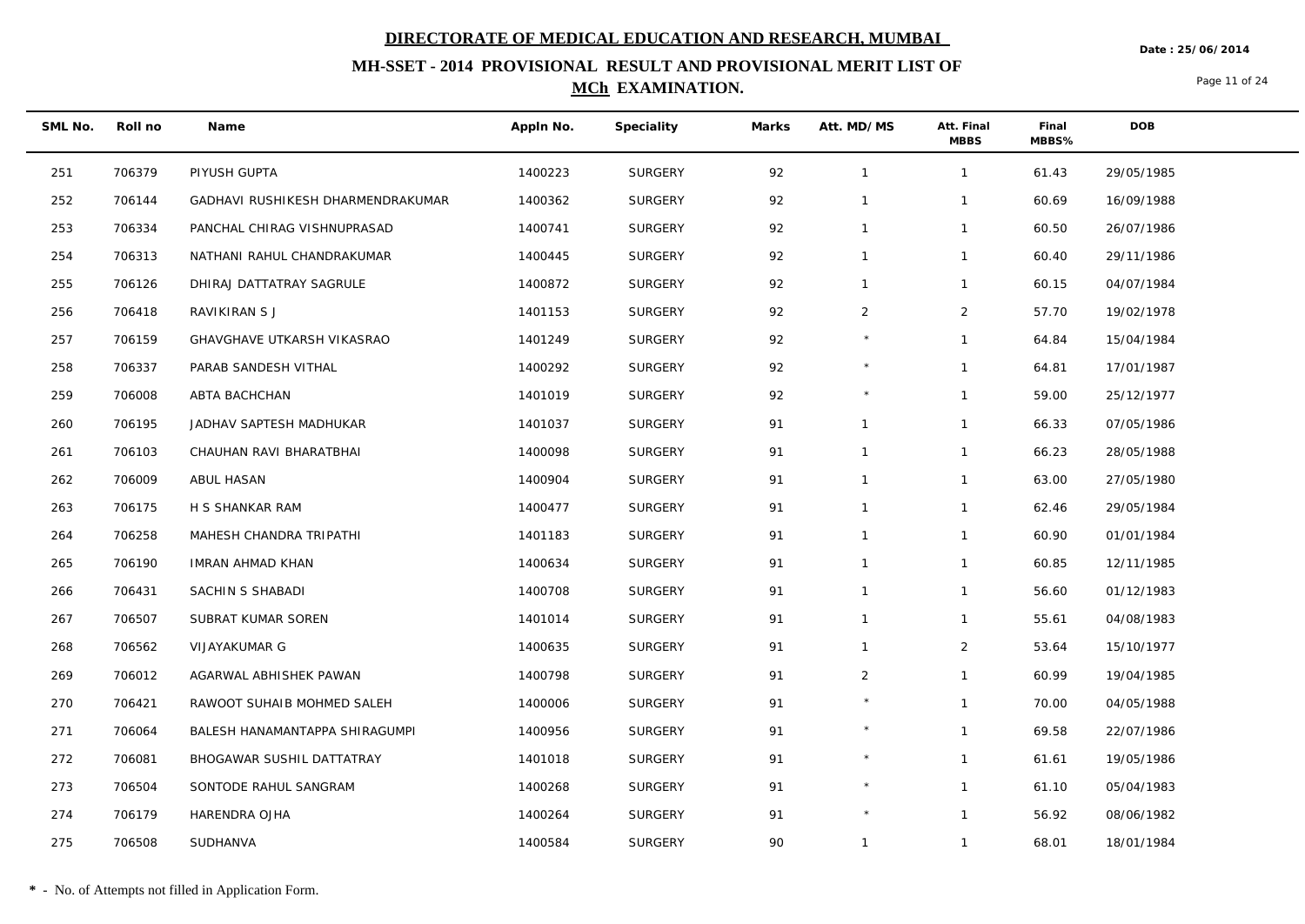# DIRECTORATE OF MEDICAL EDUCATION AND RESEARCH, MUMBAI

## MH-SSET - 2014 PROVISIONAL RESULT AND PROVISIONAL MERIT LIST OF MCh EXAMINATION.

Date : 25/06/2014

| SML No. | Roll no | Name | Appln No. | Speciality | Marks | Att. MD/MS | Att. Final MBBS | Final MBBS% | DOB |
|---|---|---|---|---|---|---|---|---|---|
| 251 | 706379 | PIYUSH GUPTA | 1400223 | SURGERY | 92 | 1 | 1 | 61.43 | 29/05/1985 |
| 252 | 706144 | GADHAVI RUSHIKESH DHARMENDRAKUMAR | 1400362 | SURGERY | 92 | 1 | 1 | 60.69 | 16/09/1988 |
| 253 | 706334 | PANCHAL CHIRAG VISHNUPRASAD | 1400741 | SURGERY | 92 | 1 | 1 | 60.50 | 26/07/1986 |
| 254 | 706313 | NATHANI RAHUL CHANDRAKUMAR | 1400445 | SURGERY | 92 | 1 | 1 | 60.40 | 29/11/1986 |
| 255 | 706126 | DHIRAJ DATTATRAY SAGRULE | 1400872 | SURGERY | 92 | 1 | 1 | 60.15 | 04/07/1984 |
| 256 | 706418 | RAVIKIRAN S J | 1401153 | SURGERY | 92 | 2 | 2 | 57.70 | 19/02/1978 |
| 257 | 706159 | GHAVGHAVE UTKARSH VIKASRAO | 1401249 | SURGERY | 92 | * | 1 | 64.84 | 15/04/1984 |
| 258 | 706337 | PARAB SANDESH VITHAL | 1400292 | SURGERY | 92 | * | 1 | 64.81 | 17/01/1987 |
| 259 | 706008 | ABTA BACHCHAN | 1401019 | SURGERY | 92 | * | 1 | 59.00 | 25/12/1977 |
| 260 | 706195 | JADHAV SAPTESH MADHUKAR | 1401037 | SURGERY | 91 | 1 | 1 | 66.33 | 07/05/1986 |
| 261 | 706103 | CHAUHAN RAVI BHARATBHAI | 1400098 | SURGERY | 91 | 1 | 1 | 66.23 | 28/05/1988 |
| 262 | 706009 | ABUL HASAN | 1400904 | SURGERY | 91 | 1 | 1 | 63.00 | 27/05/1980 |
| 263 | 706175 | H S SHANKAR RAM | 1400477 | SURGERY | 91 | 1 | 1 | 62.46 | 29/05/1984 |
| 264 | 706258 | MAHESH CHANDRA TRIPATHI | 1401183 | SURGERY | 91 | 1 | 1 | 60.90 | 01/01/1984 |
| 265 | 706190 | IMRAN AHMAD KHAN | 1400634 | SURGERY | 91 | 1 | 1 | 60.85 | 12/11/1985 |
| 266 | 706431 | SACHIN S SHABADI | 1400708 | SURGERY | 91 | 1 | 1 | 56.60 | 01/12/1983 |
| 267 | 706507 | SUBRAT KUMAR SOREN | 1401014 | SURGERY | 91 | 1 | 1 | 55.61 | 04/08/1983 |
| 268 | 706562 | VIJAYAKUMAR G | 1400635 | SURGERY | 91 | 1 | 2 | 53.64 | 15/10/1977 |
| 269 | 706012 | AGARWAL ABHISHEK PAWAN | 1400798 | SURGERY | 91 | 2 | 1 | 60.99 | 19/04/1985 |
| 270 | 706421 | RAWOOT SUHAIB MOHMED SALEH | 1400006 | SURGERY | 91 | * | 1 | 70.00 | 04/05/1988 |
| 271 | 706064 | BALESH HANAMANTAPPA SHIRAGUMPI | 1400956 | SURGERY | 91 | * | 1 | 69.58 | 22/07/1986 |
| 272 | 706081 | BHOGAWAR SUSHIL DATTATRAY | 1401018 | SURGERY | 91 | * | 1 | 61.61 | 19/05/1986 |
| 273 | 706504 | SONTODE RAHUL SANGRAM | 1400268 | SURGERY | 91 | * | 1 | 61.10 | 05/04/1983 |
| 274 | 706179 | HARENDRA OJHA | 1400264 | SURGERY | 91 | * | 1 | 56.92 | 08/06/1982 |
| 275 | 706508 | SUDHANVA | 1400584 | SURGERY | 90 | 1 | 1 | 68.01 | 18/01/1984 |

**\*** - No. of Attempts not filled in Application Form.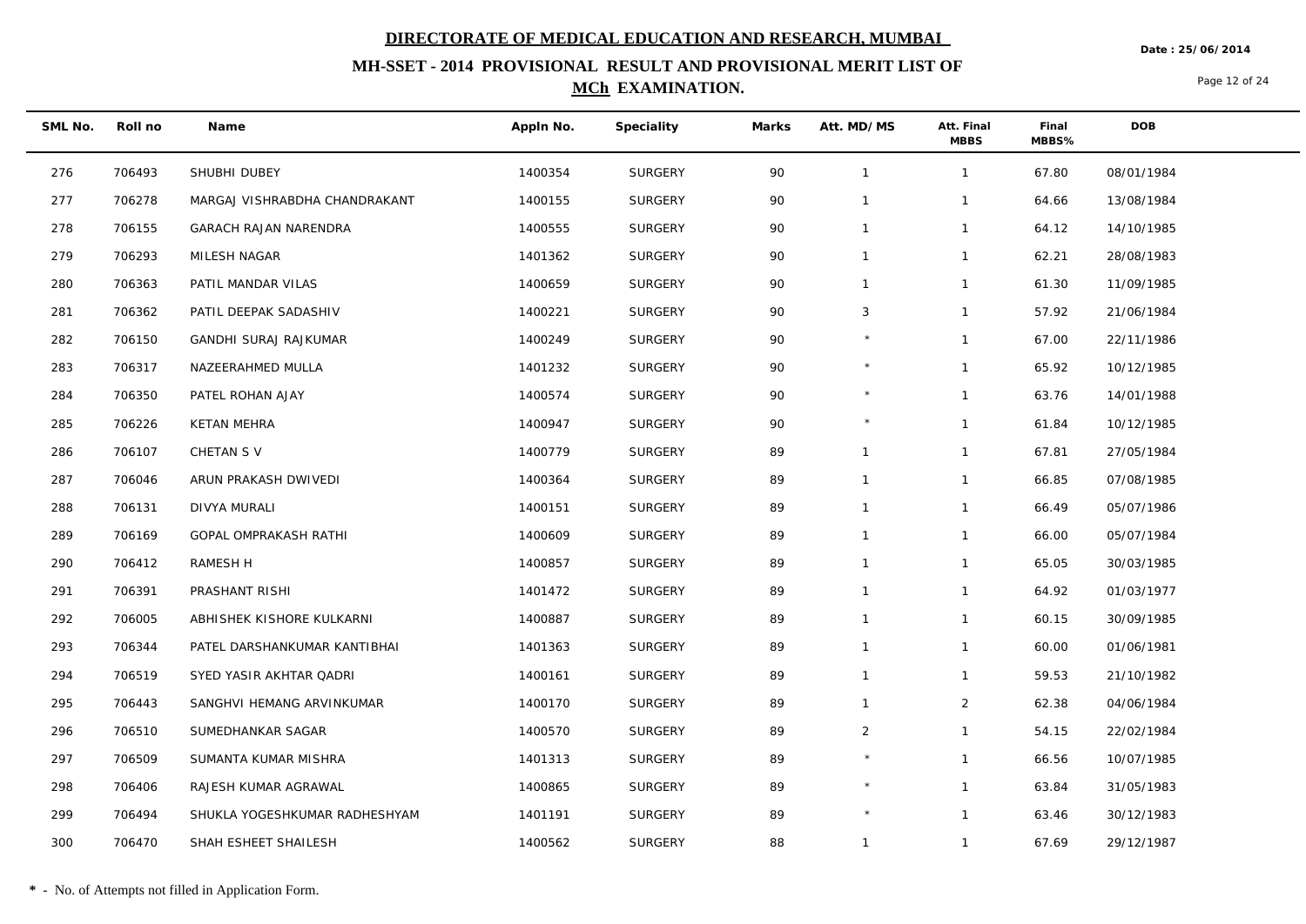# DIRECTORATE OF MEDICAL EDUCATION AND RESEARCH, MUMBAI

## MH-SSET - 2014 PROVISIONAL RESULT AND PROVISIONAL MERIT LIST OF MCh EXAMINATION.

Date : 25/06/2014

| SML No. | Roll no | Name | Appln No. | Speciality | Marks | Att. MD/MS | Att. Final MBBS | Final MBBS% | DOB |
|---|---|---|---|---|---|---|---|---|---|
| 276 | 706493 | SHUBHI DUBEY | 1400354 | SURGERY | 90 | 1 | 1 | 67.80 | 08/01/1984 |
| 277 | 706278 | MARGAJ VISHRABDHA CHANDRAKANT | 1400155 | SURGERY | 90 | 1 | 1 | 64.66 | 13/08/1984 |
| 278 | 706155 | GARACH RAJAN NARENDRA | 1400555 | SURGERY | 90 | 1 | 1 | 64.12 | 14/10/1985 |
| 279 | 706293 | MILESH NAGAR | 1401362 | SURGERY | 90 | 1 | 1 | 62.21 | 28/08/1983 |
| 280 | 706363 | PATIL MANDAR VILAS | 1400659 | SURGERY | 90 | 1 | 1 | 61.30 | 11/09/1985 |
| 281 | 706362 | PATIL DEEPAK SADASHIV | 1400221 | SURGERY | 90 | 3 | 1 | 57.92 | 21/06/1984 |
| 282 | 706150 | GANDHI SURAJ RAJKUMAR | 1400249 | SURGERY | 90 | * | 1 | 67.00 | 22/11/1986 |
| 283 | 706317 | NAZEERAHMED MULLA | 1401232 | SURGERY | 90 | * | 1 | 65.92 | 10/12/1985 |
| 284 | 706350 | PATEL ROHAN AJAY | 1400574 | SURGERY | 90 | * | 1 | 63.76 | 14/01/1988 |
| 285 | 706226 | KETAN MEHRA | 1400947 | SURGERY | 90 | * | 1 | 61.84 | 10/12/1985 |
| 286 | 706107 | CHETAN S V | 1400779 | SURGERY | 89 | 1 | 1 | 67.81 | 27/05/1984 |
| 287 | 706046 | ARUN PRAKASH DWIVEDI | 1400364 | SURGERY | 89 | 1 | 1 | 66.85 | 07/08/1985 |
| 288 | 706131 | DIVYA MURALI | 1400151 | SURGERY | 89 | 1 | 1 | 66.49 | 05/07/1986 |
| 289 | 706169 | GOPAL OMPRAKASH RATHI | 1400609 | SURGERY | 89 | 1 | 1 | 66.00 | 05/07/1984 |
| 290 | 706412 | RAMESH H | 1400857 | SURGERY | 89 | 1 | 1 | 65.05 | 30/03/1985 |
| 291 | 706391 | PRASHANT RISHI | 1401472 | SURGERY | 89 | 1 | 1 | 64.92 | 01/03/1977 |
| 292 | 706005 | ABHISHEK KISHORE KULKARNI | 1400887 | SURGERY | 89 | 1 | 1 | 60.15 | 30/09/1985 |
| 293 | 706344 | PATEL DARSHANKUMAR KANTIBHAI | 1401363 | SURGERY | 89 | 1 | 1 | 60.00 | 01/06/1981 |
| 294 | 706519 | SYED YASIR AKHTAR QADRI | 1400161 | SURGERY | 89 | 1 | 1 | 59.53 | 21/10/1982 |
| 295 | 706443 | SANGHVI HEMANG ARVINKUMAR | 1400170 | SURGERY | 89 | 1 | 2 | 62.38 | 04/06/1984 |
| 296 | 706510 | SUMEDHANKAR SAGAR | 1400570 | SURGERY | 89 | 2 | 1 | 54.15 | 22/02/1984 |
| 297 | 706509 | SUMANTA KUMAR MISHRA | 1401313 | SURGERY | 89 | * | 1 | 66.56 | 10/07/1985 |
| 298 | 706406 | RAJESH KUMAR AGRAWAL | 1400865 | SURGERY | 89 | * | 1 | 63.84 | 31/05/1983 |
| 299 | 706494 | SHUKLA YOGESHKUMAR RADHESHYAM | 1401191 | SURGERY | 89 | * | 1 | 63.46 | 30/12/1983 |
| 300 | 706470 | SHAH ESHEET SHAILESH | 1400562 | SURGERY | 88 | 1 | 1 | 67.69 | 29/12/1987 |

**\*** - No. of Attempts not filled in Application Form.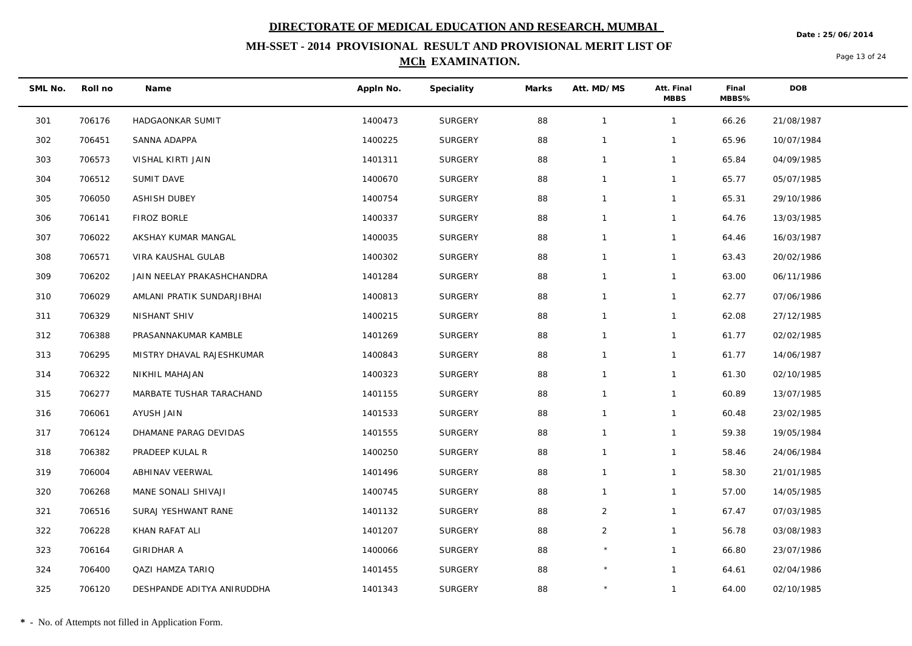**DIRECTORATE OF MEDICAL EDUCATION AND RESEARCH, MUMBAI**

**MH-SSET - 2014 PROVISIONAL RESULT AND PROVISIONAL MERIT LIST OF MCh EXAMINATION.**

Date : 25/06/2014

| SML No. | Roll no | Name | Appln No. | Speciality | Marks | Att. MD/MS | Att. Final MBBS | Final MBBS% | DOB |
|---|---|---|---|---|---|---|---|---|---|
| 301 | 706176 | HADGAONKAR SUMIT | 1400473 | SURGERY | 88 | 1 | 1 | 66.26 | 21/08/1987 |
| 302 | 706451 | SANNA ADAPPA | 1400225 | SURGERY | 88 | 1 | 1 | 65.96 | 10/07/1984 |
| 303 | 706573 | VISHAL KIRTI JAIN | 1401311 | SURGERY | 88 | 1 | 1 | 65.84 | 04/09/1985 |
| 304 | 706512 | SUMIT DAVE | 1400670 | SURGERY | 88 | 1 | 1 | 65.77 | 05/07/1985 |
| 305 | 706050 | ASHISH DUBEY | 1400754 | SURGERY | 88 | 1 | 1 | 65.31 | 29/10/1986 |
| 306 | 706141 | FIROZ BORLE | 1400337 | SURGERY | 88 | 1 | 1 | 64.76 | 13/03/1985 |
| 307 | 706022 | AKSHAY KUMAR MANGAL | 1400035 | SURGERY | 88 | 1 | 1 | 64.46 | 16/03/1987 |
| 308 | 706571 | VIRA KAUSHAL GULAB | 1400302 | SURGERY | 88 | 1 | 1 | 63.43 | 20/02/1986 |
| 309 | 706202 | JAIN NEELAY PRAKASHCHANDRA | 1401284 | SURGERY | 88 | 1 | 1 | 63.00 | 06/11/1986 |
| 310 | 706029 | AMLANI PRATIK SUNDARJIBHAI | 1400813 | SURGERY | 88 | 1 | 1 | 62.77 | 07/06/1986 |
| 311 | 706329 | NISHANT SHIV | 1400215 | SURGERY | 88 | 1 | 1 | 62.08 | 27/12/1985 |
| 312 | 706388 | PRASANNAKUMAR KAMBLE | 1401269 | SURGERY | 88 | 1 | 1 | 61.77 | 02/02/1985 |
| 313 | 706295 | MISTRY DHAVAL RAJESHKUMAR | 1400843 | SURGERY | 88 | 1 | 1 | 61.77 | 14/06/1987 |
| 314 | 706322 | NIKHIL MAHAJAN | 1400323 | SURGERY | 88 | 1 | 1 | 61.30 | 02/10/1985 |
| 315 | 706277 | MARBATE TUSHAR TARACHAND | 1401155 | SURGERY | 88 | 1 | 1 | 60.89 | 13/07/1985 |
| 316 | 706061 | AYUSH JAIN | 1401533 | SURGERY | 88 | 1 | 1 | 60.48 | 23/02/1985 |
| 317 | 706124 | DHAMANE PARAG DEVIDAS | 1401555 | SURGERY | 88 | 1 | 1 | 59.38 | 19/05/1984 |
| 318 | 706382 | PRADEEP KULAL R | 1400250 | SURGERY | 88 | 1 | 1 | 58.46 | 24/06/1984 |
| 319 | 706004 | ABHINAV VEERWAL | 1401496 | SURGERY | 88 | 1 | 1 | 58.30 | 21/01/1985 |
| 320 | 706268 | MANE SONALI SHIVAJI | 1400745 | SURGERY | 88 | 1 | 1 | 57.00 | 14/05/1985 |
| 321 | 706516 | SURAJ YESHWANT RANE | 1401132 | SURGERY | 88 | 2 | 1 | 67.47 | 07/03/1985 |
| 322 | 706228 | KHAN RAFAT ALI | 1401207 | SURGERY | 88 | 2 | 1 | 56.78 | 03/08/1983 |
| 323 | 706164 | GIRIDHAR A | 1400066 | SURGERY | 88 | * | 1 | 66.80 | 23/07/1986 |
| 324 | 706400 | QAZI HAMZA TARIQ | 1401455 | SURGERY | 88 | * | 1 | 64.61 | 02/04/1986 |
| 325 | 706120 | DESHPANDE ADITYA ANIRUDDHA | 1401343 | SURGERY | 88 | * | 1 | 64.00 | 02/10/1985 |

**\*** - No. of Attempts not filled in Application Form.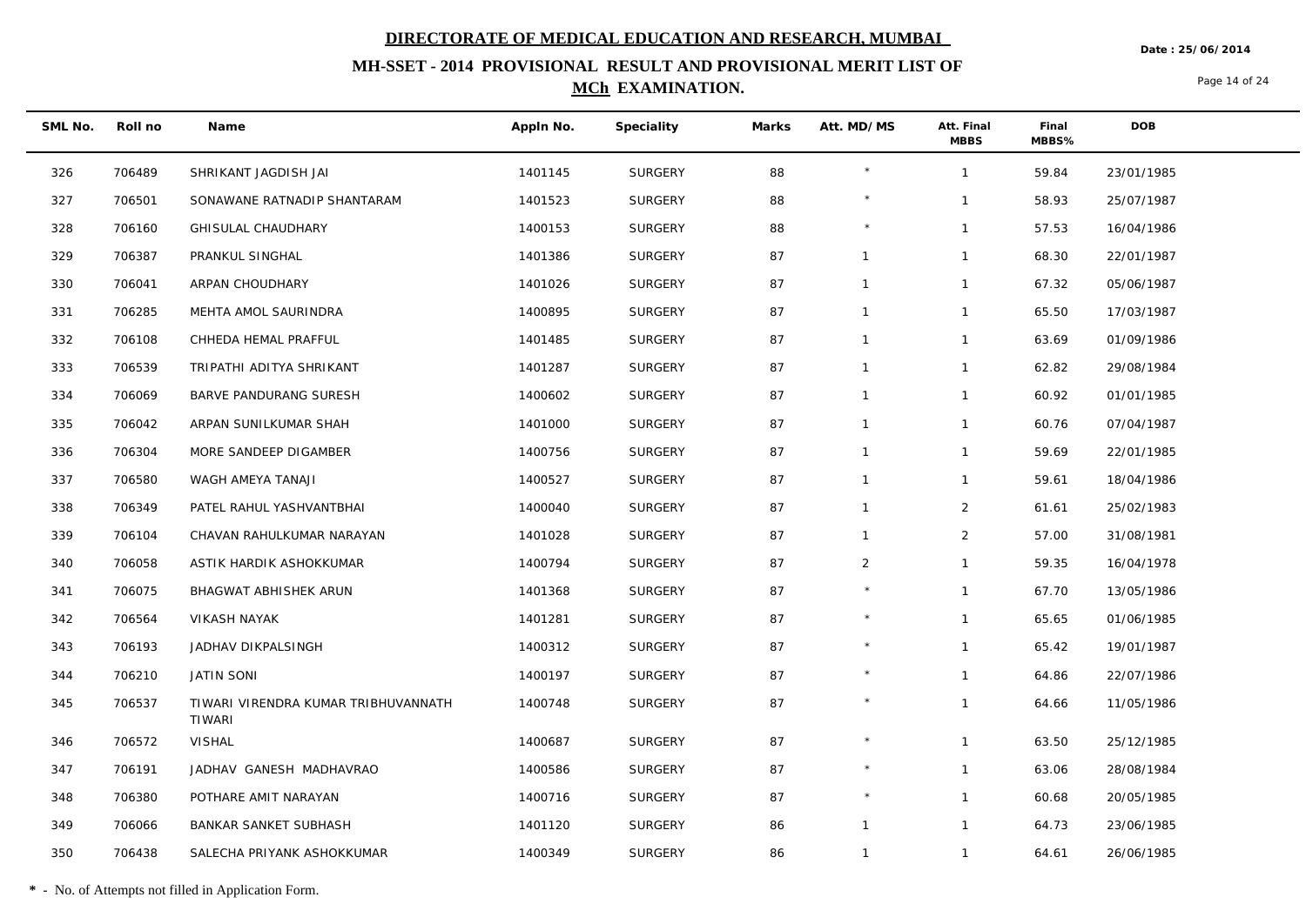# DIRECTORATE OF MEDICAL EDUCATION AND RESEARCH, MUMBAI

## MH-SSET - 2014 PROVISIONAL RESULT AND PROVISIONAL MERIT LIST OF MCh EXAMINATION.

Date : 25/06/2014

| SML No. | Roll no | Name | Appln No. | Speciality | Marks | Att. MD/MS | Att. Final MBBS | Final MBBS% | DOB |
|---|---|---|---|---|---|---|---|---|---|
| 326 | 706489 | SHRIKANT JAGDISH JAI | 1401145 | SURGERY | 88 | * | 1 | 59.84 | 23/01/1985 |
| 327 | 706501 | SONAWANE RATNADIP SHANTARAM | 1401523 | SURGERY | 88 | * | 1 | 58.93 | 25/07/1987 |
| 328 | 706160 | GHISULAL CHAUDHARY | 1400153 | SURGERY | 88 | * | 1 | 57.53 | 16/04/1986 |
| 329 | 706387 | PRANKUL SINGHAL | 1401386 | SURGERY | 87 | 1 | 1 | 68.30 | 22/01/1987 |
| 330 | 706041 | ARPAN CHOUDHARY | 1401026 | SURGERY | 87 | 1 | 1 | 67.32 | 05/06/1987 |
| 331 | 706285 | MEHTA AMOL SAURINDRA | 1400895 | SURGERY | 87 | 1 | 1 | 65.50 | 17/03/1987 |
| 332 | 706108 | CHHEDA HEMAL PRAFFUL | 1401485 | SURGERY | 87 | 1 | 1 | 63.69 | 01/09/1986 |
| 333 | 706539 | TRIPATHI ADITYA SHRIKANT | 1401287 | SURGERY | 87 | 1 | 1 | 62.82 | 29/08/1984 |
| 334 | 706069 | BARVE PANDURANG SURESH | 1400602 | SURGERY | 87 | 1 | 1 | 60.92 | 01/01/1985 |
| 335 | 706042 | ARPAN SUNILKUMAR SHAH | 1401000 | SURGERY | 87 | 1 | 1 | 60.76 | 07/04/1987 |
| 336 | 706304 | MORE SANDEEP DIGAMBER | 1400756 | SURGERY | 87 | 1 | 1 | 59.69 | 22/01/1985 |
| 337 | 706580 | WAGH AMEYA TANAJI | 1400527 | SURGERY | 87 | 1 | 1 | 59.61 | 18/04/1986 |
| 338 | 706349 | PATEL RAHUL YASHVANTBHAI | 1400040 | SURGERY | 87 | 1 | 2 | 61.61 | 25/02/1983 |
| 339 | 706104 | CHAVAN RAHULKUMAR NARAYAN | 1401028 | SURGERY | 87 | 1 | 2 | 57.00 | 31/08/1981 |
| 340 | 706058 | ASTIK HARDIK ASHOKKUMAR | 1400794 | SURGERY | 87 | 2 | 1 | 59.35 | 16/04/1978 |
| 341 | 706075 | BHAGWAT ABHISHEK ARUN | 1401368 | SURGERY | 87 | * | 1 | 67.70 | 13/05/1986 |
| 342 | 706564 | VIKASH NAYAK | 1401281 | SURGERY | 87 | * | 1 | 65.65 | 01/06/1985 |
| 343 | 706193 | JADHAV DIKPALSINGH | 1400312 | SURGERY | 87 | * | 1 | 65.42 | 19/01/1987 |
| 344 | 706210 | JATIN SONI | 1400197 | SURGERY | 87 | * | 1 | 64.86 | 22/07/1986 |
| 345 | 706537 | TIWARI VIRENDRA KUMAR TRIBHUVANNATH TIWARI | 1400748 | SURGERY | 87 | * | 1 | 64.66 | 11/05/1986 |
| 346 | 706572 | VISHAL | 1400687 | SURGERY | 87 | * | 1 | 63.50 | 25/12/1985 |
| 347 | 706191 | JADHAV GANESH MADHAVRAO | 1400586 | SURGERY | 87 | * | 1 | 63.06 | 28/08/1984 |
| 348 | 706380 | POTHARE AMIT NARAYAN | 1400716 | SURGERY | 87 | * | 1 | 60.68 | 20/05/1985 |
| 349 | 706066 | BANKAR SANKET SUBHASH | 1401120 | SURGERY | 86 | 1 | 1 | 64.73 | 23/06/1985 |
| 350 | 706438 | SALECHA PRIYANK ASHOKKUMAR | 1400349 | SURGERY | 86 | 1 | 1 | 64.61 | 26/06/1985 |

**\*** - No. of Attempts not filled in Application Form.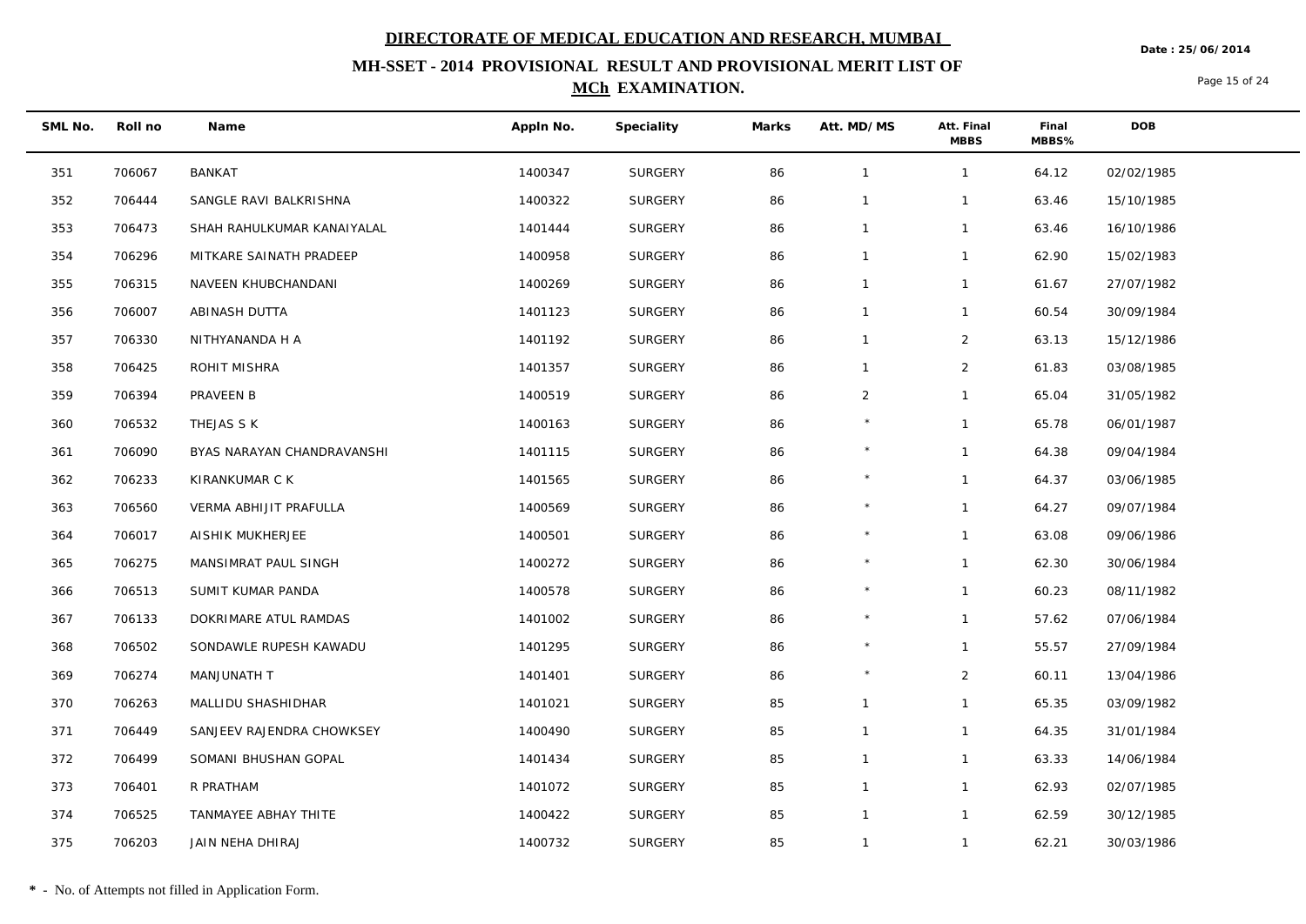# DIRECTORATE OF MEDICAL EDUCATION AND RESEARCH, MUMBAI

Date : 25/06/2014

## MH-SSET - 2014 PROVISIONAL RESULT AND PROVISIONAL MERIT LIST OF MCh EXAMINATION.

| SML No. | Roll no | Name | Appln No. | Speciality | Marks | Att. MD/MS | Att. Final MBBS | Final MBBS% | DOB |
|---|---|---|---|---|---|---|---|---|---|
| 351 | 706067 | BANKAT | 1400347 | SURGERY | 86 | 1 | 1 | 64.12 | 02/02/1985 |
| 352 | 706444 | SANGLE RAVI BALKRISHNA | 1400322 | SURGERY | 86 | 1 | 1 | 63.46 | 15/10/1985 |
| 353 | 706473 | SHAH RAHULKUMAR KANAIYALAL | 1401444 | SURGERY | 86 | 1 | 1 | 63.46 | 16/10/1986 |
| 354 | 706296 | MITKARE SAINATH PRADEEP | 1400958 | SURGERY | 86 | 1 | 1 | 62.90 | 15/02/1983 |
| 355 | 706315 | NAVEEN KHUBCHANDANI | 1400269 | SURGERY | 86 | 1 | 1 | 61.67 | 27/07/1982 |
| 356 | 706007 | ABINASH DUTTA | 1401123 | SURGERY | 86 | 1 | 1 | 60.54 | 30/09/1984 |
| 357 | 706330 | NITHYANANDA H A | 1401192 | SURGERY | 86 | 1 | 2 | 63.13 | 15/12/1986 |
| 358 | 706425 | ROHIT MISHRA | 1401357 | SURGERY | 86 | 1 | 2 | 61.83 | 03/08/1985 |
| 359 | 706394 | PRAVEEN B | 1400519 | SURGERY | 86 | 2 | 1 | 65.04 | 31/05/1982 |
| 360 | 706532 | THEJAS S K | 1400163 | SURGERY | 86 | * | 1 | 65.78 | 06/01/1987 |
| 361 | 706090 | BYAS NARAYAN CHANDRAVANSHI | 1401115 | SURGERY | 86 | * | 1 | 64.38 | 09/04/1984 |
| 362 | 706233 | KIRANKUMAR C K | 1401565 | SURGERY | 86 | * | 1 | 64.37 | 03/06/1985 |
| 363 | 706560 | VERMA ABHIJIT PRAFULLA | 1400569 | SURGERY | 86 | * | 1 | 64.27 | 09/07/1984 |
| 364 | 706017 | AISHIK MUKHERJEE | 1400501 | SURGERY | 86 | * | 1 | 63.08 | 09/06/1986 |
| 365 | 706275 | MANSIMRAT PAUL SINGH | 1400272 | SURGERY | 86 | * | 1 | 62.30 | 30/06/1984 |
| 366 | 706513 | SUMIT KUMAR PANDA | 1400578 | SURGERY | 86 | * | 1 | 60.23 | 08/11/1982 |
| 367 | 706133 | DOKRIMARE ATUL RAMDAS | 1401002 | SURGERY | 86 | * | 1 | 57.62 | 07/06/1984 |
| 368 | 706502 | SONDAWLE RUPESH KAWADU | 1401295 | SURGERY | 86 | * | 1 | 55.57 | 27/09/1984 |
| 369 | 706274 | MANJUNATH T | 1401401 | SURGERY | 86 | * | 2 | 60.11 | 13/04/1986 |
| 370 | 706263 | MALLIDU SHASHIDHAR | 1401021 | SURGERY | 85 | 1 | 1 | 65.35 | 03/09/1982 |
| 371 | 706449 | SANJEEV RAJENDRA CHOWKSEY | 1400490 | SURGERY | 85 | 1 | 1 | 64.35 | 31/01/1984 |
| 372 | 706499 | SOMANI BHUSHAN GOPAL | 1401434 | SURGERY | 85 | 1 | 1 | 63.33 | 14/06/1984 |
| 373 | 706401 | R PRATHAM | 1401072 | SURGERY | 85 | 1 | 1 | 62.93 | 02/07/1985 |
| 374 | 706525 | TANMAYEE ABHAY THITE | 1400422 | SURGERY | 85 | 1 | 1 | 62.59 | 30/12/1985 |
| 375 | 706203 | JAIN NEHA DHIRAJ | 1400732 | SURGERY | 85 | 1 | 1 | 62.21 | 30/03/1986 |

**\*** - No. of Attempts not filled in Application Form.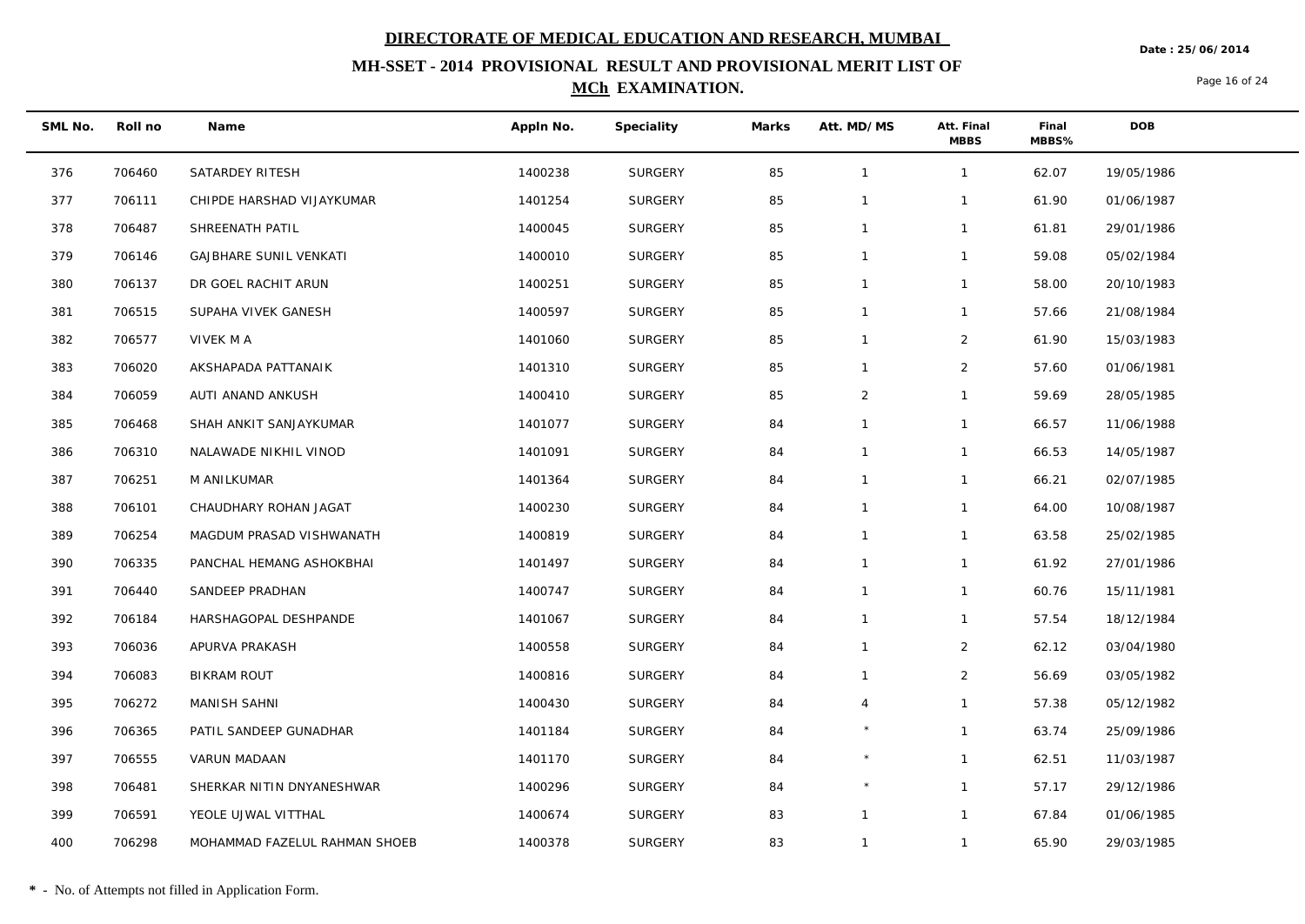# DIRECTORATE OF MEDICAL EDUCATION AND RESEARCH, MUMBAI

## MH-SSET - 2014 PROVISIONAL RESULT AND PROVISIONAL MERIT LIST OF MCh EXAMINATION.

Date : 25/06/2014

| SML No. | Roll no | Name | Appln No. | Speciality | Marks | Att. MD/MS | Att. Final MBBS | Final MBBS% | DOB |
|---|---|---|---|---|---|---|---|---|---|
| 376 | 706460 | SATARDEY RITESH | 1400238 | SURGERY | 85 | 1 | 1 | 62.07 | 19/05/1986 |
| 377 | 706111 | CHIPDE HARSHAD VIJAYKUMAR | 1401254 | SURGERY | 85 | 1 | 1 | 61.90 | 01/06/1987 |
| 378 | 706487 | SHREENATH PATIL | 1400045 | SURGERY | 85 | 1 | 1 | 61.81 | 29/01/1986 |
| 379 | 706146 | GAJBHARE SUNIL VENKATI | 1400010 | SURGERY | 85 | 1 | 1 | 59.08 | 05/02/1984 |
| 380 | 706137 | DR GOEL RACHIT ARUN | 1400251 | SURGERY | 85 | 1 | 1 | 58.00 | 20/10/1983 |
| 381 | 706515 | SUPAHA VIVEK GANESH | 1400597 | SURGERY | 85 | 1 | 1 | 57.66 | 21/08/1984 |
| 382 | 706577 | VIVEK M A | 1401060 | SURGERY | 85 | 1 | 2 | 61.90 | 15/03/1983 |
| 383 | 706020 | AKSHAPADA PATTANAIK | 1401310 | SURGERY | 85 | 1 | 2 | 57.60 | 01/06/1981 |
| 384 | 706059 | AUTI ANAND ANKUSH | 1400410 | SURGERY | 85 | 2 | 1 | 59.69 | 28/05/1985 |
| 385 | 706468 | SHAH ANKIT SANJAYKUMAR | 1401077 | SURGERY | 84 | 1 | 1 | 66.57 | 11/06/1988 |
| 386 | 706310 | NALAWADE NIKHIL VINOD | 1401091 | SURGERY | 84 | 1 | 1 | 66.53 | 14/05/1987 |
| 387 | 706251 | M ANILKUMAR | 1401364 | SURGERY | 84 | 1 | 1 | 66.21 | 02/07/1985 |
| 388 | 706101 | CHAUDHARY ROHAN JAGAT | 1400230 | SURGERY | 84 | 1 | 1 | 64.00 | 10/08/1987 |
| 389 | 706254 | MAGDUM PRASAD VISHWANATH | 1400819 | SURGERY | 84 | 1 | 1 | 63.58 | 25/02/1985 |
| 390 | 706335 | PANCHAL HEMANG ASHOKBHAI | 1401497 | SURGERY | 84 | 1 | 1 | 61.92 | 27/01/1986 |
| 391 | 706440 | SANDEEP PRADHAN | 1400747 | SURGERY | 84 | 1 | 1 | 60.76 | 15/11/1981 |
| 392 | 706184 | HARSHAGOPAL DESHPANDE | 1401067 | SURGERY | 84 | 1 | 1 | 57.54 | 18/12/1984 |
| 393 | 706036 | APURVA PRAKASH | 1400558 | SURGERY | 84 | 1 | 2 | 62.12 | 03/04/1980 |
| 394 | 706083 | BIKRAM ROUT | 1400816 | SURGERY | 84 | 1 | 2 | 56.69 | 03/05/1982 |
| 395 | 706272 | MANISH SAHNI | 1400430 | SURGERY | 84 | 4 | 1 | 57.38 | 05/12/1982 |
| 396 | 706365 | PATIL SANDEEP GUNADHAR | 1401184 | SURGERY | 84 | * | 1 | 63.74 | 25/09/1986 |
| 397 | 706555 | VARUN MADAAN | 1401170 | SURGERY | 84 | * | 1 | 62.51 | 11/03/1987 |
| 398 | 706481 | SHERKAR NITIN DNYANESHWAR | 1400296 | SURGERY | 84 | * | 1 | 57.17 | 29/12/1986 |
| 399 | 706591 | YEOLE UJWAL VITTHAL | 1400674 | SURGERY | 83 | 1 | 1 | 67.84 | 01/06/1985 |
| 400 | 706298 | MOHAMMAD FAZELUL RAHMAN SHOEB | 1400378 | SURGERY | 83 | 1 | 1 | 65.90 | 29/03/1985 |

**\*** - No. of Attempts not filled in Application Form.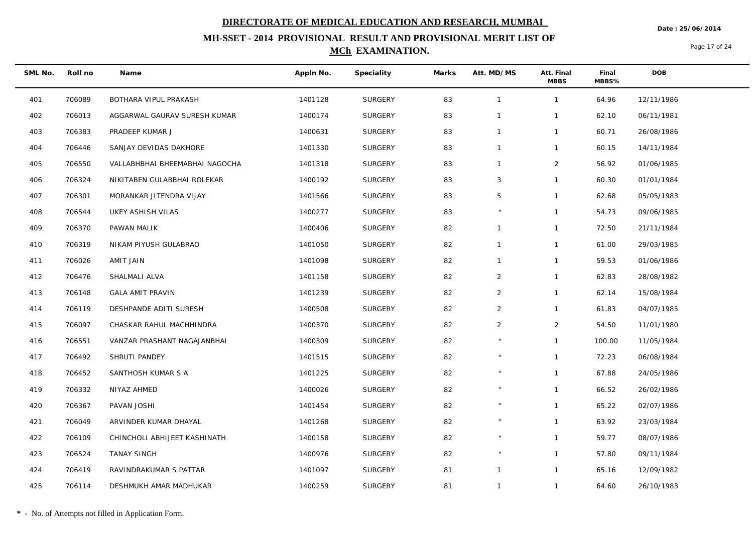# DIRECTORATE OF MEDICAL EDUCATION AND RESEARCH, MUMBAI

Date : 25/06/2014

## MH-SSET - 2014 PROVISIONAL RESULT AND PROVISIONAL MERIT LIST OF MCh EXAMINATION.

| SML No. | Roll no | Name | Appln No. | Speciality | Marks | Att. MD/MS | Att. Final MBBS | Final MBBS% | DOB |
|---|---|---|---|---|---|---|---|---|---|
| 401 | 706089 | BOTHARA VIPUL PRAKASH | 1401128 | SURGERY | 83 | 1 | 1 | 64.96 | 12/11/1986 |
| 402 | 706013 | AGGARWAL GAURAV SURESH KUMAR | 1400174 | SURGERY | 83 | 1 | 1 | 62.10 | 06/11/1981 |
| 403 | 706383 | PRADEEP KUMAR J | 1400631 | SURGERY | 83 | 1 | 1 | 60.71 | 26/08/1986 |
| 404 | 706446 | SANJAY DEVIDAS DAKHORE | 1401330 | SURGERY | 83 | 1 | 1 | 60.15 | 14/11/1984 |
| 405 | 706550 | VALLABHBHAI BHEEMABHAI NAGOCHA | 1401318 | SURGERY | 83 | 1 | 2 | 56.92 | 01/06/1985 |
| 406 | 706324 | NIKITABEN GULABBHAI ROLEKAR | 1400192 | SURGERY | 83 | 3 | 1 | 60.30 | 01/01/1984 |
| 407 | 706301 | MORANKAR JITENDRA VIJAY | 1401566 | SURGERY | 83 | 5 | 1 | 62.68 | 05/05/1983 |
| 408 | 706544 | UKEY ASHISH VILAS | 1400277 | SURGERY | 83 | * | 1 | 54.73 | 09/06/1985 |
| 409 | 706370 | PAWAN MALIK | 1400406 | SURGERY | 82 | 1 | 1 | 72.50 | 21/11/1984 |
| 410 | 706319 | NIKAM PIYUSH GULABRAO | 1401050 | SURGERY | 82 | 1 | 1 | 61.00 | 29/03/1985 |
| 411 | 706026 | AMIT JAIN | 1401098 | SURGERY | 82 | 1 | 1 | 59.53 | 01/06/1986 |
| 412 | 706476 | SHALMALI ALVA | 1401158 | SURGERY | 82 | 2 | 1 | 62.83 | 28/08/1982 |
| 413 | 706148 | GALA AMIT PRAVIN | 1401239 | SURGERY | 82 | 2 | 1 | 62.14 | 15/08/1984 |
| 414 | 706119 | DESHPANDE ADITI SURESH | 1400508 | SURGERY | 82 | 2 | 1 | 61.83 | 04/07/1985 |
| 415 | 706097 | CHASKAR RAHUL MACHHINDRA | 1400370 | SURGERY | 82 | 2 | 2 | 54.50 | 11/01/1980 |
| 416 | 706551 | VANZAR PRASHANT NAGAJANBHAI | 1400309 | SURGERY | 82 | * | 1 | 100.00 | 11/05/1984 |
| 417 | 706492 | SHRUTI PANDEY | 1401515 | SURGERY | 82 | * | 1 | 72.23 | 06/08/1984 |
| 418 | 706452 | SANTHOSH KUMAR S A | 1401225 | SURGERY | 82 | * | 1 | 67.88 | 24/05/1986 |
| 419 | 706332 | NIYAZ AHMED | 1400026 | SURGERY | 82 | * | 1 | 66.52 | 26/02/1986 |
| 420 | 706367 | PAVAN JOSHI | 1401454 | SURGERY | 82 | * | 1 | 65.22 | 02/07/1986 |
| 421 | 706049 | ARVINDER KUMAR DHAYAL | 1401268 | SURGERY | 82 | * | 1 | 63.92 | 23/03/1984 |
| 422 | 706109 | CHINCHOLI ABHIJEET KASHINATH | 1400158 | SURGERY | 82 | * | 1 | 59.77 | 08/07/1986 |
| 423 | 706524 | TANAY SINGH | 1400976 | SURGERY | 82 | * | 1 | 57.80 | 09/11/1984 |
| 424 | 706419 | RAVINDRAKUMAR S PATTAR | 1401097 | SURGERY | 81 | 1 | 1 | 65.16 | 12/09/1982 |
| 425 | 706114 | DESHMUKH AMAR MADHUKAR | 1400259 | SURGERY | 81 | 1 | 1 | 64.60 | 26/10/1983 |

**\*** - No. of Attempts not filled in Application Form.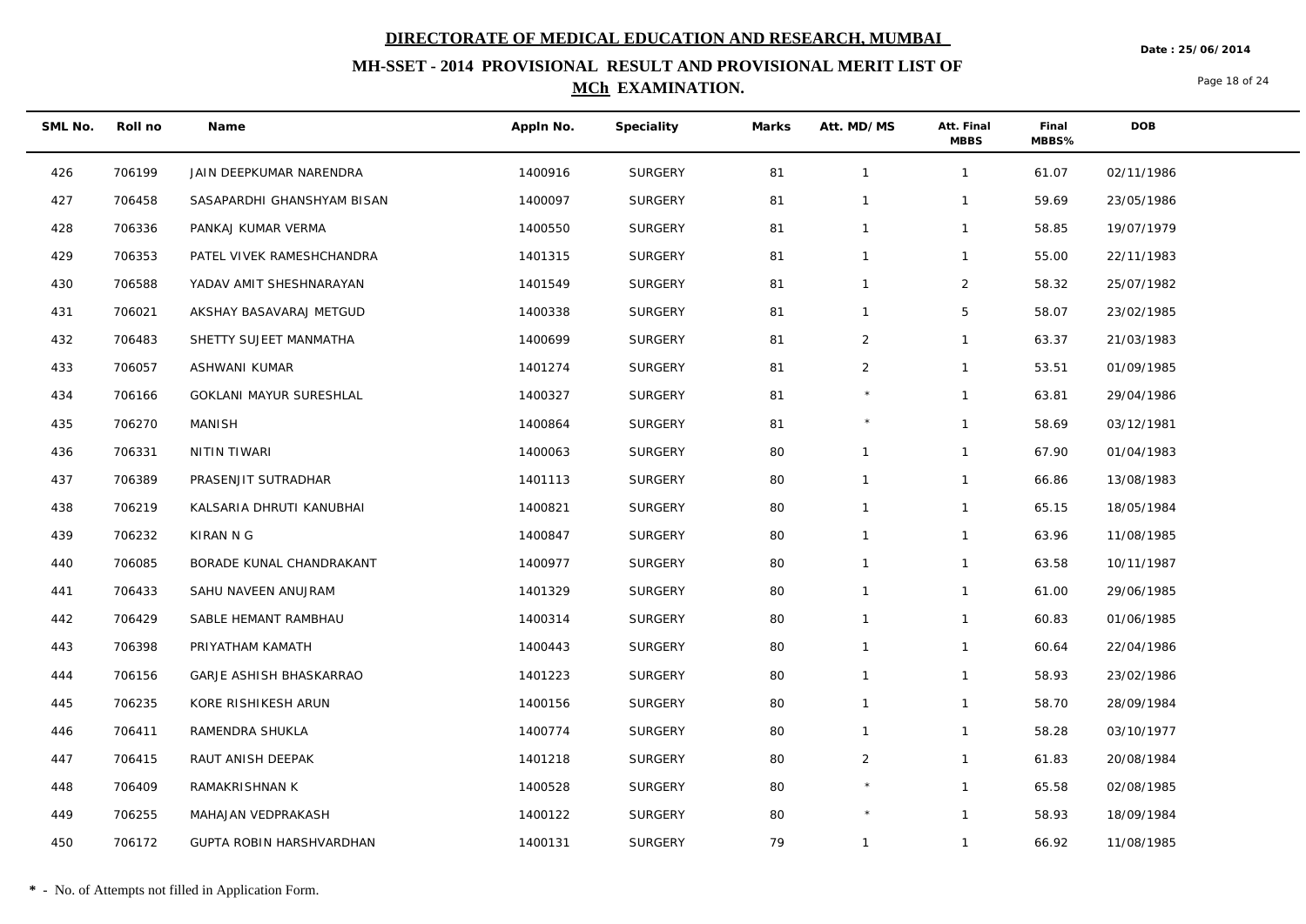# DIRECTORATE OF MEDICAL EDUCATION AND RESEARCH, MUMBAI

## MH-SSET - 2014 PROVISIONAL RESULT AND PROVISIONAL MERIT LIST OF MCh EXAMINATION.

Date : 25/06/2014

| SML No. | Roll no | Name | Appln No. | Speciality | Marks | Att. MD/MS | Att. Final MBBS | Final MBBS% | DOB |
|---|---|---|---|---|---|---|---|---|---|
| 426 | 706199 | JAIN DEEPKUMAR NARENDRA | 1400916 | SURGERY | 81 | 1 | 1 | 61.07 | 02/11/1986 |
| 427 | 706458 | SASAPARDHI GHANSHYAM BISAN | 1400097 | SURGERY | 81 | 1 | 1 | 59.69 | 23/05/1986 |
| 428 | 706336 | PANKAJ KUMAR VERMA | 1400550 | SURGERY | 81 | 1 | 1 | 58.85 | 19/07/1979 |
| 429 | 706353 | PATEL VIVEK RAMESHCHANDRA | 1401315 | SURGERY | 81 | 1 | 1 | 55.00 | 22/11/1983 |
| 430 | 706588 | YADAV AMIT SHESHNARAYAN | 1401549 | SURGERY | 81 | 1 | 2 | 58.32 | 25/07/1982 |
| 431 | 706021 | AKSHAY BASAVARAJ METGUD | 1400338 | SURGERY | 81 | 1 | 5 | 58.07 | 23/02/1985 |
| 432 | 706483 | SHETTY SUJEET MANMATHA | 1400699 | SURGERY | 81 | 2 | 1 | 63.37 | 21/03/1983 |
| 433 | 706057 | ASHWANI KUMAR | 1401274 | SURGERY | 81 | 2 | 1 | 53.51 | 01/09/1985 |
| 434 | 706166 | GOKLANI MAYUR SURESHLAL | 1400327 | SURGERY | 81 | * | 1 | 63.81 | 29/04/1986 |
| 435 | 706270 | MANISH | 1400864 | SURGERY | 81 | * | 1 | 58.69 | 03/12/1981 |
| 436 | 706331 | NITIN TIWARI | 1400063 | SURGERY | 80 | 1 | 1 | 67.90 | 01/04/1983 |
| 437 | 706389 | PRASENJIT SUTRADHAR | 1401113 | SURGERY | 80 | 1 | 1 | 66.86 | 13/08/1983 |
| 438 | 706219 | KALSARIA DHRUTI KANUBHAI | 1400821 | SURGERY | 80 | 1 | 1 | 65.15 | 18/05/1984 |
| 439 | 706232 | KIRAN N G | 1400847 | SURGERY | 80 | 1 | 1 | 63.96 | 11/08/1985 |
| 440 | 706085 | BORADE KUNAL CHANDRAKANT | 1400977 | SURGERY | 80 | 1 | 1 | 63.58 | 10/11/1987 |
| 441 | 706433 | SAHU NAVEEN ANUJRAM | 1401329 | SURGERY | 80 | 1 | 1 | 61.00 | 29/06/1985 |
| 442 | 706429 | SABLE HEMANT RAMBHAU | 1400314 | SURGERY | 80 | 1 | 1 | 60.83 | 01/06/1985 |
| 443 | 706398 | PRIYATHAM KAMATH | 1400443 | SURGERY | 80 | 1 | 1 | 60.64 | 22/04/1986 |
| 444 | 706156 | GARJE ASHISH BHASKARRAO | 1401223 | SURGERY | 80 | 1 | 1 | 58.93 | 23/02/1986 |
| 445 | 706235 | KORE RISHIKESH ARUN | 1400156 | SURGERY | 80 | 1 | 1 | 58.70 | 28/09/1984 |
| 446 | 706411 | RAMENDRA SHUKLA | 1400774 | SURGERY | 80 | 1 | 1 | 58.28 | 03/10/1977 |
| 447 | 706415 | RAUT ANISH DEEPAK | 1401218 | SURGERY | 80 | 2 | 1 | 61.83 | 20/08/1984 |
| 448 | 706409 | RAMAKRISHNAN K | 1400528 | SURGERY | 80 | * | 1 | 65.58 | 02/08/1985 |
| 449 | 706255 | MAHAJAN VEDPRAKASH | 1400122 | SURGERY | 80 | * | 1 | 58.93 | 18/09/1984 |
| 450 | 706172 | GUPTA ROBIN HARSHVARDHAN | 1400131 | SURGERY | 79 | 1 | 1 | 66.92 | 11/08/1985 |

**\*** - No. of Attempts not filled in Application Form.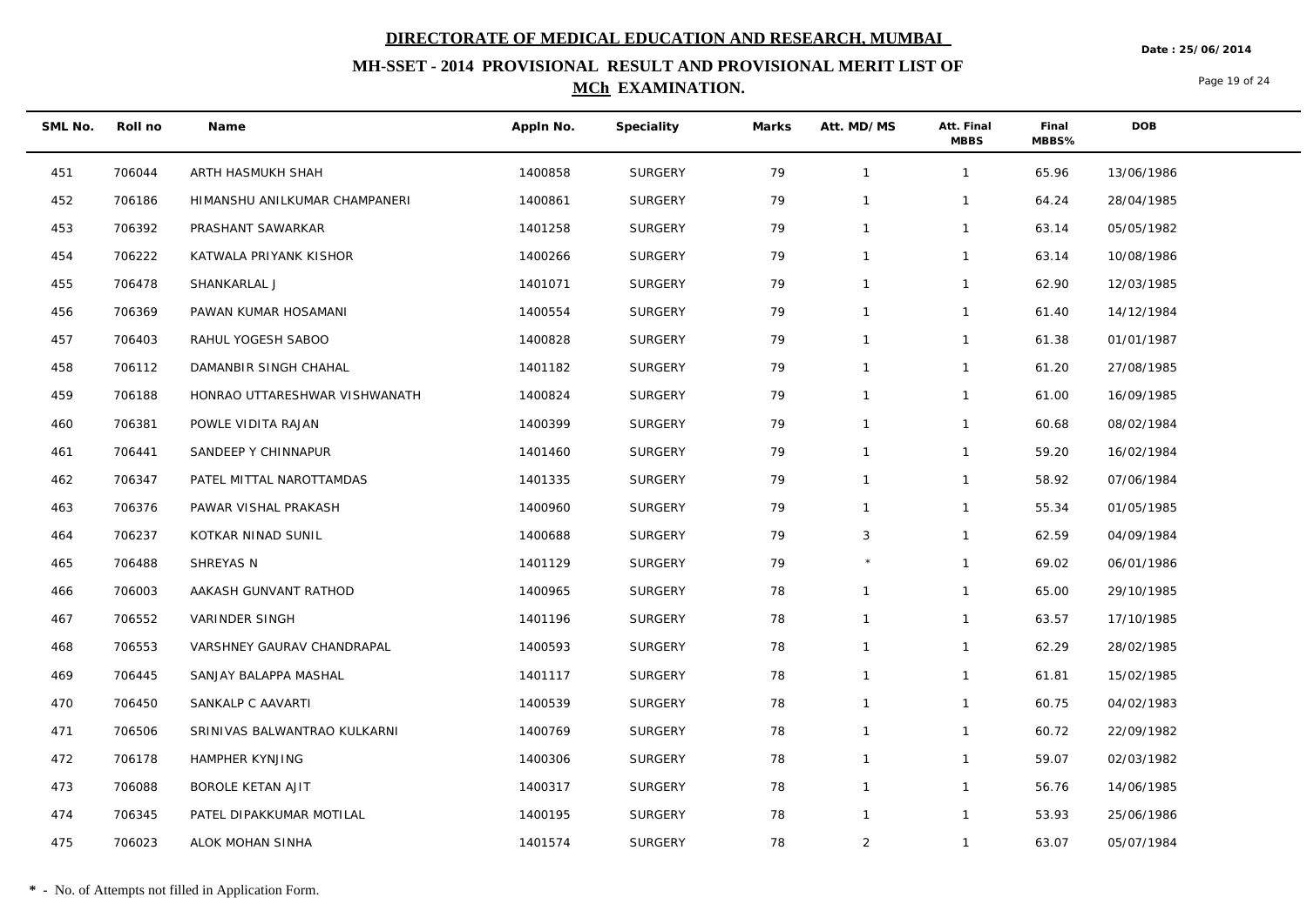# DIRECTORATE OF MEDICAL EDUCATION AND RESEARCH, MUMBAI

## MH-SSET - 2014 PROVISIONAL RESULT AND PROVISIONAL MERIT LIST OF MCh EXAMINATION.

Date : 25/06/2014

| SML No. | Roll no | Name | Appln No. | Speciality | Marks | Att. MD/MS | Att. Final MBBS | Final MBBS% | DOB |
|---|---|---|---|---|---|---|---|---|---|
| 451 | 706044 | ARTH HASMUKH SHAH | 1400858 | SURGERY | 79 | 1 | 1 | 65.96 | 13/06/1986 |
| 452 | 706186 | HIMANSHU ANILKUMAR CHAMPANERI | 1400861 | SURGERY | 79 | 1 | 1 | 64.24 | 28/04/1985 |
| 453 | 706392 | PRASHANT SAWARKAR | 1401258 | SURGERY | 79 | 1 | 1 | 63.14 | 05/05/1982 |
| 454 | 706222 | KATWALA PRIYANK KISHOR | 1400266 | SURGERY | 79 | 1 | 1 | 63.14 | 10/08/1986 |
| 455 | 706478 | SHANKARLAL J | 1401071 | SURGERY | 79 | 1 | 1 | 62.90 | 12/03/1985 |
| 456 | 706369 | PAWAN KUMAR HOSAMANI | 1400554 | SURGERY | 79 | 1 | 1 | 61.40 | 14/12/1984 |
| 457 | 706403 | RAHUL YOGESH SABOO | 1400828 | SURGERY | 79 | 1 | 1 | 61.38 | 01/01/1987 |
| 458 | 706112 | DAMANBIR SINGH CHAHAL | 1401182 | SURGERY | 79 | 1 | 1 | 61.20 | 27/08/1985 |
| 459 | 706188 | HONRAO UTTARESHWAR VISHWANATH | 1400824 | SURGERY | 79 | 1 | 1 | 61.00 | 16/09/1985 |
| 460 | 706381 | POWLE VIDITA RAJAN | 1400399 | SURGERY | 79 | 1 | 1 | 60.68 | 08/02/1984 |
| 461 | 706441 | SANDEEP Y CHINNAPUR | 1401460 | SURGERY | 79 | 1 | 1 | 59.20 | 16/02/1984 |
| 462 | 706347 | PATEL MITTAL NAROTTAMDAS | 1401335 | SURGERY | 79 | 1 | 1 | 58.92 | 07/06/1984 |
| 463 | 706376 | PAWAR VISHAL PRAKASH | 1400960 | SURGERY | 79 | 1 | 1 | 55.34 | 01/05/1985 |
| 464 | 706237 | KOTKAR NINAD SUNIL | 1400688 | SURGERY | 79 | 3 | 1 | 62.59 | 04/09/1984 |
| 465 | 706488 | SHREYAS N | 1401129 | SURGERY | 79 | * | 1 | 69.02 | 06/01/1986 |
| 466 | 706003 | AAKASH GUNVANT RATHOD | 1400965 | SURGERY | 78 | 1 | 1 | 65.00 | 29/10/1985 |
| 467 | 706552 | VARINDER SINGH | 1401196 | SURGERY | 78 | 1 | 1 | 63.57 | 17/10/1985 |
| 468 | 706553 | VARSHNEY GAURAV CHANDRAPAL | 1400593 | SURGERY | 78 | 1 | 1 | 62.29 | 28/02/1985 |
| 469 | 706445 | SANJAY BALAPPA MASHAL | 1401117 | SURGERY | 78 | 1 | 1 | 61.81 | 15/02/1985 |
| 470 | 706450 | SANKALP C AAVARTI | 1400539 | SURGERY | 78 | 1 | 1 | 60.75 | 04/02/1983 |
| 471 | 706506 | SRINIVAS BALWANTRAO KULKARNI | 1400769 | SURGERY | 78 | 1 | 1 | 60.72 | 22/09/1982 |
| 472 | 706178 | HAMPHER KYNJING | 1400306 | SURGERY | 78 | 1 | 1 | 59.07 | 02/03/1982 |
| 473 | 706088 | BOROLE KETAN AJIT | 1400317 | SURGERY | 78 | 1 | 1 | 56.76 | 14/06/1985 |
| 474 | 706345 | PATEL DIPAKKUMAR MOTILAL | 1400195 | SURGERY | 78 | 1 | 1 | 53.93 | 25/06/1986 |
| 475 | 706023 | ALOK MOHAN SINHA | 1401574 | SURGERY | 78 | 2 | 1 | 63.07 | 05/07/1984 |

**\*** - No. of Attempts not filled in Application Form.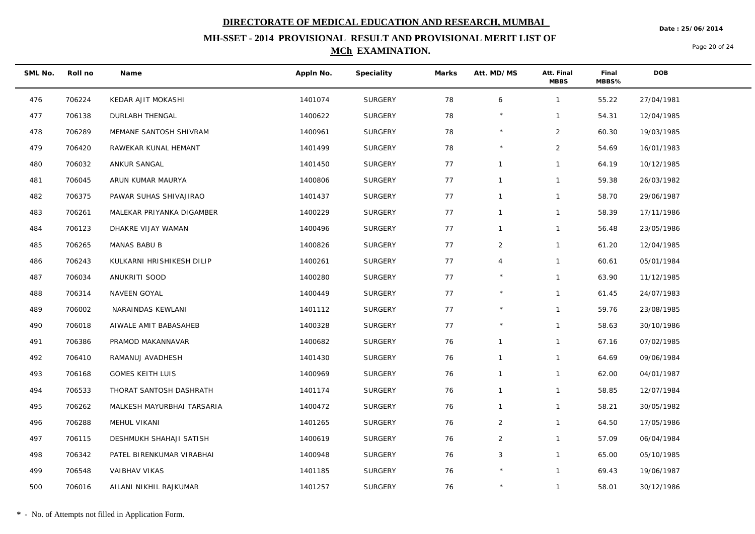# DIRECTORATE OF MEDICAL EDUCATION AND RESEARCH, MUMBAI

## MH-SSET - 2014 PROVISIONAL RESULT AND PROVISIONAL MERIT LIST OF MCh EXAMINATION.

Date : 25/06/2014

| SML No. | Roll no | Name | Appln No. | Speciality | Marks | Att. MD/MS | Att. Final MBBS | Final MBBS% | DOB |
|---|---|---|---|---|---|---|---|---|---|
| 476 | 706224 | KEDAR AJIT MOKASHI | 1401074 | SURGERY | 78 | 6 | 1 | 55.22 | 27/04/1981 |
| 477 | 706138 | DURLABH THENGAL | 1400622 | SURGERY | 78 | * | 1 | 54.31 | 12/04/1985 |
| 478 | 706289 | MEMANE SANTOSH SHIVRAM | 1400961 | SURGERY | 78 | * | 2 | 60.30 | 19/03/1985 |
| 479 | 706420 | RAWEKAR KUNAL HEMANT | 1401499 | SURGERY | 78 | * | 2 | 54.69 | 16/01/1983 |
| 480 | 706032 | ANKUR SANGAL | 1401450 | SURGERY | 77 | 1 | 1 | 64.19 | 10/12/1985 |
| 481 | 706045 | ARUN KUMAR MAURYA | 1400806 | SURGERY | 77 | 1 | 1 | 59.38 | 26/03/1982 |
| 482 | 706375 | PAWAR SUHAS SHIVAJIRAO | 1401437 | SURGERY | 77 | 1 | 1 | 58.70 | 29/06/1987 |
| 483 | 706261 | MALEKAR PRIYANKA DIGAMBER | 1400229 | SURGERY | 77 | 1 | 1 | 58.39 | 17/11/1986 |
| 484 | 706123 | DHAKRE VIJAY WAMAN | 1400496 | SURGERY | 77 | 1 | 1 | 56.48 | 23/05/1986 |
| 485 | 706265 | MANAS BABU B | 1400826 | SURGERY | 77 | 2 | 1 | 61.20 | 12/04/1985 |
| 486 | 706243 | KULKARNI HRISHIKESH DILIP | 1400261 | SURGERY | 77 | 4 | 1 | 60.61 | 05/01/1984 |
| 487 | 706034 | ANUKRITI SOOD | 1400280 | SURGERY | 77 | * | 1 | 63.90 | 11/12/1985 |
| 488 | 706314 | NAVEEN GOYAL | 1400449 | SURGERY | 77 | * | 1 | 61.45 | 24/07/1983 |
| 489 | 706002 | NARAINDAS KEWLANI | 1401112 | SURGERY | 77 | * | 1 | 59.76 | 23/08/1985 |
| 490 | 706018 | AIWALE AMIT BABASAHEB | 1400328 | SURGERY | 77 | * | 1 | 58.63 | 30/10/1986 |
| 491 | 706386 | PRAMOD MAKANNAVAR | 1400682 | SURGERY | 76 | 1 | 1 | 67.16 | 07/02/1985 |
| 492 | 706410 | RAMANUJ AVADHESH | 1401430 | SURGERY | 76 | 1 | 1 | 64.69 | 09/06/1984 |
| 493 | 706168 | GOMES KEITH LUIS | 1400969 | SURGERY | 76 | 1 | 1 | 62.00 | 04/01/1987 |
| 494 | 706533 | THORAT SANTOSH DASHRATH | 1401174 | SURGERY | 76 | 1 | 1 | 58.85 | 12/07/1984 |
| 495 | 706262 | MALKESH MAYURBHAI TARSARIA | 1400472 | SURGERY | 76 | 1 | 1 | 58.21 | 30/05/1982 |
| 496 | 706288 | MEHUL VIKANI | 1401265 | SURGERY | 76 | 2 | 1 | 64.50 | 17/05/1986 |
| 497 | 706115 | DESHMUKH SHAHAJI SATISH | 1400619 | SURGERY | 76 | 2 | 1 | 57.09 | 06/04/1984 |
| 498 | 706342 | PATEL BIRENKUMAR VIRABHAI | 1400948 | SURGERY | 76 | 3 | 1 | 65.00 | 05/10/1985 |
| 499 | 706548 | VAIBHAV VIKAS | 1401185 | SURGERY | 76 | * | 1 | 69.43 | 19/06/1987 |
| 500 | 706016 | AILANI NIKHIL RAJKUMAR | 1401257 | SURGERY | 76 | * | 1 | 58.01 | 30/12/1986 |

**\*** - No. of Attempts not filled in Application Form.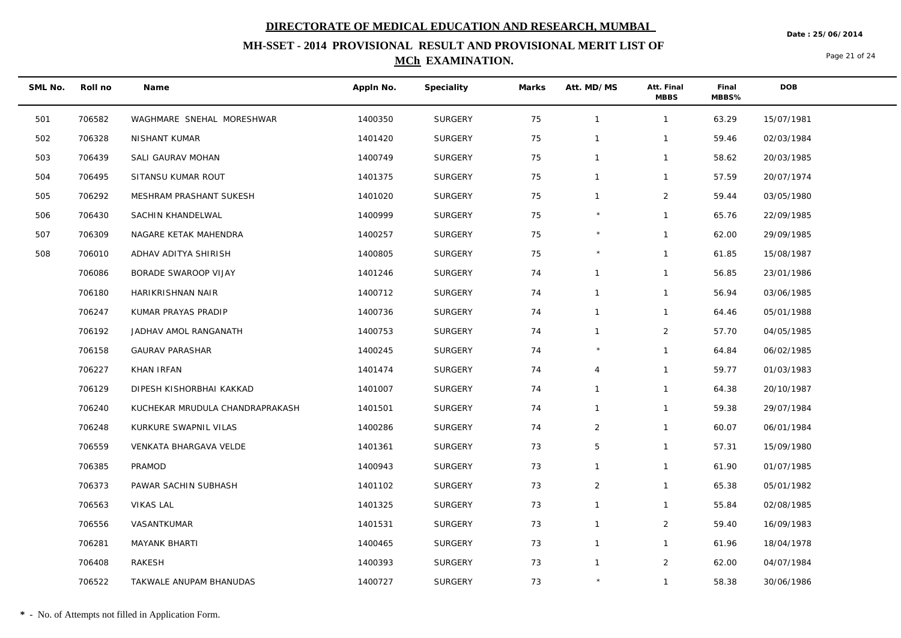# DIRECTORATE OF MEDICAL EDUCATION AND RESEARCH, MUMBAI

## MH-SSET - 2014 PROVISIONAL RESULT AND PROVISIONAL MERIT LIST OF MCh EXAMINATION.

Date : 25/06/2014

| SML No. | Roll no | Name | Appln No. | Speciality | Marks | Att. MD/MS | Att. Final MBBS | Final MBBS% | DOB |
|---|---|---|---|---|---|---|---|---|---|
| 501 | 706582 | WAGHMARE SNEHAL MORESHWAR | 1400350 | SURGERY | 75 | 1 | 1 | 63.29 | 15/07/1981 |
| 502 | 706328 | NISHANT KUMAR | 1401420 | SURGERY | 75 | 1 | 1 | 59.46 | 02/03/1984 |
| 503 | 706439 | SALI GAURAV MOHAN | 1400749 | SURGERY | 75 | 1 | 1 | 58.62 | 20/03/1985 |
| 504 | 706495 | SITANSU KUMAR ROUT | 1401375 | SURGERY | 75 | 1 | 1 | 57.59 | 20/07/1974 |
| 505 | 706292 | MESHRAM PRASHANT SUKESH | 1401020 | SURGERY | 75 | 1 | 2 | 59.44 | 03/05/1980 |
| 506 | 706430 | SACHIN KHANDELWAL | 1400999 | SURGERY | 75 | * | 1 | 65.76 | 22/09/1985 |
| 507 | 706309 | NAGARE KETAK MAHENDRA | 1400257 | SURGERY | 75 | * | 1 | 62.00 | 29/09/1985 |
| 508 | 706010 | ADHAV ADITYA SHIRISH | 1400805 | SURGERY | 75 | * | 1 | 61.85 | 15/08/1987 |
| | 706086 | BORADE SWAROOP VIJAY | 1401246 | SURGERY | 74 | 1 | 1 | 56.85 | 23/01/1986 |
| | 706180 | HARIKRISHNAN NAIR | 1400712 | SURGERY | 74 | 1 | 1 | 56.94 | 03/06/1985 |
| | 706247 | KUMAR PRAYAS PRADIP | 1400736 | SURGERY | 74 | 1 | 1 | 64.46 | 05/01/1988 |
| | 706192 | JADHAV AMOL RANGANATH | 1400753 | SURGERY | 74 | 1 | 2 | 57.70 | 04/05/1985 |
| | 706158 | GAURAV PARASHAR | 1400245 | SURGERY | 74 | * | 1 | 64.84 | 06/02/1985 |
| | 706227 | KHAN IRFAN | 1401474 | SURGERY | 74 | 4 | 1 | 59.77 | 01/03/1983 |
| | 706129 | DIPESH KISHORBHAI KAKKAD | 1401007 | SURGERY | 74 | 1 | 1 | 64.38 | 20/10/1987 |
| | 706240 | KUCHEKAR MRUDULA CHANDRAPRAKASH | 1401501 | SURGERY | 74 | 1 | 1 | 59.38 | 29/07/1984 |
| | 706248 | KURKURE SWAPNIL VILAS | 1400286 | SURGERY | 74 | 2 | 1 | 60.07 | 06/01/1984 |
| | 706559 | VENKATA BHARGAVA VELDE | 1401361 | SURGERY | 73 | 5 | 1 | 57.31 | 15/09/1980 |
| | 706385 | PRAMOD | 1400943 | SURGERY | 73 | 1 | 1 | 61.90 | 01/07/1985 |
| | 706373 | PAWAR SACHIN SUBHASH | 1401102 | SURGERY | 73 | 2 | 1 | 65.38 | 05/01/1982 |
| | 706563 | VIKAS LAL | 1401325 | SURGERY | 73 | 1 | 1 | 55.84 | 02/08/1985 |
| | 706556 | VASANTKUMAR | 1401531 | SURGERY | 73 | 1 | 2 | 59.40 | 16/09/1983 |
| | 706281 | MAYANK BHARTI | 1400465 | SURGERY | 73 | 1 | 1 | 61.96 | 18/04/1978 |
| | 706408 | RAKESH | 1400393 | SURGERY | 73 | 1 | 2 | 62.00 | 04/07/1984 |
| | 706522 | TAKWALE ANUPAM BHANUDAS | 1400727 | SURGERY | 73 | * | 1 | 58.38 | 30/06/1986 |

**\*** - No. of Attempts not filled in Application Form.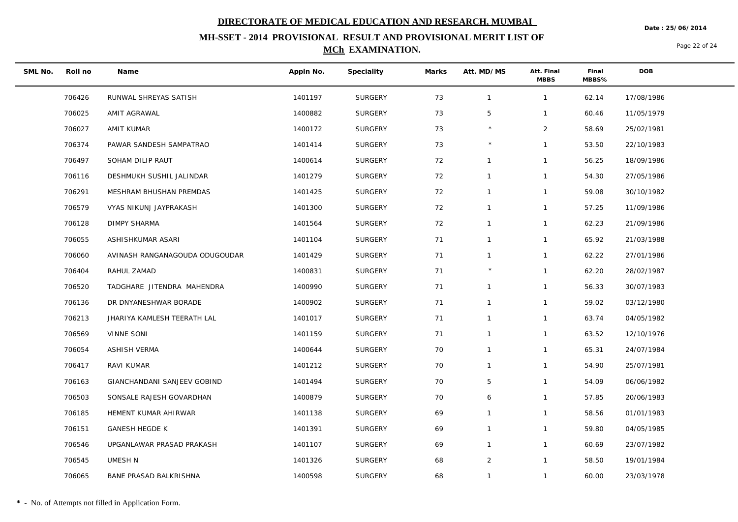# DIRECTORATE OF MEDICAL EDUCATION AND RESEARCH, MUMBAI

## MH-SSET - 2014 PROVISIONAL RESULT AND PROVISIONAL MERIT LIST OF MCh EXAMINATION.

Date : 25/06/2014

| SML No. | Roll no | Name | Appln No. | Speciality | Marks | Att. MD/MS | Att. Final MBBS | Final MBBS% | DOB |
|---|---|---|---|---|---|---|---|---|---|
| | 706426 | RUNWAL SHREYAS SATISH | 1401197 | SURGERY | 73 | 1 | 1 | 62.14 | 17/08/1986 |
| | 706025 | AMIT AGRAWAL | 1400882 | SURGERY | 73 | 5 | 1 | 60.46 | 11/05/1979 |
| | 706027 | AMIT KUMAR | 1400172 | SURGERY | 73 | * | 2 | 58.69 | 25/02/1981 |
| | 706374 | PAWAR SANDESH SAMPATRAO | 1401414 | SURGERY | 73 | * | 1 | 53.50 | 22/10/1983 |
| | 706497 | SOHAM DILIP RAUT | 1400614 | SURGERY | 72 | 1 | 1 | 56.25 | 18/09/1986 |
| | 706116 | DESHMUKH SUSHIL JALINDAR | 1401279 | SURGERY | 72 | 1 | 1 | 54.30 | 27/05/1986 |
| | 706291 | MESHRAM BHUSHAN PREMDAS | 1401425 | SURGERY | 72 | 1 | 1 | 59.08 | 30/10/1982 |
| | 706579 | VYAS NIKUNJ JAYPRAKASH | 1401300 | SURGERY | 72 | 1 | 1 | 57.25 | 11/09/1986 |
| | 706128 | DIMPY SHARMA | 1401564 | SURGERY | 72 | 1 | 1 | 62.23 | 21/09/1986 |
| | 706055 | ASHISHKUMAR ASARI | 1401104 | SURGERY | 71 | 1 | 1 | 65.92 | 21/03/1988 |
| | 706060 | AVINASH RANGANAGOUDA ODUGOUDAR | 1401429 | SURGERY | 71 | 1 | 1 | 62.22 | 27/01/1986 |
| | 706404 | RAHUL ZAMAD | 1400831 | SURGERY | 71 | * | 1 | 62.20 | 28/02/1987 |
| | 706520 | TADGHARE JITENDRA MAHENDRA | 1400990 | SURGERY | 71 | 1 | 1 | 56.33 | 30/07/1983 |
| | 706136 | DR DNYANESHWAR BORADE | 1400902 | SURGERY | 71 | 1 | 1 | 59.02 | 03/12/1980 |
| | 706213 | JHARIYA KAMLESH TEERATH LAL | 1401017 | SURGERY | 71 | 1 | 1 | 63.74 | 04/05/1982 |
| | 706569 | VINNE SONI | 1401159 | SURGERY | 71 | 1 | 1 | 63.52 | 12/10/1976 |
| | 706054 | ASHISH VERMA | 1400644 | SURGERY | 70 | 1 | 1 | 65.31 | 24/07/1984 |
| | 706417 | RAVI KUMAR | 1401212 | SURGERY | 70 | 1 | 1 | 54.90 | 25/07/1981 |
| | 706163 | GIANCHANDANI SANJEEV GOBIND | 1401494 | SURGERY | 70 | 5 | 1 | 54.09 | 06/06/1982 |
| | 706503 | SONSALE RAJESH GOVARDHAN | 1400879 | SURGERY | 70 | 6 | 1 | 57.85 | 20/06/1983 |
| | 706185 | HEMENT KUMAR AHIRWAR | 1401138 | SURGERY | 69 | 1 | 1 | 58.56 | 01/01/1983 |
| | 706151 | GANESH HEGDE K | 1401391 | SURGERY | 69 | 1 | 1 | 59.80 | 04/05/1985 |
| | 706546 | UPGANLAWAR PRASAD PRAKASH | 1401107 | SURGERY | 69 | 1 | 1 | 60.69 | 23/07/1982 |
| | 706545 | UMESH N | 1401326 | SURGERY | 68 | 2 | 1 | 58.50 | 19/01/1984 |
| | 706065 | BANE PRASAD BALKRISHNA | 1400598 | SURGERY | 68 | 1 | 1 | 60.00 | 23/03/1978 |

**\*** - No. of Attempts not filled in Application Form.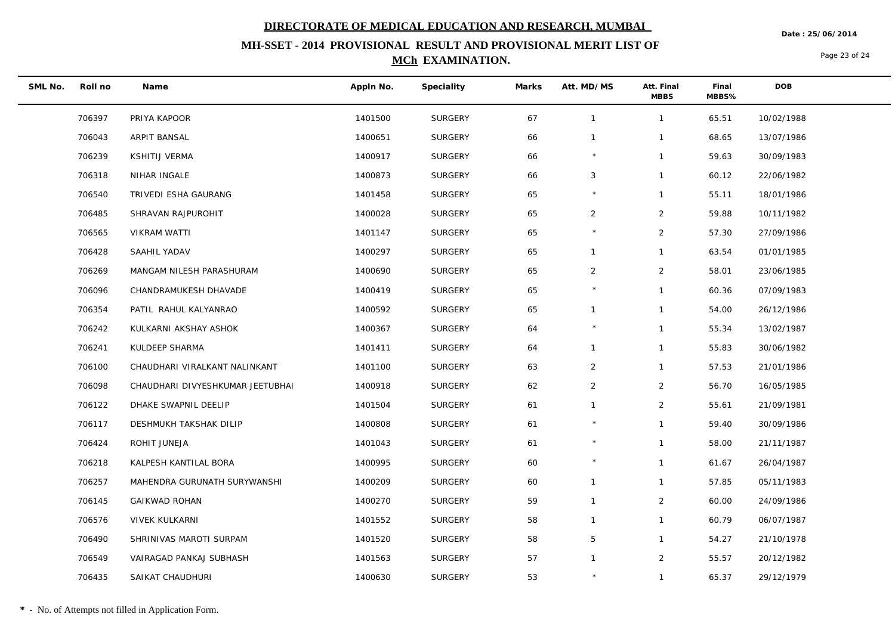# DIRECTORATE OF MEDICAL EDUCATION AND RESEARCH, MUMBAI

Date : 25/06/2014

## MH-SSET - 2014 PROVISIONAL RESULT AND PROVISIONAL MERIT LIST OF MCh EXAMINATION.

| SML No. | Roll no | Name | Appln No. | Speciality | Marks | Att. MD/MS | Att. Final MBBS | Final MBBS% | DOB |
|---|---|---|---|---|---|---|---|---|---|
| | 706397 | PRIYA KAPOOR | 1401500 | SURGERY | 67 | 1 | 1 | 65.51 | 10/02/1988 |
| | 706043 | ARPIT BANSAL | 1400651 | SURGERY | 66 | 1 | 1 | 68.65 | 13/07/1986 |
| | 706239 | KSHITIJ VERMA | 1400917 | SURGERY | 66 | * | 1 | 59.63 | 30/09/1983 |
| | 706318 | NIHAR INGALE | 1400873 | SURGERY | 66 | 3 | 1 | 60.12 | 22/06/1982 |
| | 706540 | TRIVEDI ESHA GAURANG | 1401458 | SURGERY | 65 | * | 1 | 55.11 | 18/01/1986 |
| | 706485 | SHRAVAN RAJPUROHIT | 1400028 | SURGERY | 65 | 2 | 2 | 59.88 | 10/11/1982 |
| | 706565 | VIKRAM WATTI | 1401147 | SURGERY | 65 | * | 2 | 57.30 | 27/09/1986 |
| | 706428 | SAAHIL YADAV | 1400297 | SURGERY | 65 | 1 | 1 | 63.54 | 01/01/1985 |
| | 706269 | MANGAM NILESH PARASHURAM | 1400690 | SURGERY | 65 | 2 | 2 | 58.01 | 23/06/1985 |
| | 706096 | CHANDRAMUKESH DHAVADE | 1400419 | SURGERY | 65 | * | 1 | 60.36 | 07/09/1983 |
| | 706354 | PATIL RAHUL KALYANRAO | 1400592 | SURGERY | 65 | 1 | 1 | 54.00 | 26/12/1986 |
| | 706242 | KULKARNI AKSHAY ASHOK | 1400367 | SURGERY | 64 | * | 1 | 55.34 | 13/02/1987 |
| | 706241 | KULDEEP SHARMA | 1401411 | SURGERY | 64 | 1 | 1 | 55.83 | 30/06/1982 |
| | 706100 | CHAUDHARI VIRALKANT NALINKANT | 1401100 | SURGERY | 63 | 2 | 1 | 57.53 | 21/01/1986 |
| | 706098 | CHAUDHARI DIVYESHKUMAR JEETUBHAI | 1400918 | SURGERY | 62 | 2 | 2 | 56.70 | 16/05/1985 |
| | 706122 | DHAKE SWAPNIL DEELIP | 1401504 | SURGERY | 61 | 1 | 2 | 55.61 | 21/09/1981 |
| | 706117 | DESHMUKH TAKSHAK DILIP | 1400808 | SURGERY | 61 | * | 1 | 59.40 | 30/09/1986 |
| | 706424 | ROHIT JUNEJA | 1401043 | SURGERY | 61 | * | 1 | 58.00 | 21/11/1987 |
| | 706218 | KALPESH KANTILAL BORA | 1400995 | SURGERY | 60 | * | 1 | 61.67 | 26/04/1987 |
| | 706257 | MAHENDRA GURUNATH SURYWANSHI | 1400209 | SURGERY | 60 | 1 | 1 | 57.85 | 05/11/1983 |
| | 706145 | GAIKWAD ROHAN | 1400270 | SURGERY | 59 | 1 | 2 | 60.00 | 24/09/1986 |
| | 706576 | VIVEK KULKARNI | 1401552 | SURGERY | 58 | 1 | 1 | 60.79 | 06/07/1987 |
| | 706490 | SHRINIVAS MAROTI SURPAM | 1401520 | SURGERY | 58 | 5 | 1 | 54.27 | 21/10/1978 |
| | 706549 | VAIRAGAD PANKAJ SUBHASH | 1401563 | SURGERY | 57 | 1 | 2 | 55.57 | 20/12/1982 |
| | 706435 | SAIKAT CHAUDHURI | 1400630 | SURGERY | 53 | * | 1 | 65.37 | 29/12/1979 |

**\*** - No. of Attempts not filled in Application Form.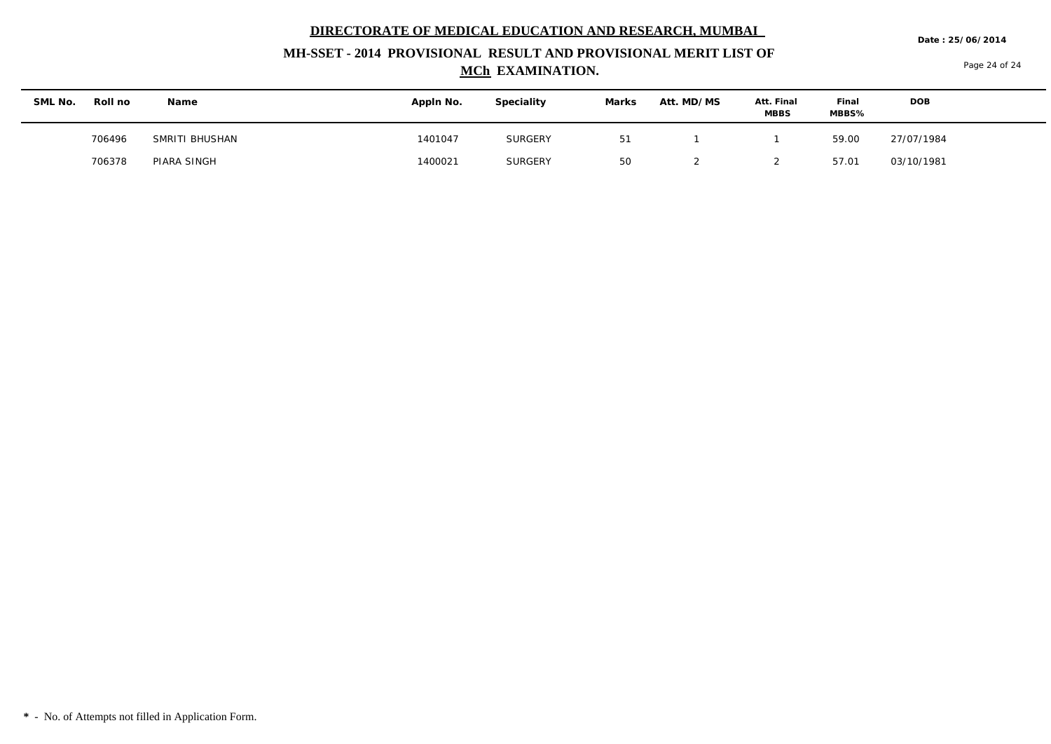**DIRECTORATE OF MEDICAL EDUCATION AND RESEARCH, MUMBAI**

**MH-SSET - 2014 PROVISIONAL RESULT AND PROVISIONAL MERIT LIST OF**

**MCh EXAMINATION.**

**Date : 25/06/2014**

| SML No. | Roll no | Name | Appln No. | Speciality | Marks | Att. MD/MS | Att. Final MBBS | Final MBBS% | DOB |
|---|---|---|---|---|---|---|---|---|---|
| | 706496 | SMRITI BHUSHAN | 1401047 | SURGERY | 51 | 1 | 1 | 59.00 | 27/07/1984 |
| | 706378 | PIARA SINGH | 1400021 | SURGERY | 50 | 2 | 2 | 57.01 | 03/10/1981 |

**\*** - No. of Attempts not filled in Application Form.